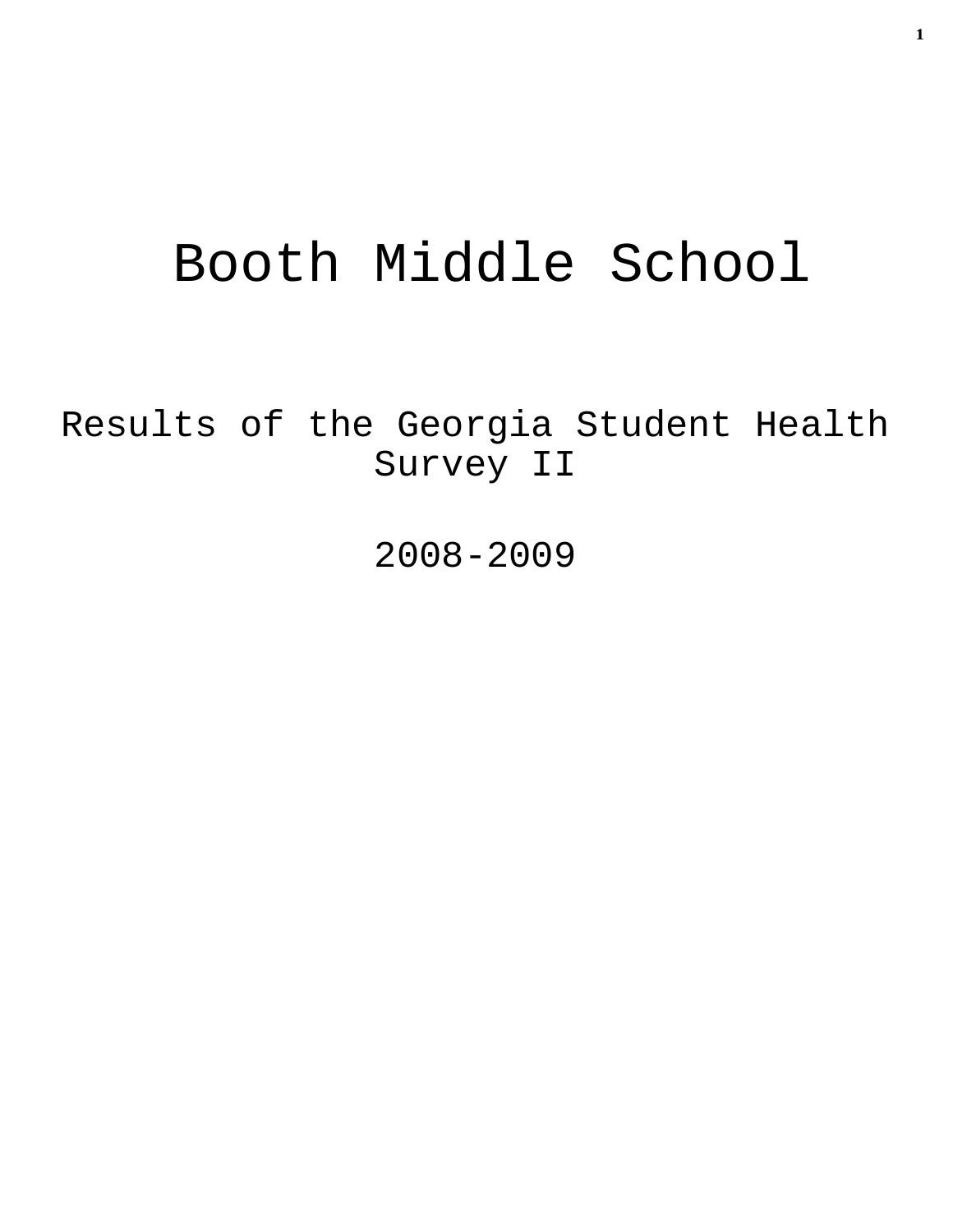# Booth Middle School

## Results of the Georgia Student Health Survey II

## 2008-2009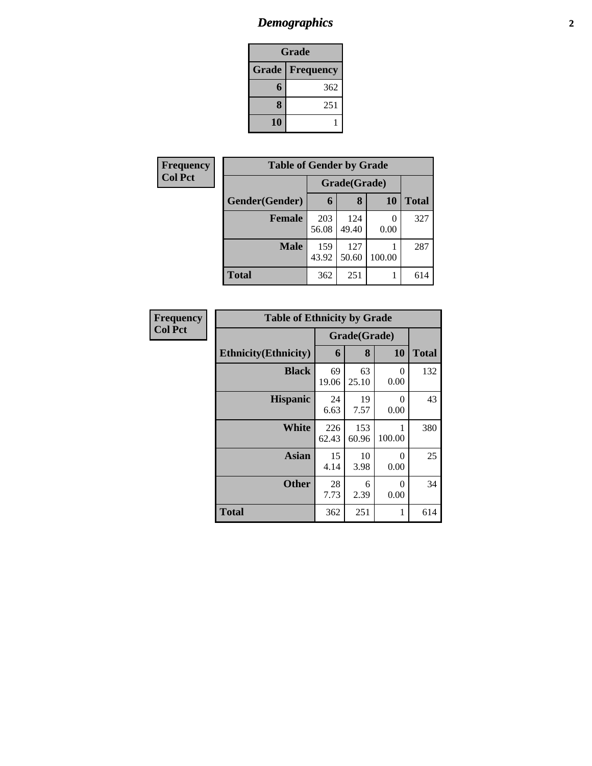# *Demographics*

| Grade | |
|---|---|
| **Grade** | **Frequency** |
| **6** | 362 |
| **8** | 251 |
| **10** | 1 |

**Frequency**
**Col Pct**

| Table of Gender by Grade | | | | |
|---|---|---|---|---|
| | Grade(Grade) | | | |
| **Gender(Gender)** | **6** | **8** | **10** | **Total** |
| **Female** | 203<br>56.08 | 124<br>49.40 | 0<br>0.00 | 327 |
| **Male** | 159<br>43.92 | 127<br>50.60 | 1<br>100.00 | 287 |
| **Total** | 362 | 251 | 1 | 614 |

**Frequency**
**Col Pct**

| Table of Ethnicity by Grade | | | | |
|---|---|---|---|---|
| | Grade(Grade) | | | |
| **Ethnicity(Ethnicity)** | **6** | **8** | **10** | **Total** |
| **Black** | 69<br>19.06 | 63<br>25.10 | 0<br>0.00 | 132 |
| **Hispanic** | 24<br>6.63 | 19<br>7.57 | 0<br>0.00 | 43 |
| **White** | 226<br>62.43 | 153<br>60.96 | 1<br>100.00 | 380 |
| **Asian** | 15<br>4.14 | 10<br>3.98 | 0<br>0.00 | 25 |
| **Other** | 28<br>7.73 | 6<br>2.39 | 0<br>0.00 | 34 |
| **Total** | 362 | 251 | 1 | 614 |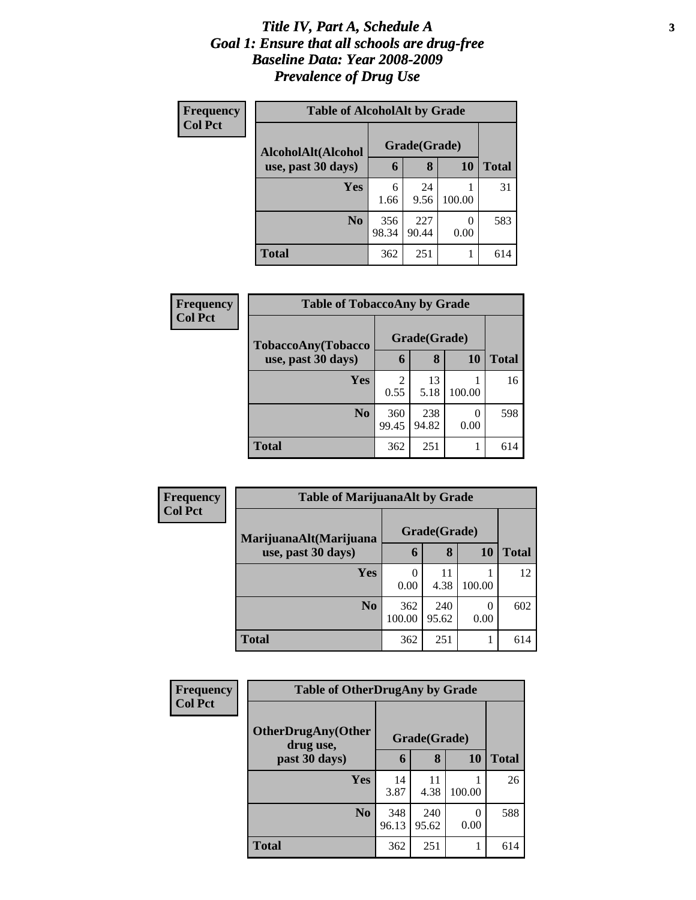# *Title IV, Part A, Schedule A*
# *Goal 1: Ensure that all schools are drug-free*
# *Baseline Data: Year 2008-2009*
# *Prevalence of Drug Use*

**Frequency**
**Col Pct**

**Table of AlcoholAlt by Grade**

| AlcoholAlt(Alcohol use, past 30 days) | Grade(Grade) | | | Total |
|---|---|---|---|---|
| | 6 | 8 | 10 | |
| Yes | 6<br>1.66 | 24<br>9.56 | 1<br>100.00 | 31 |
| No | 356<br>98.34 | 227<br>90.44 | 0<br>0.00 | 583 |
| Total | 362 | 251 | 1 | 614 |

**Frequency**
**Col Pct**

**Table of TobaccoAny by Grade**

| TobaccoAny(Tobacco use, past 30 days) | Grade(Grade) | | | Total |
|---|---|---|---|---|
| | 6 | 8 | 10 | |
| Yes | 2<br>0.55 | 13<br>5.18 | 1<br>100.00 | 16 |
| No | 360<br>99.45 | 238<br>94.82 | 0<br>0.00 | 598 |
| Total | 362 | 251 | 1 | 614 |

**Frequency**
**Col Pct**

**Table of MarijuanaAlt by Grade**

| MarijuanaAlt(Marijuana use, past 30 days) | Grade(Grade) | | | Total |
|---|---|---|---|---|
| | 6 | 8 | 10 | |
| Yes | 0<br>0.00 | 11<br>4.38 | 1<br>100.00 | 12 |
| No | 362<br>100.00 | 240<br>95.62 | 0<br>0.00 | 602 |
| Total | 362 | 251 | 1 | 614 |

**Frequency**
**Col Pct**

**Table of OtherDrugAny by Grade**

| OtherDrugAny(Other drug use, past 30 days) | Grade(Grade) | | | Total |
|---|---|---|---|---|
| | 6 | 8 | 10 | |
| Yes | 14<br>3.87 | 11<br>4.38 | 1<br>100.00 | 26 |
| No | 348<br>96.13 | 240<br>95.62 | 0<br>0.00 | 588 |
| Total | 362 | 251 | 1 | 614 |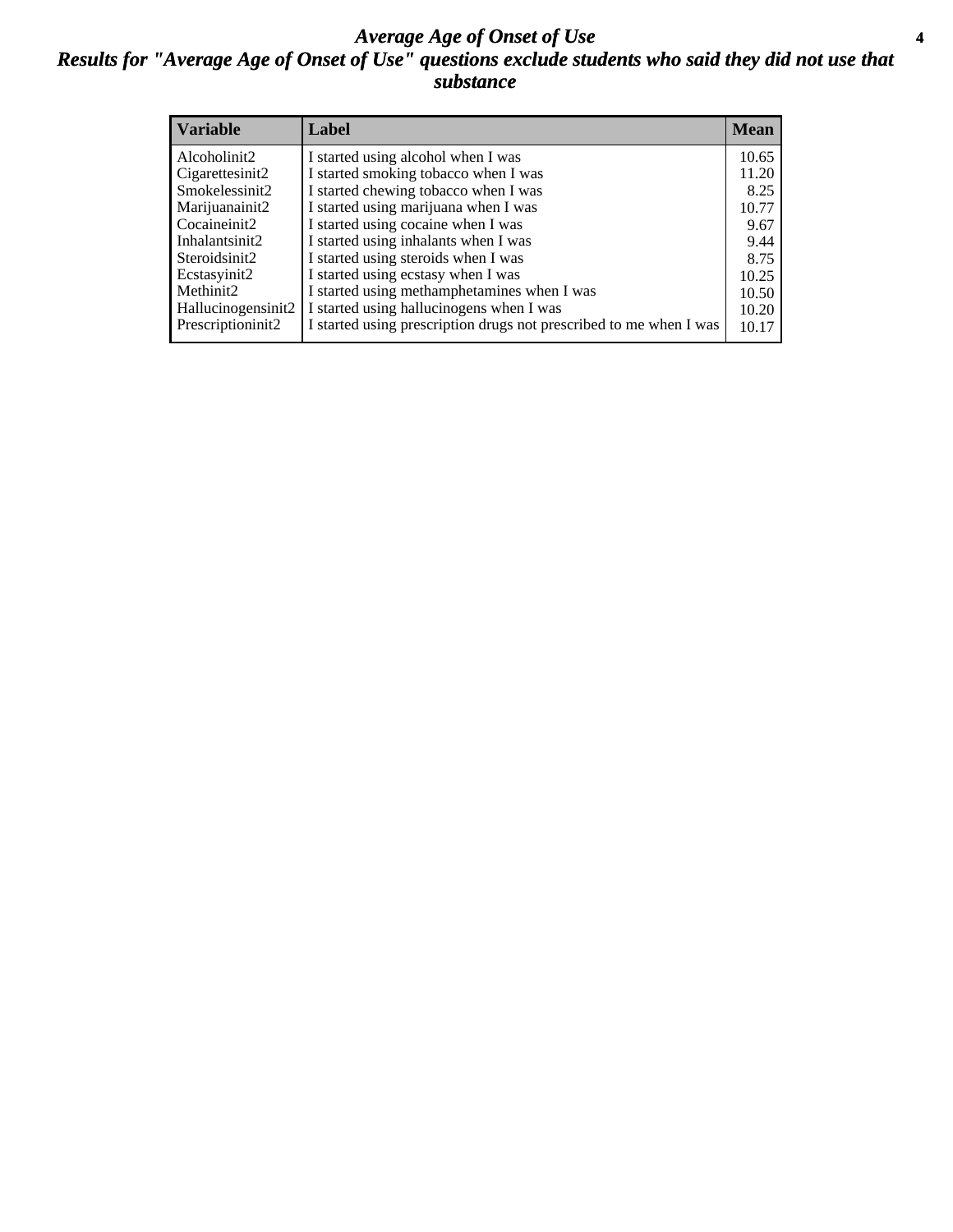# *Average Age of Onset of Use*

## *Results for "Average Age of Onset of Use" questions exclude students who said they did not use that substance*

| Variable | Label | Mean |
|---|---|---|
| Alcoholinit2 | I started using alcohol when I was | 10.65 |
| Cigarettesinit2 | I started smoking tobacco when I was | 11.20 |
| Smokelessinit2 | I started chewing tobacco when I was | 8.25 |
| Marijuanainit2 | I started using marijuana when I was | 10.77 |
| Cocaineinit2 | I started using cocaine when I was | 9.67 |
| Inhalantsinit2 | I started using inhalants when I was | 9.44 |
| Steroidsinit2 | I started using steroids when I was | 8.75 |
| Ecstasyinit2 | I started using ecstasy when I was | 10.25 |
| Methinit2 | I started using methamphetamines when I was | 10.50 |
| Hallucinogensinit2 | I started using hallucinogens when I was | 10.20 |
| Prescriptioninit2 | I started using prescription drugs not prescribed to me when I was | 10.17 |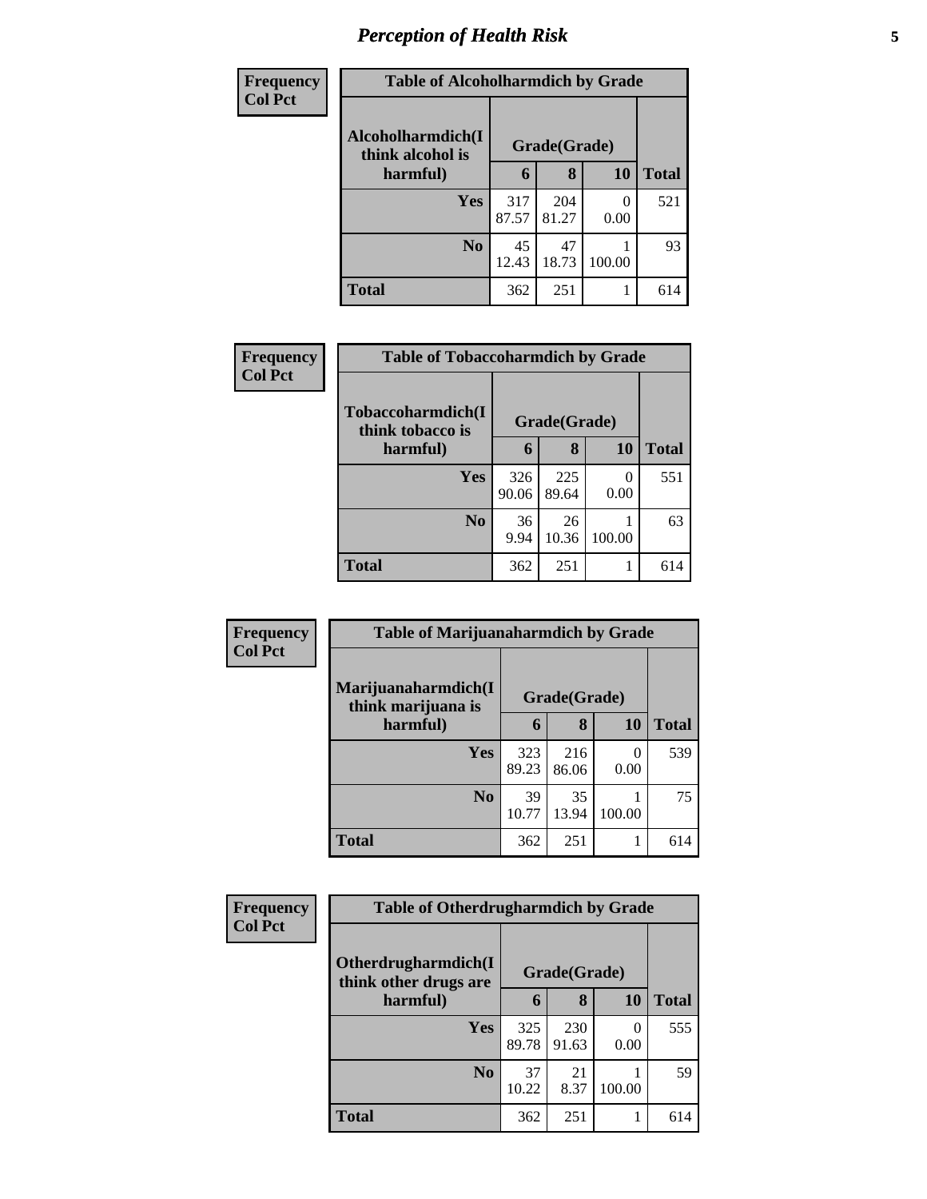# *Perception of Health Risk*

| Frequency<br>Col Pct |
|---|

**Table of Alcoholharmdich by Grade**

| Alcoholharmdich(I think alcohol is harmful) | Grade(Grade) | | | |
|---|---|---|---|---|
| | 6 | 8 | 10 | Total |
| Yes | 317<br>87.57 | 204<br>81.27 | 0<br>0.00 | 521 |
| No | 45<br>12.43 | 47<br>18.73 | 1<br>100.00 | 93 |
| Total | 362 | 251 | 1 | 614 |

| Frequency<br>Col Pct |
|---|

**Table of Tobaccoharmdich by Grade**

| Tobaccoharmdich(I think tobacco is harmful) | Grade(Grade) | | | |
|---|---|---|---|---|
| | 6 | 8 | 10 | Total |
| Yes | 326<br>90.06 | 225<br>89.64 | 0<br>0.00 | 551 |
| No | 36<br>9.94 | 26<br>10.36 | 1<br>100.00 | 63 |
| Total | 362 | 251 | 1 | 614 |

| Frequency<br>Col Pct |
|---|

**Table of Marijuanaharmdich by Grade**

| Marijuanaharmdich(I think marijuana is harmful) | Grade(Grade) | | | |
|---|---|---|---|---|
| | 6 | 8 | 10 | Total |
| Yes | 323<br>89.23 | 216<br>86.06 | 0<br>0.00 | 539 |
| No | 39<br>10.77 | 35<br>13.94 | 1<br>100.00 | 75 |
| Total | 362 | 251 | 1 | 614 |

| Frequency<br>Col Pct |
|---|

**Table of Otherdrugharmdich by Grade**

| Otherdrugharmdich(I think other drugs are harmful) | Grade(Grade) | | | |
|---|---|---|---|---|
| | 6 | 8 | 10 | Total |
| Yes | 325<br>89.78 | 230<br>91.63 | 0<br>0.00 | 555 |
| No | 37<br>10.22 | 21<br>8.37 | 1<br>100.00 | 59 |
| Total | 362 | 251 | 1 | 614 |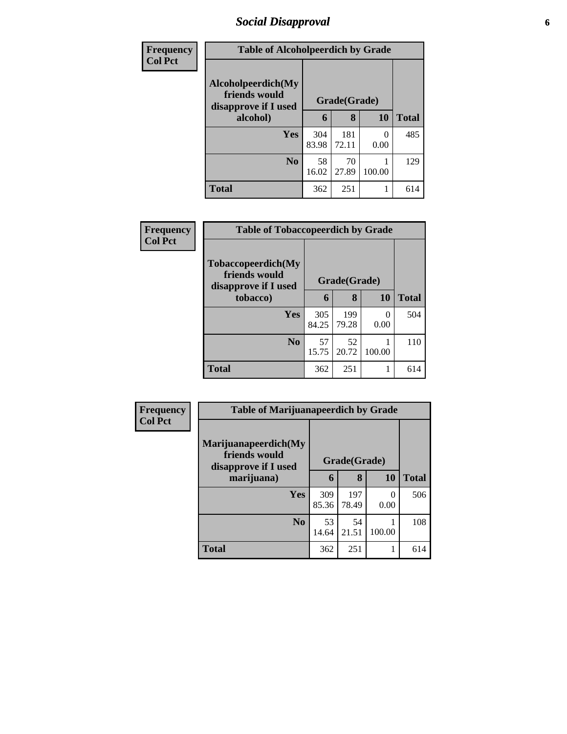## Social Disapproval

| Frequency Col Pct |
|---|

**Table of Alcoholpeerdich by Grade**

| Alcoholpeerdich(My friends would disapprove if I used alcohol) | Grade(Grade) | | | Total |
|---|---|---|---|---|
| | 6 | 8 | 10 | |
| Yes | 304 83.98 | 181 72.11 | 0 0.00 | 485 |
| No | 58 16.02 | 70 27.89 | 1 100.00 | 129 |
| Total | 362 | 251 | 1 | 614 |

| Frequency Col Pct |
|---|

**Table of Tobaccopeerdich by Grade**

| Tobaccopeerdich(My friends would disapprove if I used tobacco) | Grade(Grade) | | | Total |
|---|---|---|---|---|
| | 6 | 8 | 10 | |
| Yes | 305 84.25 | 199 79.28 | 0 0.00 | 504 |
| No | 57 15.75 | 52 20.72 | 1 100.00 | 110 |
| Total | 362 | 251 | 1 | 614 |

| Frequency Col Pct |
|---|

**Table of Marijuanapeerdich by Grade**

| Marijuanapeerdich(My friends would disapprove if I used marijuana) | Grade(Grade) | | | Total |
|---|---|---|---|---|
| | 6 | 8 | 10 | |
| Yes | 309 85.36 | 197 78.49 | 0 0.00 | 506 |
| No | 53 14.64 | 54 21.51 | 1 100.00 | 108 |
| Total | 362 | 251 | 1 | 614 |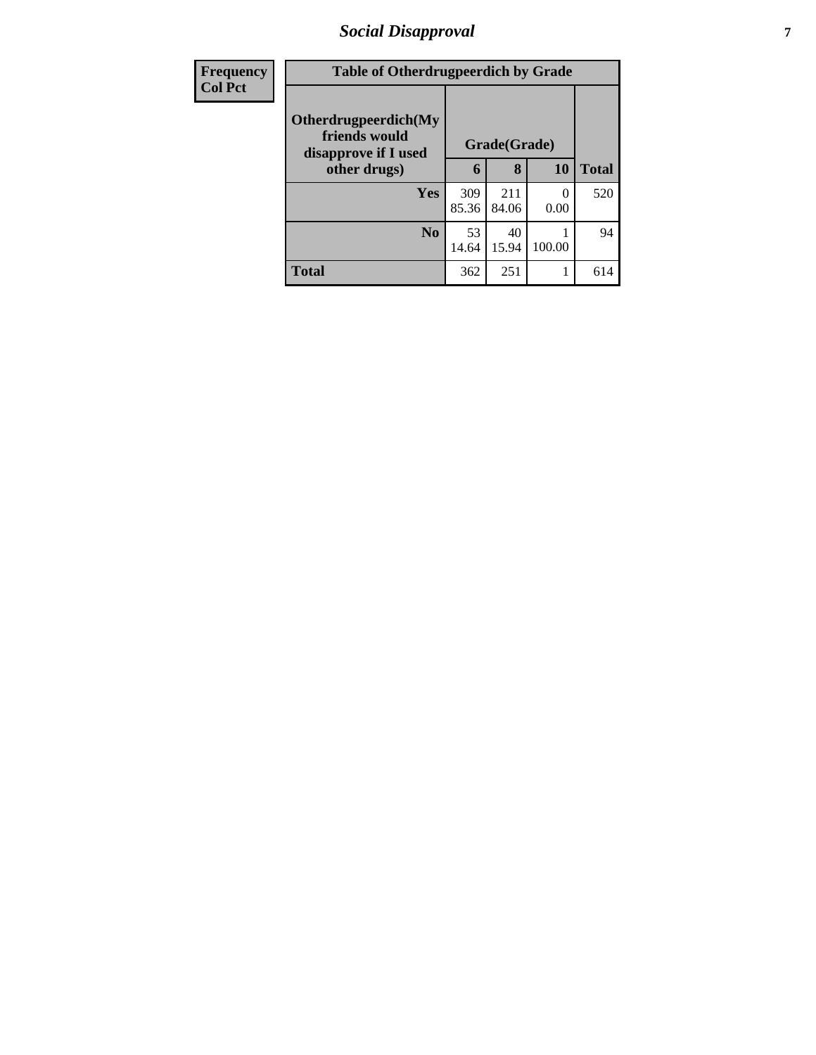| Frequency Col Pct | Table of Otherdrugpeerdich by Grade | | | |
|---|---|---|---|---|
| Otherdrugpeerdich(My friends would disapprove if I used other drugs) | Grade(Grade) | | | |
| | 6 | 8 | 10 | Total |
| Yes | 309<br>85.36 | 211<br>84.06 | 0<br>0.00 | 520 |
| No | 53<br>14.64 | 40<br>15.94 | 1<br>100.00 | 94 |
| Total | 362 | 251 | 1 | 614 |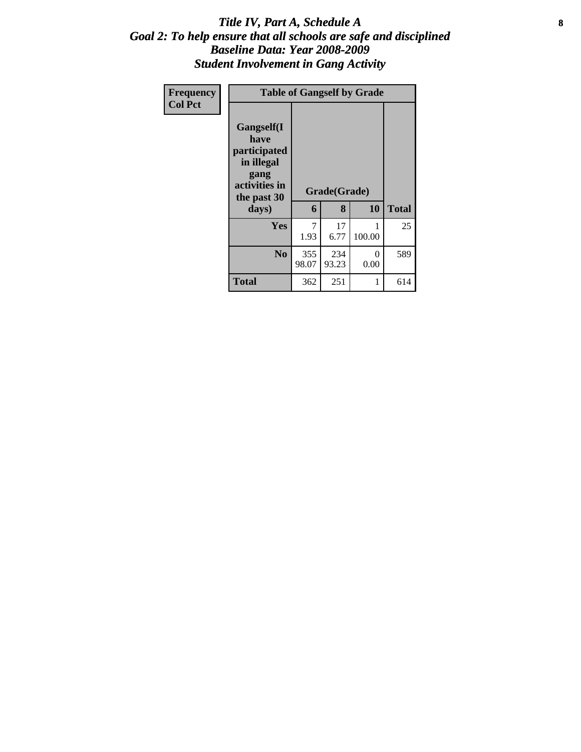# *Title IV, Part A, Schedule A*
## *Goal 2: To help ensure that all schools are safe and disciplined*
## *Baseline Data: Year 2008-2009*
## *Student Involvement in Gang Activity*

| Frequency<br>Col Pct |
| --- |

| Table of Gangself by Grade | | | | |
| --- | --- | --- | --- | --- |
| Gangself(I have participated in illegal gang activities in the past 30 days) | Grade(Grade) | | | |
| | 6 | 8 | 10 | Total |
| Yes | 7<br>1.93 | 17<br>6.77 | 1<br>100.00 | 25 |
| No | 355<br>98.07 | 234<br>93.23 | 0<br>0.00 | 589 |
| Total | 362 | 251 | 1 | 614 |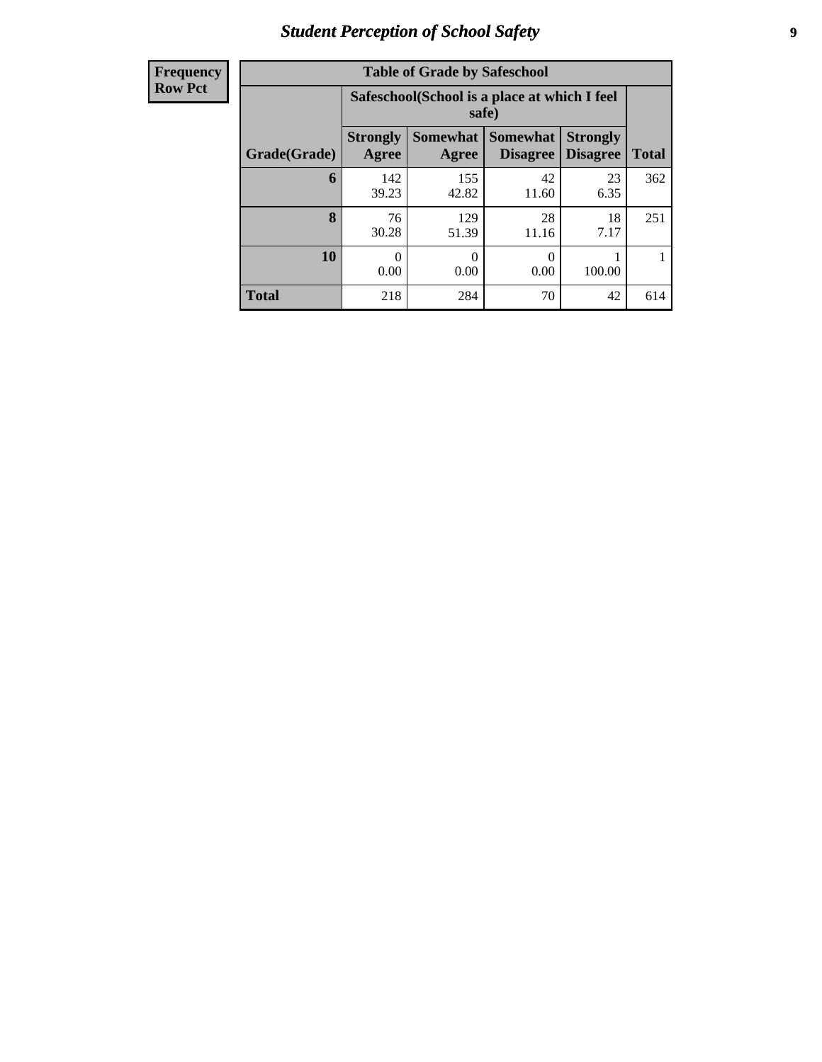| Frequency Row Pct | | | | | |
|---|---|---|---|---|---|

**Table of Grade by Safeschool**

| | Safeschool(School is a place at which I feel safe) | | | | |
|---|---|---|---|---|---|
| Grade(Grade) | Strongly Agree | Somewhat Agree | Somewhat Disagree | Strongly Disagree | Total |
| **6** | 142<br>39.23 | 155<br>42.82 | 42<br>11.60 | 23<br>6.35 | 362 |
| **8** | 76<br>30.28 | 129<br>51.39 | 28<br>11.16 | 18<br>7.17 | 251 |
| **10** | 0<br>0.00 | 0<br>0.00 | 0<br>0.00 | 1<br>100.00 | 1 |
| **Total** | 218 | 284 | 70 | 42 | 614 |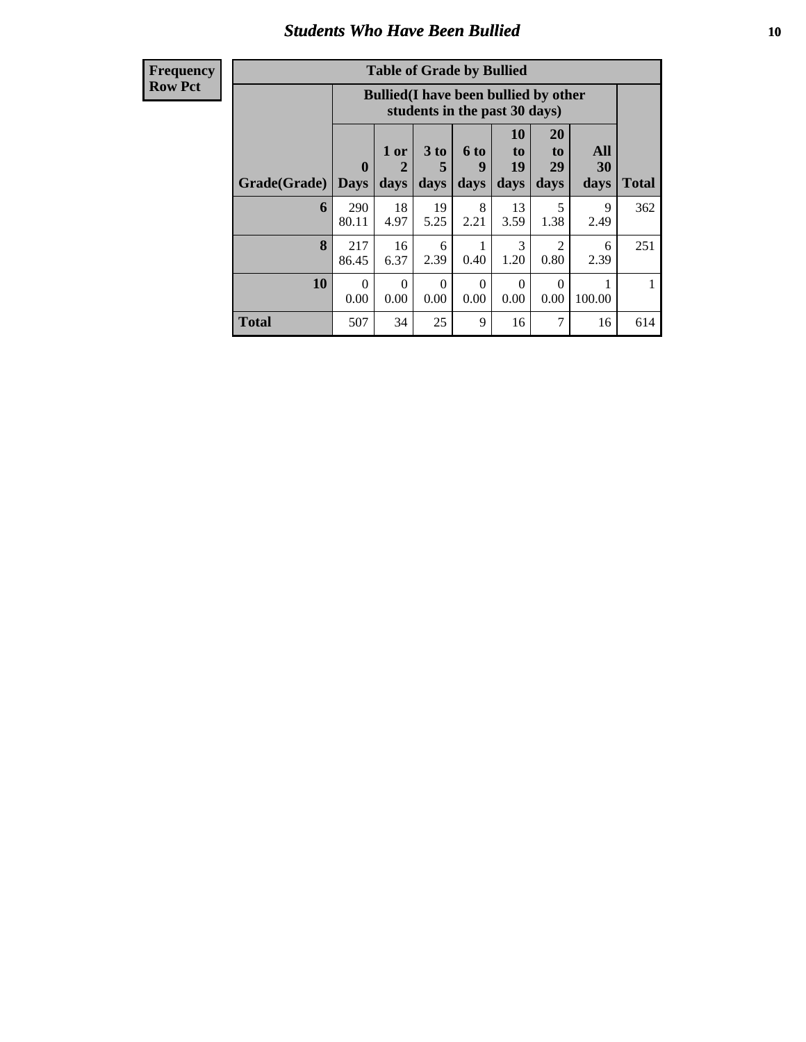# Students Who Have Been Bullied

| Frequency Row Pct |
|---|

**Table of Grade by Bullied**

| Grade(Grade) | Bullied(I have been bullied by other students in the past 30 days) | | | | | | | Total |
|---|---|---|---|---|---|---|---|---|
| | 0 Days | 1 or 2 days | 3 to 5 days | 6 to 9 days | 10 to 19 days | 20 to 29 days | All 30 days | |
| **6** | 290<br>80.11 | 18<br>4.97 | 19<br>5.25 | 8<br>2.21 | 13<br>3.59 | 5<br>1.38 | 9<br>2.49 | 362 |
| **8** | 217<br>86.45 | 16<br>6.37 | 6<br>2.39 | 1<br>0.40 | 3<br>1.20 | 2<br>0.80 | 6<br>2.39 | 251 |
| **10** | 0<br>0.00 | 0<br>0.00 | 0<br>0.00 | 0<br>0.00 | 0<br>0.00 | 0<br>0.00 | 1<br>100.00 | 1 |
| **Total** | 507 | 34 | 25 | 9 | 16 | 7 | 16 | 614 |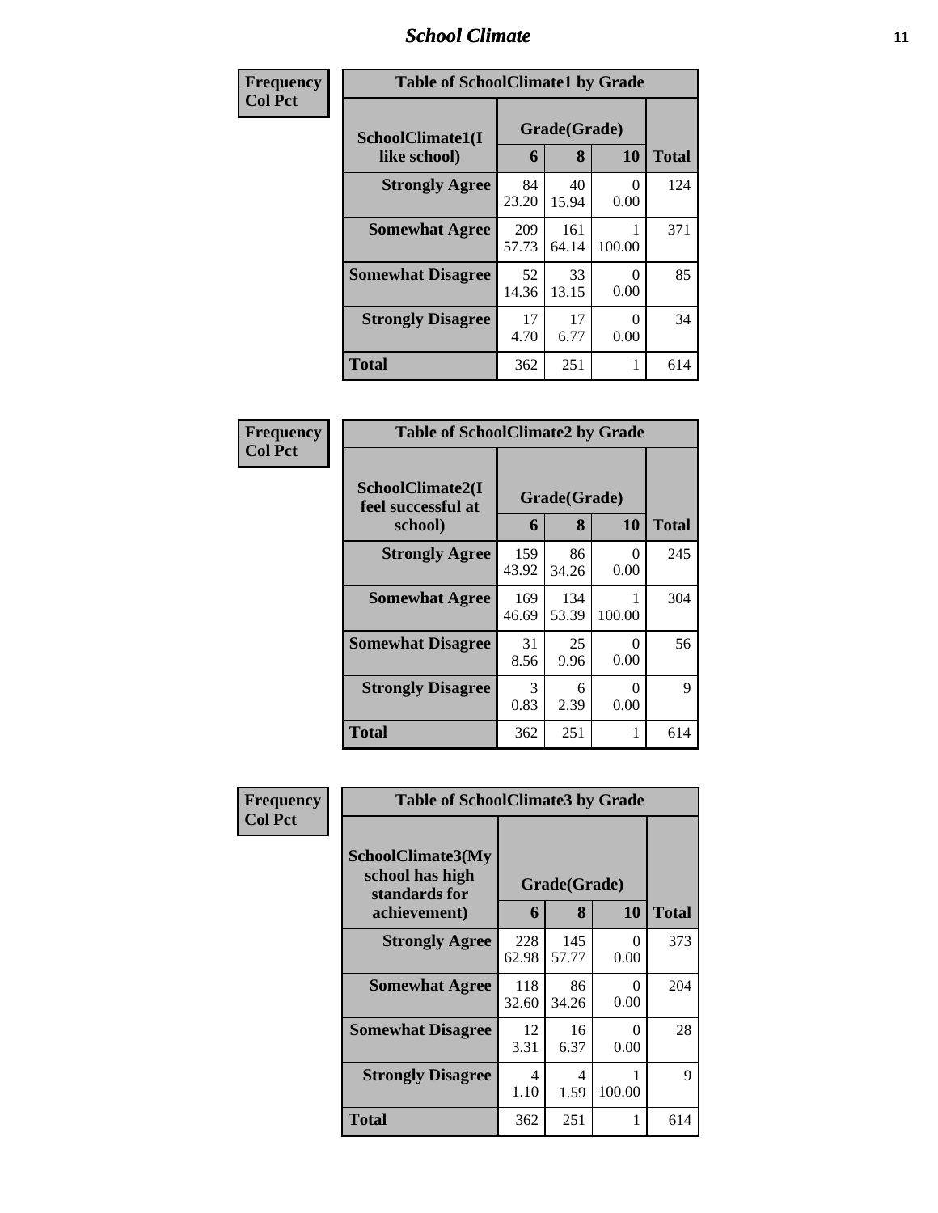| Frequency<br>Col Pct | Table of SchoolClimate1 by Grade | | | |
|---|---|---|---|---|
| SchoolClimate1(I like school) | Grade(Grade) | | | |
| | 6 | 8 | 10 | Total |
| Strongly Agree | 84<br>23.20 | 40<br>15.94 | 0<br>0.00 | 124 |
| Somewhat Agree | 209<br>57.73 | 161<br>64.14 | 1<br>100.00 | 371 |
| Somewhat Disagree | 52<br>14.36 | 33<br>13.15 | 0<br>0.00 | 85 |
| Strongly Disagree | 17<br>4.70 | 17<br>6.77 | 0<br>0.00 | 34 |
| Total | 362 | 251 | 1 | 614 |

| Frequency<br>Col Pct | Table of SchoolClimate2 by Grade | | | |
|---|---|---|---|---|
| SchoolClimate2(I feel successful at school) | Grade(Grade) | | | |
| | 6 | 8 | 10 | Total |
| Strongly Agree | 159<br>43.92 | 86<br>34.26 | 0<br>0.00 | 245 |
| Somewhat Agree | 169<br>46.69 | 134<br>53.39 | 1<br>100.00 | 304 |
| Somewhat Disagree | 31<br>8.56 | 25<br>9.96 | 0<br>0.00 | 56 |
| Strongly Disagree | 3<br>0.83 | 6<br>2.39 | 0<br>0.00 | 9 |
| Total | 362 | 251 | 1 | 614 |

| Frequency<br>Col Pct | Table of SchoolClimate3 by Grade | | | |
|---|---|---|---|---|
| SchoolClimate3(My school has high standards for achievement) | Grade(Grade) | | | |
| | 6 | 8 | 10 | Total |
| Strongly Agree | 228<br>62.98 | 145<br>57.77 | 0<br>0.00 | 373 |
| Somewhat Agree | 118<br>32.60 | 86<br>34.26 | 0<br>0.00 | 204 |
| Somewhat Disagree | 12<br>3.31 | 16<br>6.37 | 0<br>0.00 | 28 |
| Strongly Disagree | 4<br>1.10 | 4<br>1.59 | 1<br>100.00 | 9 |
| Total | 362 | 251 | 1 | 614 |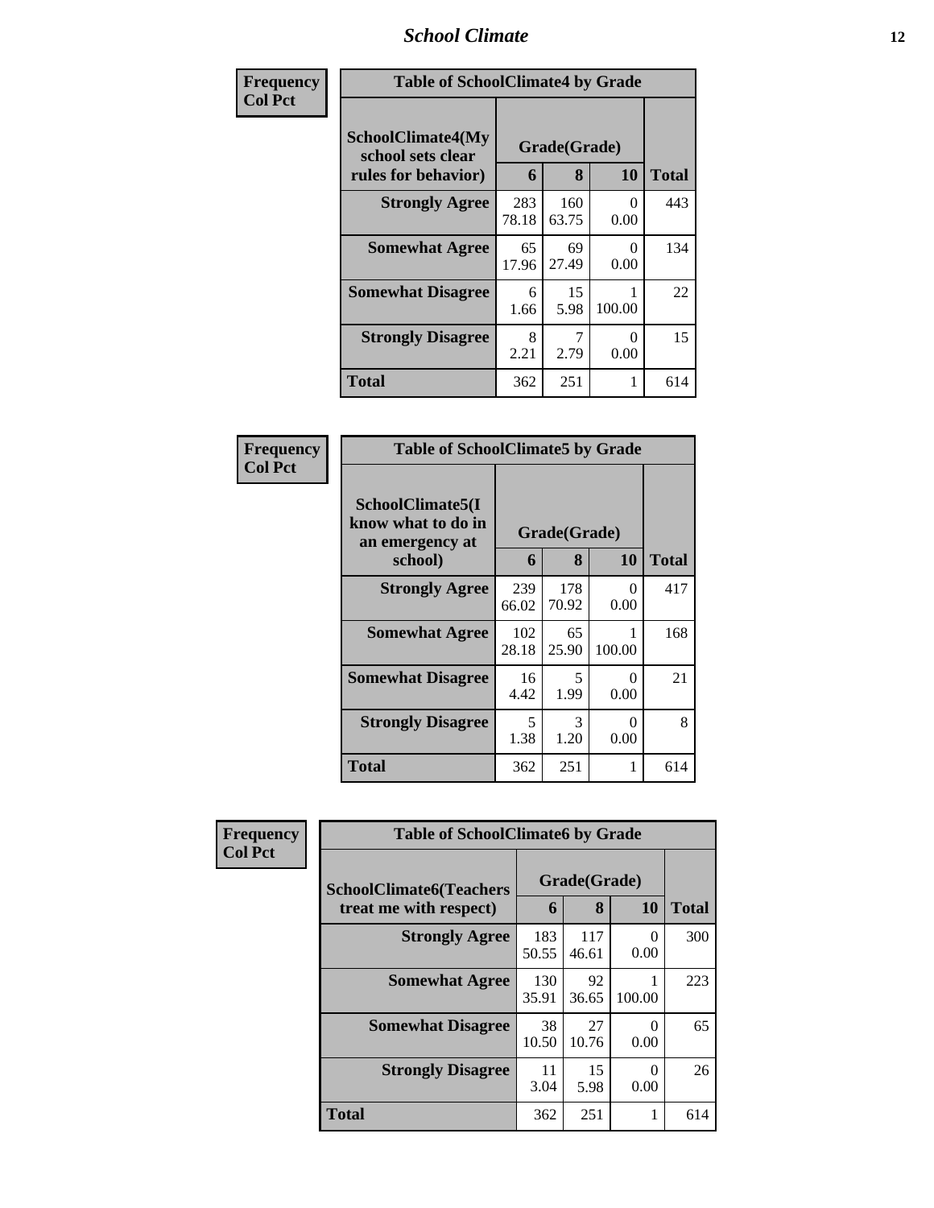| Frequency Col Pct | | | | |
|---|---|---|---|---|

**Table of SchoolClimate4 by Grade**

| SchoolClimate4(My school sets clear rules for behavior) | Grade(Grade) | | | Total |
|---|---|---|---|---|
| | 6 | 8 | 10 | |
| Strongly Agree | 283<br>78.18 | 160<br>63.75 | 0<br>0.00 | 443 |
| Somewhat Agree | 65<br>17.96 | 69<br>27.49 | 0<br>0.00 | 134 |
| Somewhat Disagree | 6<br>1.66 | 15<br>5.98 | 1<br>100.00 | 22 |
| Strongly Disagree | 8<br>2.21 | 7<br>2.79 | 0<br>0.00 | 15 |
| Total | 362 | 251 | 1 | 614 |

| Frequency Col Pct | | | | |
|---|---|---|---|---|

**Table of SchoolClimate5 by Grade**

| SchoolClimate5(I know what to do in an emergency at school) | Grade(Grade) | | | Total |
|---|---|---|---|---|
| | 6 | 8 | 10 | |
| Strongly Agree | 239<br>66.02 | 178<br>70.92 | 0<br>0.00 | 417 |
| Somewhat Agree | 102<br>28.18 | 65<br>25.90 | 1<br>100.00 | 168 |
| Somewhat Disagree | 16<br>4.42 | 5<br>1.99 | 0<br>0.00 | 21 |
| Strongly Disagree | 5<br>1.38 | 3<br>1.20 | 0<br>0.00 | 8 |
| Total | 362 | 251 | 1 | 614 |

| Frequency Col Pct | | | | |
|---|---|---|---|---|

**Table of SchoolClimate6 by Grade**

| SchoolClimate6(Teachers treat me with respect) | Grade(Grade) | | | Total |
|---|---|---|---|---|
| | 6 | 8 | 10 | |
| Strongly Agree | 183<br>50.55 | 117<br>46.61 | 0<br>0.00 | 300 |
| Somewhat Agree | 130<br>35.91 | 92<br>36.65 | 1<br>100.00 | 223 |
| Somewhat Disagree | 38<br>10.50 | 27<br>10.76 | 0<br>0.00 | 65 |
| Strongly Disagree | 11<br>3.04 | 15<br>5.98 | 0<br>0.00 | 26 |
| Total | 362 | 251 | 1 | 614 |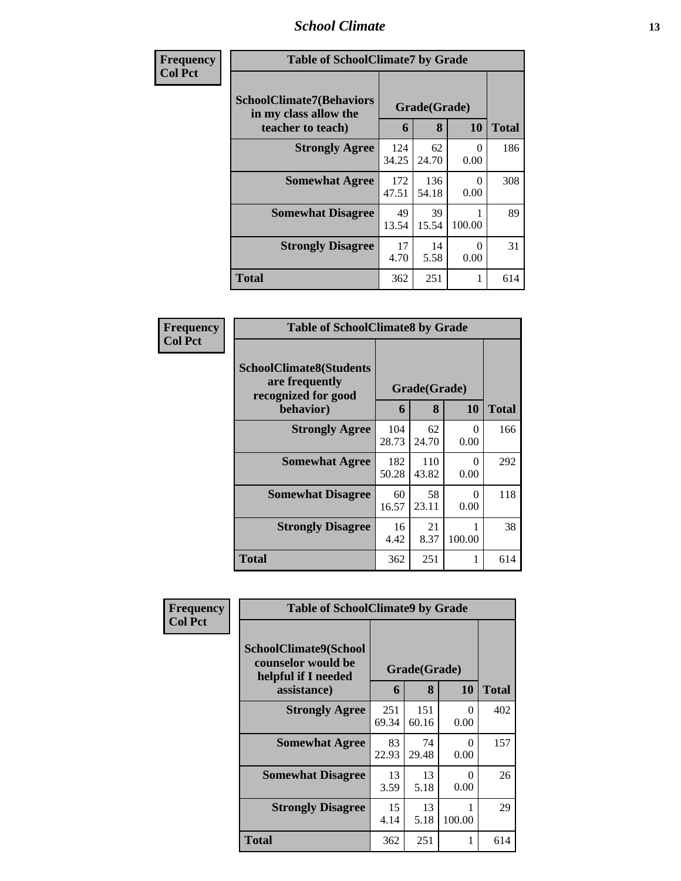| Frequency<br>Col Pct | | | | |
|---|---|---|---|---|

**Table of SchoolClimate7 by Grade**

| SchoolClimate7(Behaviors in my class allow the teacher to teach) | Grade(Grade) | | | Total |
|---|---|---|---|---|
| | 6 | 8 | 10 | |
| Strongly Agree | 124<br>34.25 | 62<br>24.70 | 0<br>0.00 | 186 |
| Somewhat Agree | 172<br>47.51 | 136<br>54.18 | 0<br>0.00 | 308 |
| Somewhat Disagree | 49<br>13.54 | 39<br>15.54 | 1<br>100.00 | 89 |
| Strongly Disagree | 17<br>4.70 | 14<br>5.58 | 0<br>0.00 | 31 |
| Total | 362 | 251 | 1 | 614 |

| Frequency<br>Col Pct | | | | |
|---|---|---|---|---|

**Table of SchoolClimate8 by Grade**

| SchoolClimate8(Students are frequently recognized for good behavior) | Grade(Grade) | | | Total |
|---|---|---|---|---|
| | 6 | 8 | 10 | |
| Strongly Agree | 104<br>28.73 | 62<br>24.70 | 0<br>0.00 | 166 |
| Somewhat Agree | 182<br>50.28 | 110<br>43.82 | 0<br>0.00 | 292 |
| Somewhat Disagree | 60<br>16.57 | 58<br>23.11 | 0<br>0.00 | 118 |
| Strongly Disagree | 16<br>4.42 | 21<br>8.37 | 1<br>100.00 | 38 |
| Total | 362 | 251 | 1 | 614 |

| Frequency<br>Col Pct | | | | |
|---|---|---|---|---|

**Table of SchoolClimate9 by Grade**

| SchoolClimate9(School counselor would be helpful if I needed assistance) | Grade(Grade) | | | Total |
|---|---|---|---|---|
| | 6 | 8 | 10 | |
| Strongly Agree | 251<br>69.34 | 151<br>60.16 | 0<br>0.00 | 402 |
| Somewhat Agree | 83<br>22.93 | 74<br>29.48 | 0<br>0.00 | 157 |
| Somewhat Disagree | 13<br>3.59 | 13<br>5.18 | 0<br>0.00 | 26 |
| Strongly Disagree | 15<br>4.14 | 13<br>5.18 | 1<br>100.00 | 29 |
| Total | 362 | 251 | 1 | 614 |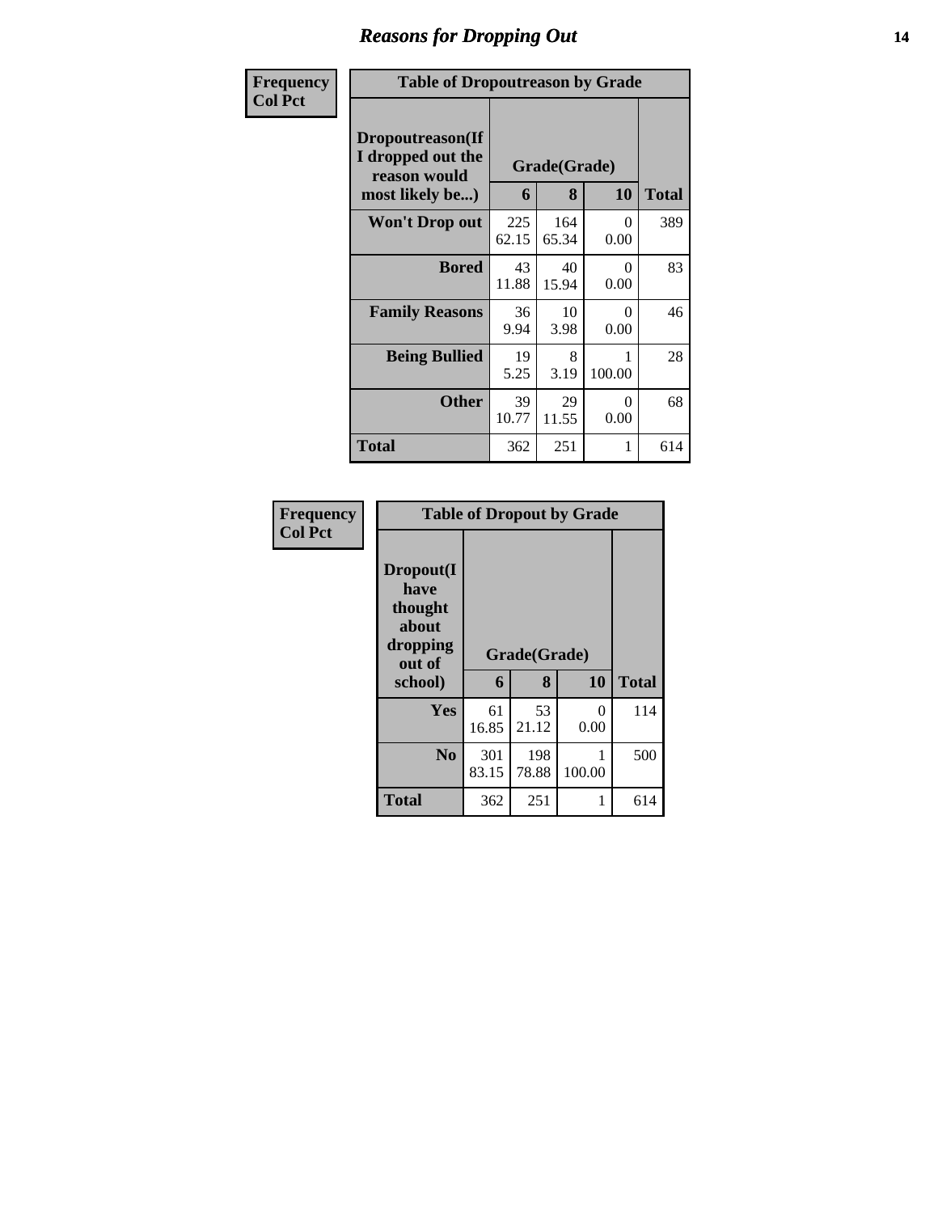# Reasons for Dropping Out

Frequency
Col Pct

**Table of Dropoutreason by Grade**

| Dropoutreason(If I dropped out the reason would most likely be...) | Grade(Grade) | | | Total |
|---|---|---|---|---|
| | 6 | 8 | 10 | |
| **Won't Drop out** | 225<br>62.15 | 164<br>65.34 | 0<br>0.00 | 389 |
| **Bored** | 43<br>11.88 | 40<br>15.94 | 0<br>0.00 | 83 |
| **Family Reasons** | 36<br>9.94 | 10<br>3.98 | 0<br>0.00 | 46 |
| **Being Bullied** | 19<br>5.25 | 8<br>3.19 | 1<br>100.00 | 28 |
| **Other** | 39<br>10.77 | 29<br>11.55 | 0<br>0.00 | 68 |
| **Total** | 362 | 251 | 1 | 614 |

Frequency
Col Pct

**Table of Dropout by Grade**

| Dropout(I have thought about dropping out of school) | Grade(Grade) | | | Total |
|---|---|---|---|---|
| | 6 | 8 | 10 | |
| **Yes** | 61<br>16.85 | 53<br>21.12 | 0<br>0.00 | 114 |
| **No** | 301<br>83.15 | 198<br>78.88 | 1<br>100.00 | 500 |
| **Total** | 362 | 251 | 1 | 614 |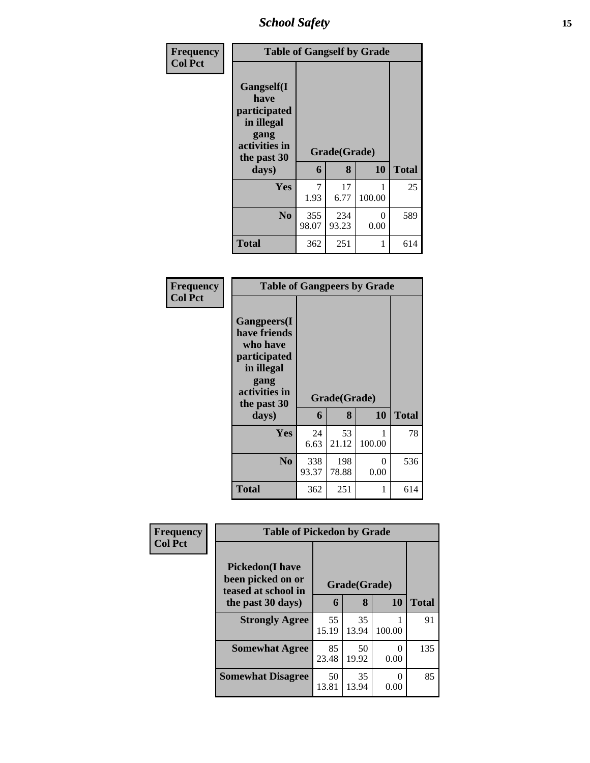| Frequency Col Pct | Table of Gangself by Grade | | | |
|---|---|---|---|---|
| Gangself(I have participated in illegal gang activities in the past 30 days) | Grade(Grade) | | | |
| | 6 | 8 | 10 | Total |
| Yes | 7<br>1.93 | 17<br>6.77 | 1<br>100.00 | 25 |
| No | 355<br>98.07 | 234<br>93.23 | 0<br>0.00 | 589 |
| Total | 362 | 251 | 1 | 614 |

| Frequency Col Pct | Table of Gangpeers by Grade | | | |
|---|---|---|---|---|
| Gangpeers(I have friends who have participated in illegal gang activities in the past 30 days) | Grade(Grade) | | | |
| | 6 | 8 | 10 | Total |
| Yes | 24<br>6.63 | 53<br>21.12 | 1<br>100.00 | 78 |
| No | 338<br>93.37 | 198<br>78.88 | 0<br>0.00 | 536 |
| Total | 362 | 251 | 1 | 614 |

| Frequency Col Pct | Table of Pickedon by Grade | | | |
|---|---|---|---|---|
| Pickedon(I have been picked on or teased at school in the past 30 days) | Grade(Grade) | | | |
| | 6 | 8 | 10 | Total |
| Strongly Agree | 55<br>15.19 | 35<br>13.94 | 1<br>100.00 | 91 |
| Somewhat Agree | 85<br>23.48 | 50<br>19.92 | 0<br>0.00 | 135 |
| Somewhat Disagree | 50<br>13.81 | 35<br>13.94 | 0<br>0.00 | 85 |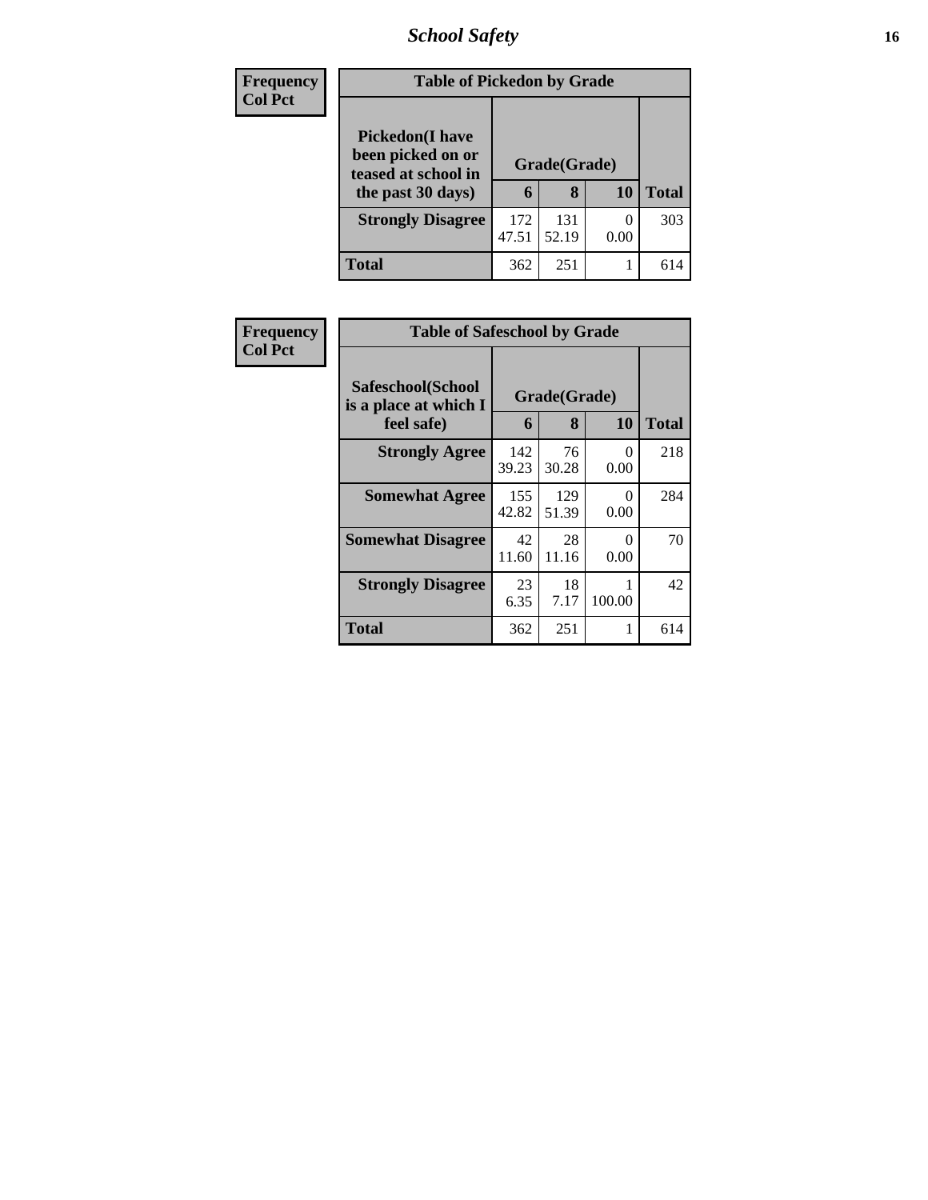| Frequency Col Pct |
|---|

**Table of Pickedon by Grade**

| Pickedon(I have been picked on or teased at school in the past 30 days) | Grade(Grade) | | | Total |
|---|---|---|---|---|
| | 6 | 8 | 10 | |
| Strongly Disagree | 172<br>47.51 | 131<br>52.19 | 0<br>0.00 | 303 |
| Total | 362 | 251 | 1 | 614 |

| Frequency Col Pct |
|---|

**Table of Safeschool by Grade**

| Safeschool(School is a place at which I feel safe) | Grade(Grade) | | | Total |
|---|---|---|---|---|
| | 6 | 8 | 10 | |
| Strongly Agree | 142<br>39.23 | 76<br>30.28 | 0<br>0.00 | 218 |
| Somewhat Agree | 155<br>42.82 | 129<br>51.39 | 0<br>0.00 | 284 |
| Somewhat Disagree | 42<br>11.60 | 28<br>11.16 | 0<br>0.00 | 70 |
| Strongly Disagree | 23<br>6.35 | 18<br>7.17 | 1<br>100.00 | 42 |
| Total | 362 | 251 | 1 | 614 |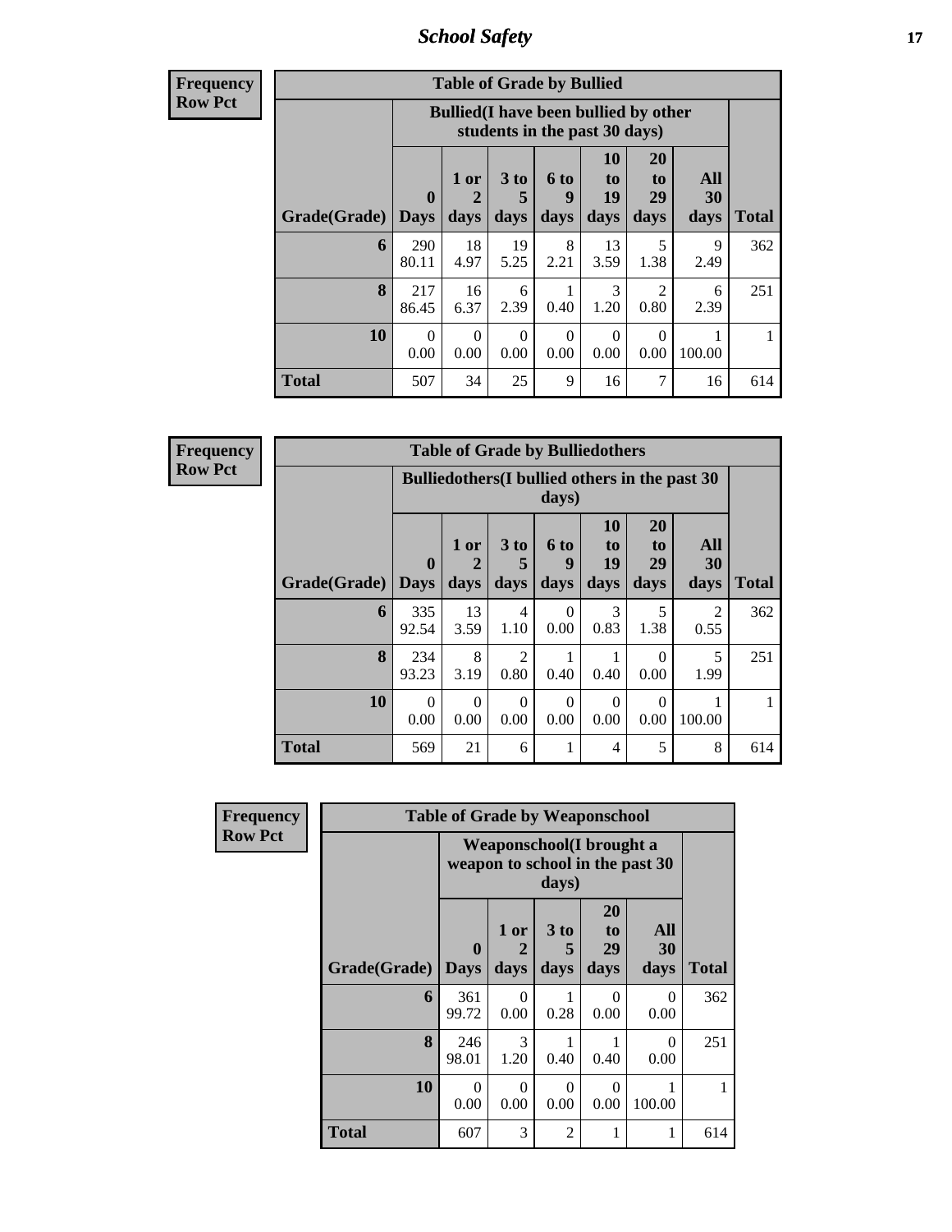| Frequency<br>Row Pct | Table of Grade by Bullied | | | | | | | |
|---|---|---|---|---|---|---|---|---|
| | Bullied(I have been bullied by other students in the past 30 days) | | | | | | | |
| Grade(Grade) | 0 Days | 1 or 2 days | 3 to 5 days | 6 to 9 days | 10 to 19 days | 20 to 29 days | All 30 days | Total |
| 6 | 290<br>80.11 | 18<br>4.97 | 19<br>5.25 | 8<br>2.21 | 13<br>3.59 | 5<br>1.38 | 9<br>2.49 | 362 |
| 8 | 217<br>86.45 | 16<br>6.37 | 6<br>2.39 | 1<br>0.40 | 3<br>1.20 | 2<br>0.80 | 6<br>2.39 | 251 |
| 10 | 0<br>0.00 | 0<br>0.00 | 0<br>0.00 | 0<br>0.00 | 0<br>0.00 | 0<br>0.00 | 1<br>100.00 | 1 |
| Total | 507 | 34 | 25 | 9 | 16 | 7 | 16 | 614 |

| Frequency<br>Row Pct | Table of Grade by Bulliedothers | | | | | | | |
|---|---|---|---|---|---|---|---|---|
| | Bulliedothers(I bullied others in the past 30 days) | | | | | | | |
| Grade(Grade) | 0 Days | 1 or 2 days | 3 to 5 days | 6 to 9 days | 10 to 19 days | 20 to 29 days | All 30 days | Total |
| 6 | 335<br>92.54 | 13<br>3.59 | 4<br>1.10 | 0<br>0.00 | 3<br>0.83 | 5<br>1.38 | 2<br>0.55 | 362 |
| 8 | 234<br>93.23 | 8<br>3.19 | 2<br>0.80 | 1<br>0.40 | 1<br>0.40 | 0<br>0.00 | 5<br>1.99 | 251 |
| 10 | 0<br>0.00 | 0<br>0.00 | 0<br>0.00 | 0<br>0.00 | 0<br>0.00 | 0<br>0.00 | 1<br>100.00 | 1 |
| Total | 569 | 21 | 6 | 1 | 4 | 5 | 8 | 614 |

| Frequency<br>Row Pct | Table of Grade by Weaponschool | | | | | |
|---|---|---|---|---|---|---|
| | Weaponschool(I brought a weapon to school in the past 30 days) | | | | | |
| Grade(Grade) | 0 Days | 1 or 2 days | 3 to 5 days | 20 to 29 days | All 30 days | Total |
| 6 | 361<br>99.72 | 0<br>0.00 | 1<br>0.28 | 0<br>0.00 | 0<br>0.00 | 362 |
| 8 | 246<br>98.01 | 3<br>1.20 | 1<br>0.40 | 1<br>0.40 | 0<br>0.00 | 251 |
| 10 | 0<br>0.00 | 0<br>0.00 | 0<br>0.00 | 0<br>0.00 | 1<br>100.00 | 1 |
| Total | 607 | 3 | 2 | 1 | 1 | 614 |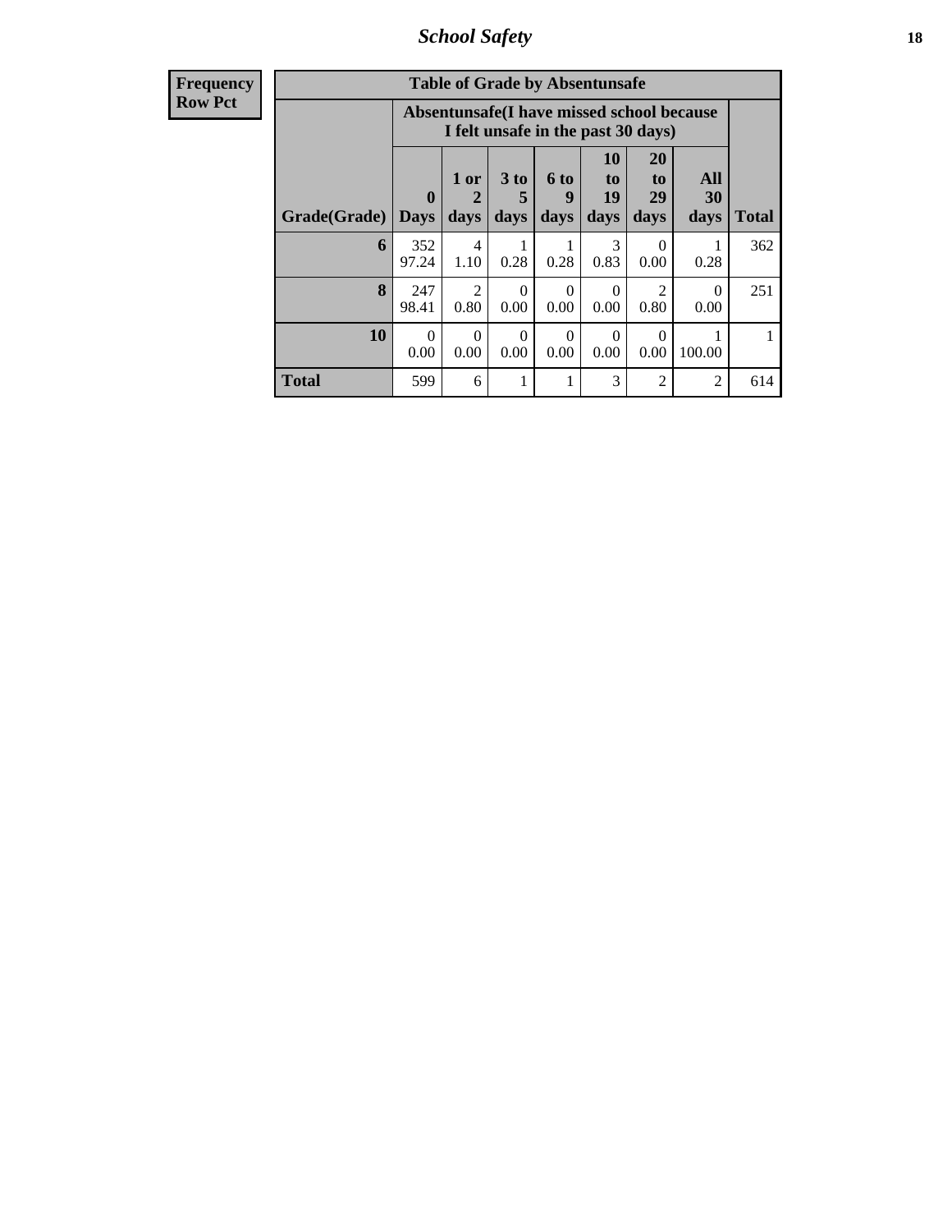| Frequency<br>Row Pct |
|---|

**Table of Grade by Absentunsafe**

| Grade(Grade) | Absentunsafe(I have missed school because I felt unsafe in the past 30 days) | | | | | | | Total |
|---|---|---|---|---|---|---|---|---|
| | 0 Days | 1 or 2 days | 3 to 5 days | 6 to 9 days | 10 to 19 days | 20 to 29 days | All 30 days | |
| 6 | 352<br>97.24 | 4<br>1.10 | 1<br>0.28 | 1<br>0.28 | 3<br>0.83 | 0<br>0.00 | 1<br>0.28 | 362 |
| 8 | 247<br>98.41 | 2<br>0.80 | 0<br>0.00 | 0<br>0.00 | 0<br>0.00 | 2<br>0.80 | 0<br>0.00 | 251 |
| 10 | 0<br>0.00 | 0<br>0.00 | 0<br>0.00 | 0<br>0.00 | 0<br>0.00 | 0<br>0.00 | 1<br>100.00 | 1 |
| Total | 599 | 6 | 1 | 1 | 3 | 2 | 2 | 614 |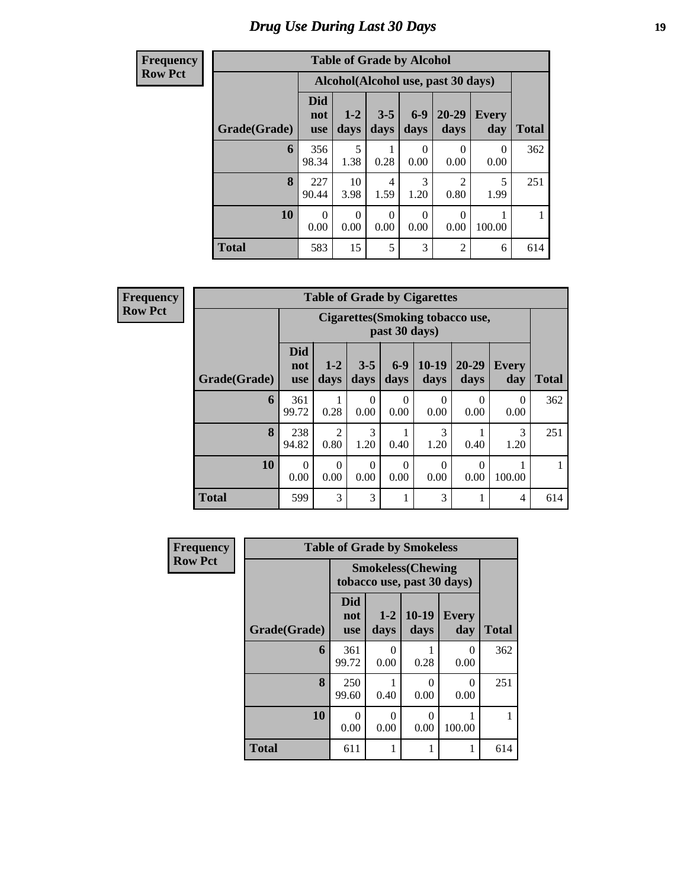# Drug Use During Last 30 Days

**Frequency**
**Row Pct**

| Table of Grade by Alcohol | | | | | | | |
|---|---|---|---|---|---|---|---|
| | Alcohol(Alcohol use, past 30 days) | | | | | | |
| Grade(Grade) | Did not use | 1-2 days | 3-5 days | 6-9 days | 20-29 days | Every day | Total |
| 6 | 356<br>98.34 | 5<br>1.38 | 1<br>0.28 | 0<br>0.00 | 0<br>0.00 | 0<br>0.00 | 362 |
| 8 | 227<br>90.44 | 10<br>3.98 | 4<br>1.59 | 3<br>1.20 | 2<br>0.80 | 5<br>1.99 | 251 |
| 10 | 0<br>0.00 | 0<br>0.00 | 0<br>0.00 | 0<br>0.00 | 0<br>0.00 | 1<br>100.00 | 1 |
| Total | 583 | 15 | 5 | 3 | 2 | 6 | 614 |

**Frequency**
**Row Pct**

| Table of Grade by Cigarettes | | | | | | | | |
|---|---|---|---|---|---|---|---|---|
| | Cigarettes(Smoking tobacco use, past 30 days) | | | | | | | |
| Grade(Grade) | Did not use | 1-2 days | 3-5 days | 6-9 days | 10-19 days | 20-29 days | Every day | Total |
| 6 | 361<br>99.72 | 1<br>0.28 | 0<br>0.00 | 0<br>0.00 | 0<br>0.00 | 0<br>0.00 | 0<br>0.00 | 362 |
| 8 | 238<br>94.82 | 2<br>0.80 | 3<br>1.20 | 1<br>0.40 | 3<br>1.20 | 1<br>0.40 | 3<br>1.20 | 251 |
| 10 | 0<br>0.00 | 0<br>0.00 | 0<br>0.00 | 0<br>0.00 | 0<br>0.00 | 0<br>0.00 | 1<br>100.00 | 1 |
| Total | 599 | 3 | 3 | 1 | 3 | 1 | 4 | 614 |

**Frequency**
**Row Pct**

| Table of Grade by Smokeless | | | | | |
|---|---|---|---|---|---|
| | Smokeless(Chewing tobacco use, past 30 days) | | | | |
| Grade(Grade) | Did not use | 1-2 days | 10-19 days | Every day | Total |
| 6 | 361<br>99.72 | 0<br>0.00 | 1<br>0.28 | 0<br>0.00 | 362 |
| 8 | 250<br>99.60 | 1<br>0.40 | 0<br>0.00 | 0<br>0.00 | 251 |
| 10 | 0<br>0.00 | 0<br>0.00 | 0<br>0.00 | 1<br>100.00 | 1 |
| Total | 611 | 1 | 1 | 1 | 614 |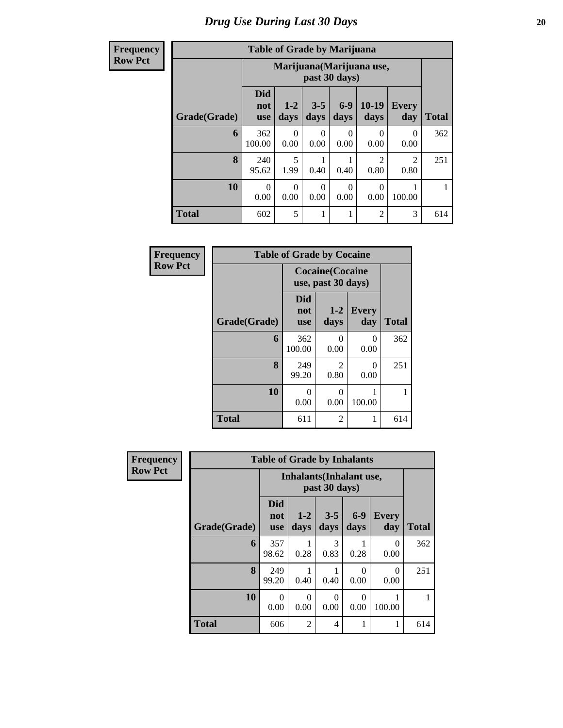# Drug Use During Last 30 Days

Frequency
Row Pct

| Table of Grade by Marijuana | | | | | | | |
|---|---|---|---|---|---|---|---|
| | Marijuana(Marijuana use, past 30 days) | | | | | | |
| Grade(Grade) | Did not use | 1-2 days | 3-5 days | 6-9 days | 10-19 days | Every day | Total |
| 6 | 362<br>100.00 | 0<br>0.00 | 0<br>0.00 | 0<br>0.00 | 0<br>0.00 | 0<br>0.00 | 362 |
| 8 | 240<br>95.62 | 5<br>1.99 | 1<br>0.40 | 1<br>0.40 | 2<br>0.80 | 2<br>0.80 | 251 |
| 10 | 0<br>0.00 | 0<br>0.00 | 0<br>0.00 | 0<br>0.00 | 0<br>0.00 | 1<br>100.00 | 1 |
| Total | 602 | 5 | 1 | 1 | 2 | 3 | 614 |

Frequency
Row Pct

| Table of Grade by Cocaine | | | | |
|---|---|---|---|---|
| | Cocaine(Cocaine use, past 30 days) | | | |
| Grade(Grade) | Did not use | 1-2 days | Every day | Total |
| 6 | 362<br>100.00 | 0<br>0.00 | 0<br>0.00 | 362 |
| 8 | 249<br>99.20 | 2<br>0.80 | 0<br>0.00 | 251 |
| 10 | 0<br>0.00 | 0<br>0.00 | 1<br>100.00 | 1 |
| Total | 611 | 2 | 1 | 614 |

Frequency
Row Pct

| Table of Grade by Inhalants | | | | | | |
|---|---|---|---|---|---|---|
| | Inhalants(Inhalant use, past 30 days) | | | | | |
| Grade(Grade) | Did not use | 1-2 days | 3-5 days | 6-9 days | Every day | Total |
| 6 | 357<br>98.62 | 1<br>0.28 | 3<br>0.83 | 1<br>0.28 | 0<br>0.00 | 362 |
| 8 | 249<br>99.20 | 1<br>0.40 | 1<br>0.40 | 0<br>0.00 | 0<br>0.00 | 251 |
| 10 | 0<br>0.00 | 0<br>0.00 | 0<br>0.00 | 0<br>0.00 | 1<br>100.00 | 1 |
| Total | 606 | 2 | 4 | 1 | 1 | 614 |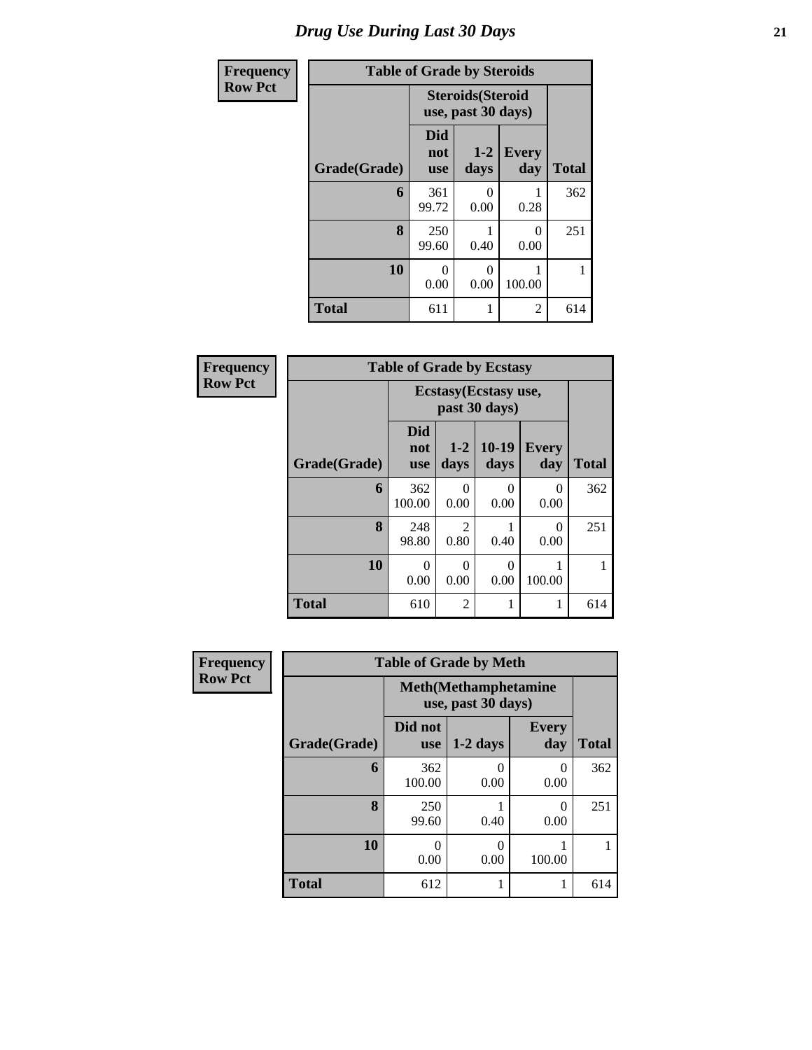# Drug Use During Last 30 Days

| Frequency<br>Row Pct |
|---|

**Table of Grade by Steroids**

| Grade(Grade) | Steroids(Steroid use, past 30 days) | | | Total |
|---|---|---|---|---|
| | Did not use | 1-2 days | Every day | |
| 6 | 361<br>99.72 | 0<br>0.00 | 1<br>0.28 | 362 |
| 8 | 250<br>99.60 | 1<br>0.40 | 0<br>0.00 | 251 |
| 10 | 0<br>0.00 | 0<br>0.00 | 1<br>100.00 | 1 |
| Total | 611 | 1 | 2 | 614 |

| Frequency<br>Row Pct |
|---|

**Table of Grade by Ecstasy**

| Grade(Grade) | Ecstasy(Ecstasy use, past 30 days) | | | | Total |
|---|---|---|---|---|---|
| | Did not use | 1-2 days | 10-19 days | Every day | |
| 6 | 362<br>100.00 | 0<br>0.00 | 0<br>0.00 | 0<br>0.00 | 362 |
| 8 | 248<br>98.80 | 2<br>0.80 | 1<br>0.40 | 0<br>0.00 | 251 |
| 10 | 0<br>0.00 | 0<br>0.00 | 0<br>0.00 | 1<br>100.00 | 1 |
| Total | 610 | 2 | 1 | 1 | 614 |

| Frequency<br>Row Pct |
|---|

**Table of Grade by Meth**

| Grade(Grade) | Meth(Methamphetamine use, past 30 days) | | | Total |
|---|---|---|---|---|
| | Did not use | 1-2 days | Every day | |
| 6 | 362<br>100.00 | 0<br>0.00 | 0<br>0.00 | 362 |
| 8 | 250<br>99.60 | 1<br>0.40 | 0<br>0.00 | 251 |
| 10 | 0<br>0.00 | 0<br>0.00 | 1<br>100.00 | 1 |
| Total | 612 | 1 | 1 | 614 |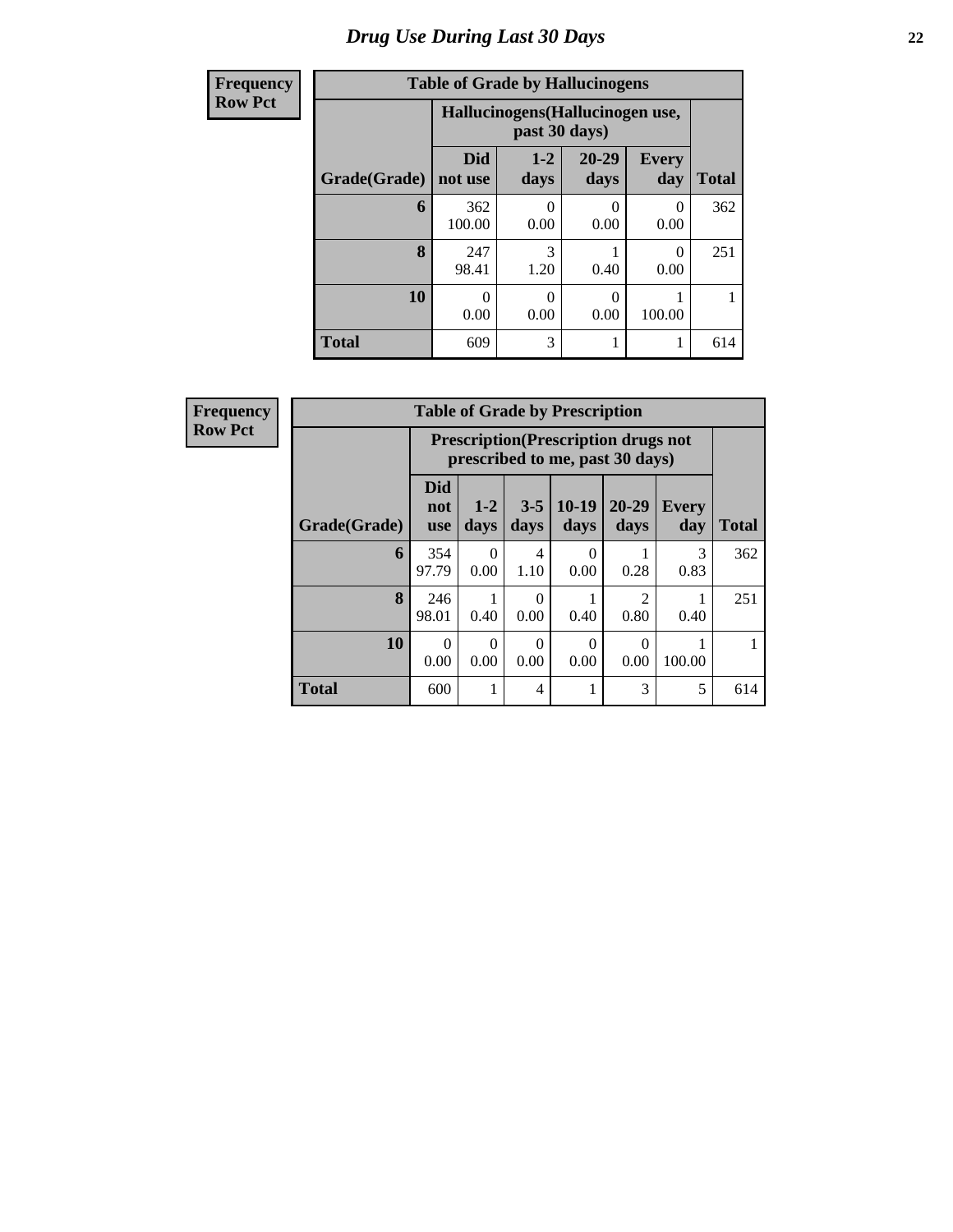# Drug Use During Last 30 Days

**Frequency**
**Row Pct**

| Table of Grade by Hallucinogens | | | | | |
|---|---|---|---|---|---|
| | Hallucinogens(Hallucinogen use, past 30 days) | | | | |
| Grade(Grade) | Did not use | 1-2 days | 20-29 days | Every day | Total |
| 6 | 362<br>100.00 | 0<br>0.00 | 0<br>0.00 | 0<br>0.00 | 362 |
| 8 | 247<br>98.41 | 3<br>1.20 | 1<br>0.40 | 0<br>0.00 | 251 |
| 10 | 0<br>0.00 | 0<br>0.00 | 0<br>0.00 | 1<br>100.00 | 1 |
| Total | 609 | 3 | 1 | 1 | 614 |

**Frequency**
**Row Pct**

| Table of Grade by Prescription | | | | | | | |
|---|---|---|---|---|---|---|---|
| | Prescription(Prescription drugs not prescribed to me, past 30 days) | | | | | | |
| Grade(Grade) | Did not use | 1-2 days | 3-5 days | 10-19 days | 20-29 days | Every day | Total |
| 6 | 354<br>97.79 | 0<br>0.00 | 4<br>1.10 | 0<br>0.00 | 1<br>0.28 | 3<br>0.83 | 362 |
| 8 | 246<br>98.01 | 1<br>0.40 | 0<br>0.00 | 1<br>0.40 | 2<br>0.80 | 1<br>0.40 | 251 |
| 10 | 0<br>0.00 | 0<br>0.00 | 0<br>0.00 | 0<br>0.00 | 0<br>0.00 | 1<br>100.00 | 1 |
| Total | 600 | 1 | 4 | 1 | 3 | 5 | 614 |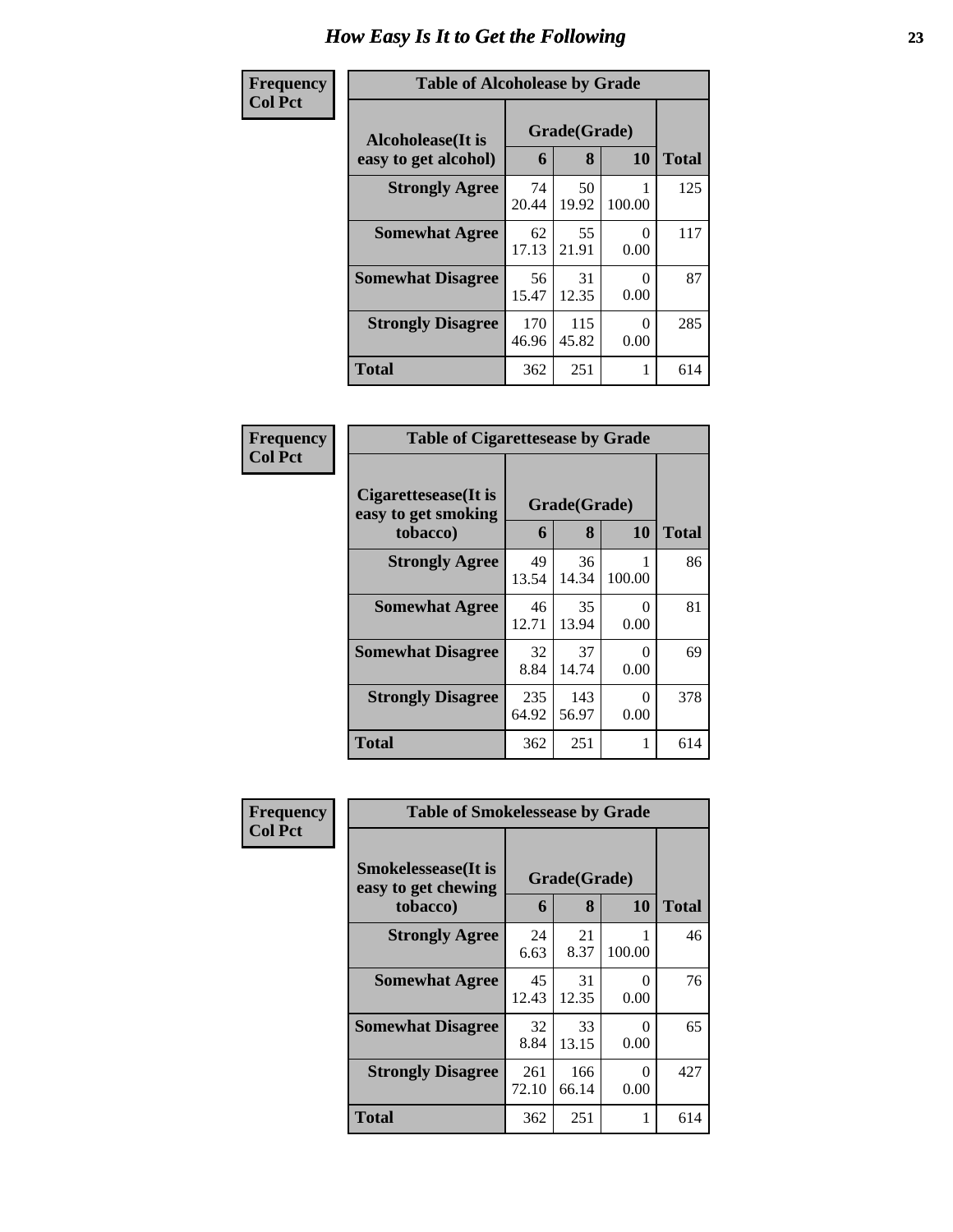# How Easy Is It to Get the Following

**Frequency**
**Col Pct**

| Table of Alcoholease by Grade | | | | |
|---|---|---|---|---|
| **Alcoholease(It is easy to get alcohol)** | **Grade(Grade)** | | | **Total** |
| | **6** | **8** | **10** | |
| **Strongly Agree** | 74<br>20.44 | 50<br>19.92 | 1<br>100.00 | 125 |
| **Somewhat Agree** | 62<br>17.13 | 55<br>21.91 | 0<br>0.00 | 117 |
| **Somewhat Disagree** | 56<br>15.47 | 31<br>12.35 | 0<br>0.00 | 87 |
| **Strongly Disagree** | 170<br>46.96 | 115<br>45.82 | 0<br>0.00 | 285 |
| **Total** | 362 | 251 | 1 | 614 |

**Frequency**
**Col Pct**

| Table of Cigarettesease by Grade | | | | |
|---|---|---|---|---|
| **Cigarettesease(It is easy to get smoking tobacco)** | **Grade(Grade)** | | | **Total** |
| | **6** | **8** | **10** | |
| **Strongly Agree** | 49<br>13.54 | 36<br>14.34 | 1<br>100.00 | 86 |
| **Somewhat Agree** | 46<br>12.71 | 35<br>13.94 | 0<br>0.00 | 81 |
| **Somewhat Disagree** | 32<br>8.84 | 37<br>14.74 | 0<br>0.00 | 69 |
| **Strongly Disagree** | 235<br>64.92 | 143<br>56.97 | 0<br>0.00 | 378 |
| **Total** | 362 | 251 | 1 | 614 |

**Frequency**
**Col Pct**

| Table of Smokelessease by Grade | | | | |
|---|---|---|---|---|
| **Smokelessease(It is easy to get chewing tobacco)** | **Grade(Grade)** | | | **Total** |
| | **6** | **8** | **10** | |
| **Strongly Agree** | 24<br>6.63 | 21<br>8.37 | 1<br>100.00 | 46 |
| **Somewhat Agree** | 45<br>12.43 | 31<br>12.35 | 0<br>0.00 | 76 |
| **Somewhat Disagree** | 32<br>8.84 | 33<br>13.15 | 0<br>0.00 | 65 |
| **Strongly Disagree** | 261<br>72.10 | 166<br>66.14 | 0<br>0.00 | 427 |
| **Total** | 362 | 251 | 1 | 614 |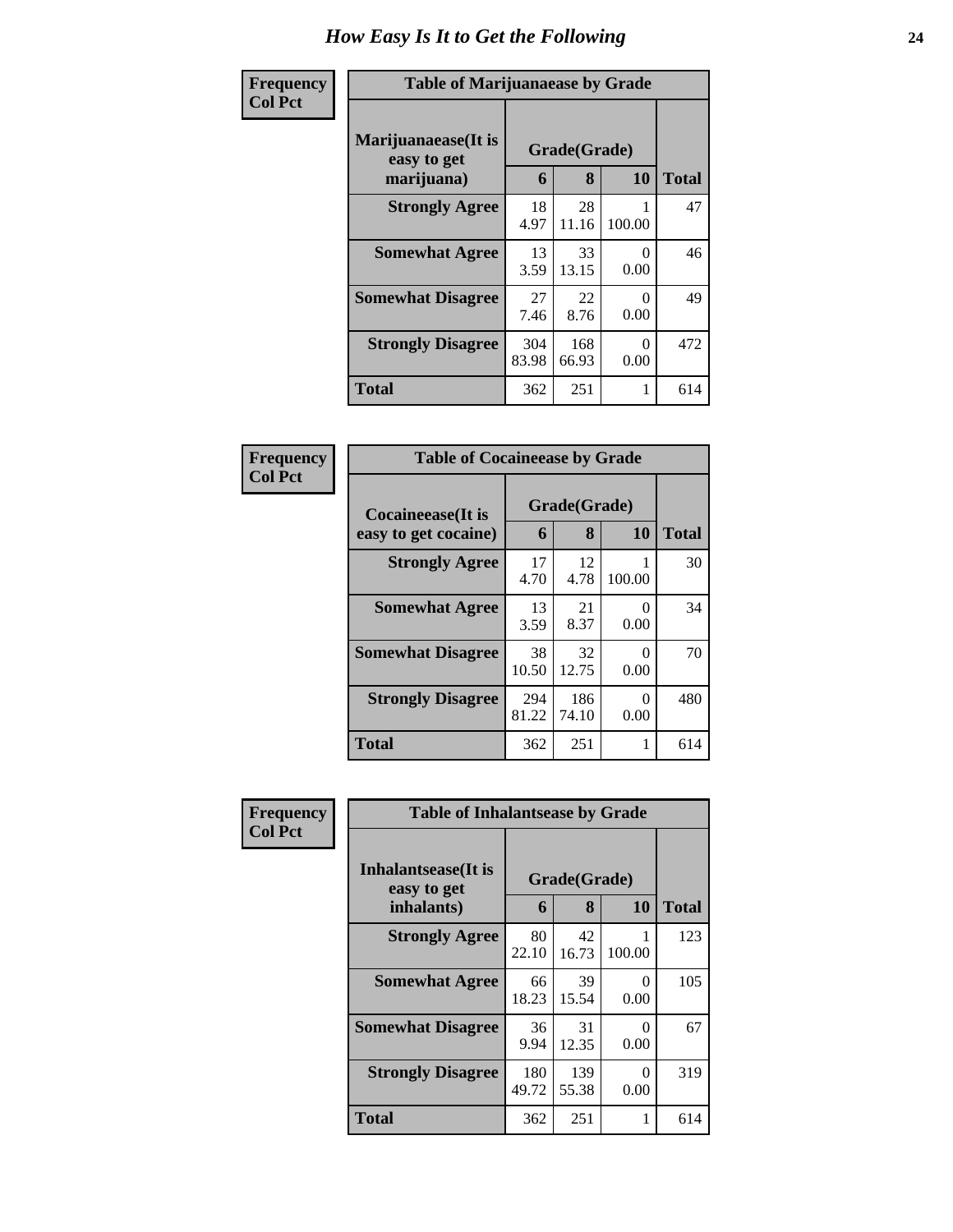# How Easy Is It to Get the Following

**Frequency**
**Col Pct**

**Table of Marijuanaease by Grade**

| Marijuanaease(It is easy to get marijuana) | Grade(Grade) | | | Total |
|---|---|---|---|---|
| | 6 | 8 | 10 | |
| **Strongly Agree** | 18<br>4.97 | 28<br>11.16 | 1<br>100.00 | 47 |
| **Somewhat Agree** | 13<br>3.59 | 33<br>13.15 | 0<br>0.00 | 46 |
| **Somewhat Disagree** | 27<br>7.46 | 22<br>8.76 | 0<br>0.00 | 49 |
| **Strongly Disagree** | 304<br>83.98 | 168<br>66.93 | 0<br>0.00 | 472 |
| **Total** | 362 | 251 | 1 | 614 |

**Frequency**
**Col Pct**

**Table of Cocaineease by Grade**

| Cocaineease(It is easy to get cocaine) | Grade(Grade) | | | Total |
|---|---|---|---|---|
| | 6 | 8 | 10 | |
| **Strongly Agree** | 17<br>4.70 | 12<br>4.78 | 1<br>100.00 | 30 |
| **Somewhat Agree** | 13<br>3.59 | 21<br>8.37 | 0<br>0.00 | 34 |
| **Somewhat Disagree** | 38<br>10.50 | 32<br>12.75 | 0<br>0.00 | 70 |
| **Strongly Disagree** | 294<br>81.22 | 186<br>74.10 | 0<br>0.00 | 480 |
| **Total** | 362 | 251 | 1 | 614 |

**Frequency**
**Col Pct**

**Table of Inhalantsease by Grade**

| Inhalantsease(It is easy to get inhalants) | Grade(Grade) | | | Total |
|---|---|---|---|---|
| | 6 | 8 | 10 | |
| **Strongly Agree** | 80<br>22.10 | 42<br>16.73 | 1<br>100.00 | 123 |
| **Somewhat Agree** | 66<br>18.23 | 39<br>15.54 | 0<br>0.00 | 105 |
| **Somewhat Disagree** | 36<br>9.94 | 31<br>12.35 | 0<br>0.00 | 67 |
| **Strongly Disagree** | 180<br>49.72 | 139<br>55.38 | 0<br>0.00 | 319 |
| **Total** | 362 | 251 | 1 | 614 |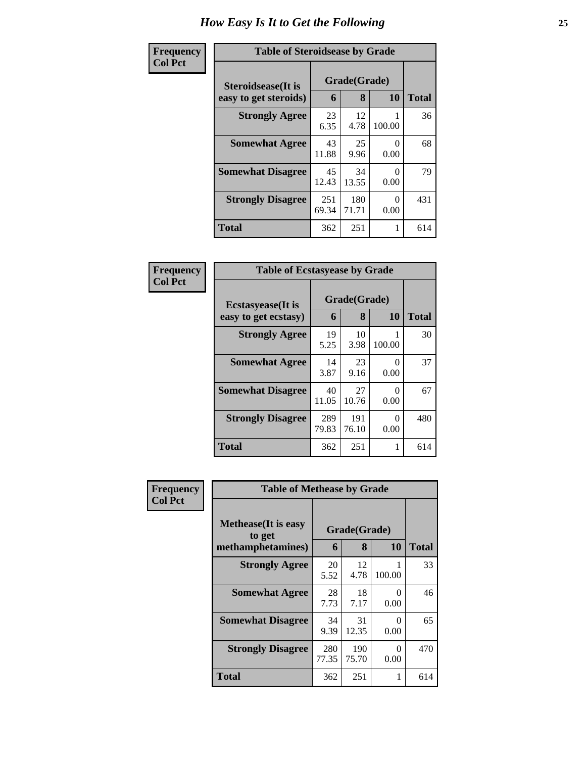# How Easy Is It to Get the Following

**Frequency**
**Col Pct**

**Table of Steroidsease by Grade**

| Steroidsease(It is easy to get steroids) | Grade(Grade) 6 | 8 | 10 | Total |
|---|---|---|---|---|
| **Strongly Agree** | 23<br>6.35 | 12<br>4.78 | 1<br>100.00 | 36 |
| **Somewhat Agree** | 43<br>11.88 | 25<br>9.96 | 0<br>0.00 | 68 |
| **Somewhat Disagree** | 45<br>12.43 | 34<br>13.55 | 0<br>0.00 | 79 |
| **Strongly Disagree** | 251<br>69.34 | 180<br>71.71 | 0<br>0.00 | 431 |
| **Total** | 362 | 251 | 1 | 614 |

**Frequency**
**Col Pct**

**Table of Ecstasyease by Grade**

| Ecstasyease(It is easy to get ecstasy) | Grade(Grade) 6 | 8 | 10 | Total |
|---|---|---|---|---|
| **Strongly Agree** | 19<br>5.25 | 10<br>3.98 | 1<br>100.00 | 30 |
| **Somewhat Agree** | 14<br>3.87 | 23<br>9.16 | 0<br>0.00 | 37 |
| **Somewhat Disagree** | 40<br>11.05 | 27<br>10.76 | 0<br>0.00 | 67 |
| **Strongly Disagree** | 289<br>79.83 | 191<br>76.10 | 0<br>0.00 | 480 |
| **Total** | 362 | 251 | 1 | 614 |

**Frequency**
**Col Pct**

**Table of Methease by Grade**

| Methease(It is easy to get methamphetamines) | Grade(Grade) 6 | 8 | 10 | Total |
|---|---|---|---|---|
| **Strongly Agree** | 20<br>5.52 | 12<br>4.78 | 1<br>100.00 | 33 |
| **Somewhat Agree** | 28<br>7.73 | 18<br>7.17 | 0<br>0.00 | 46 |
| **Somewhat Disagree** | 34<br>9.39 | 31<br>12.35 | 0<br>0.00 | 65 |
| **Strongly Disagree** | 280<br>77.35 | 190<br>75.70 | 0<br>0.00 | 470 |
| **Total** | 362 | 251 | 1 | 614 |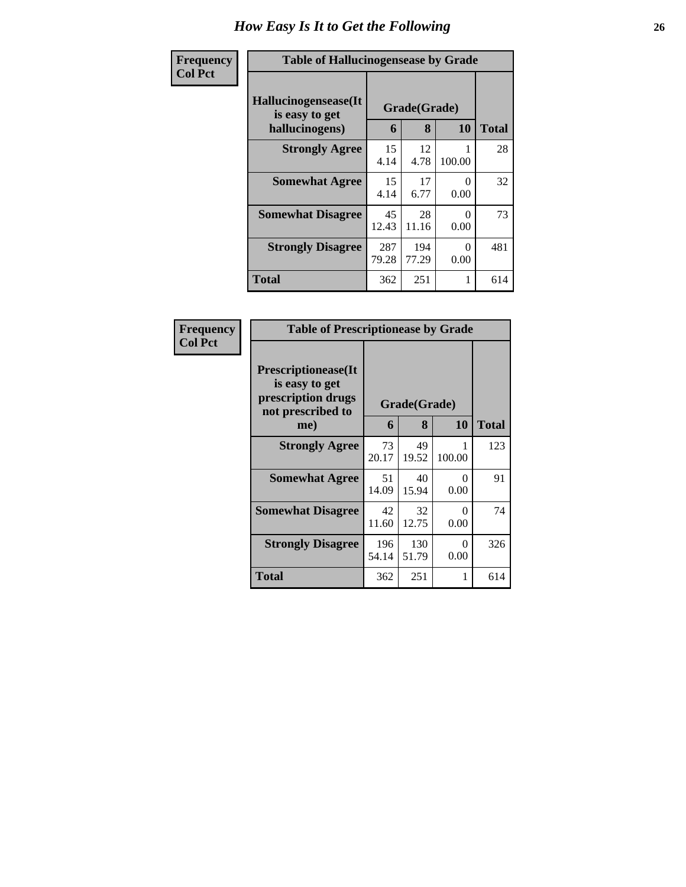# How Easy Is It to Get the Following

**Frequency**
**Col Pct**

| Table of Hallucinogensease by Grade | | | | |
|---|---|---|---|---|
| **Hallucinogensease(It is easy to get hallucinogens)** | **Grade(Grade)** | | | **Total** |
| | **6** | **8** | **10** | |
| **Strongly Agree** | 15<br>4.14 | 12<br>4.78 | 1<br>100.00 | 28 |
| **Somewhat Agree** | 15<br>4.14 | 17<br>6.77 | 0<br>0.00 | 32 |
| **Somewhat Disagree** | 45<br>12.43 | 28<br>11.16 | 0<br>0.00 | 73 |
| **Strongly Disagree** | 287<br>79.28 | 194<br>77.29 | 0<br>0.00 | 481 |
| **Total** | 362 | 251 | 1 | 614 |

**Frequency**
**Col Pct**

| Table of Prescriptionease by Grade | | | | |
|---|---|---|---|---|
| **Prescriptionease(It is easy to get prescription drugs not prescribed to me)** | **Grade(Grade)** | | | **Total** |
| | **6** | **8** | **10** | |
| **Strongly Agree** | 73<br>20.17 | 49<br>19.52 | 1<br>100.00 | 123 |
| **Somewhat Agree** | 51<br>14.09 | 40<br>15.94 | 0<br>0.00 | 91 |
| **Somewhat Disagree** | 42<br>11.60 | 32<br>12.75 | 0<br>0.00 | 74 |
| **Strongly Disagree** | 196<br>54.14 | 130<br>51.79 | 0<br>0.00 | 326 |
| **Total** | 362 | 251 | 1 | 614 |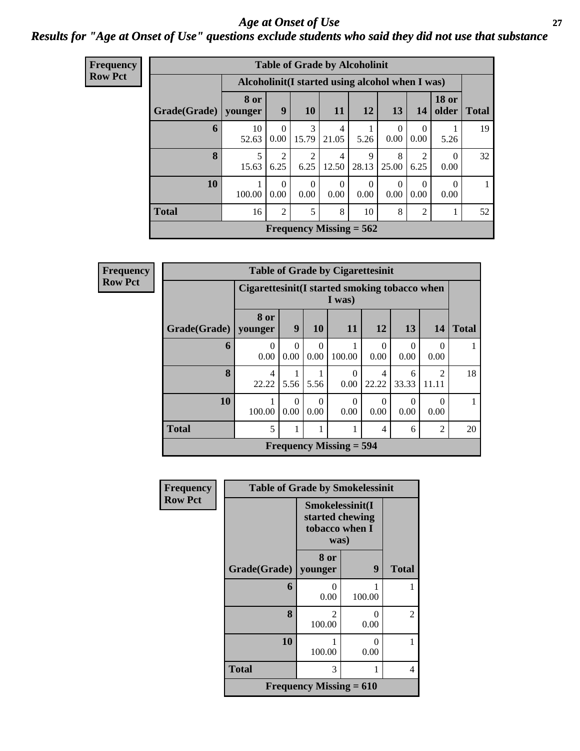# Age at Onset of Use

## Results for "Age at Onset of Use" questions exclude students who said they did not use that substance

**Frequency**
**Row Pct**

**Table of Grade by Alcoholinit**

| Grade(Grade) | Alcoholinit(I started using alcohol when I was) | | | | | | | | Total |
|---|---|---|---|---|---|---|---|---|---|
| | 8 or younger | 9 | 10 | 11 | 12 | 13 | 14 | 18 or older | |
| 6 | 10<br>52.63 | 0<br>0.00 | 3<br>15.79 | 4<br>21.05 | 1<br>5.26 | 0<br>0.00 | 0<br>0.00 | 1<br>5.26 | 19 |
| 8 | 5<br>15.63 | 2<br>6.25 | 2<br>6.25 | 4<br>12.50 | 9<br>28.13 | 8<br>25.00 | 2<br>6.25 | 0<br>0.00 | 32 |
| 10 | 1<br>100.00 | 0<br>0.00 | 0<br>0.00 | 0<br>0.00 | 0<br>0.00 | 0<br>0.00 | 0<br>0.00 | 0<br>0.00 | 1 |
| Total | 16 | 2 | 5 | 8 | 10 | 8 | 2 | 1 | 52 |

Frequency Missing = 562

**Frequency**
**Row Pct**

**Table of Grade by Cigarettesinit**

| Grade(Grade) | Cigarettesinit(I started smoking tobacco when I was) | | | | | | | Total |
|---|---|---|---|---|---|---|---|---|
| | 8 or younger | 9 | 10 | 11 | 12 | 13 | 14 | |
| 6 | 0<br>0.00 | 0<br>0.00 | 0<br>0.00 | 1<br>100.00 | 0<br>0.00 | 0<br>0.00 | 0<br>0.00 | 1 |
| 8 | 4<br>22.22 | 1<br>5.56 | 1<br>5.56 | 0<br>0.00 | 4<br>22.22 | 6<br>33.33 | 2<br>11.11 | 18 |
| 10 | 1<br>100.00 | 0<br>0.00 | 0<br>0.00 | 0<br>0.00 | 0<br>0.00 | 0<br>0.00 | 0<br>0.00 | 1 |
| Total | 5 | 1 | 1 | 1 | 4 | 6 | 2 | 20 |

Frequency Missing = 594

**Frequency**
**Row Pct**

**Table of Grade by Smokelessinit**

| Grade(Grade) | Smokelessinit(I started chewing tobacco when I was) | | Total |
|---|---|---|---|
| | 8 or younger | 9 | |
| 6 | 0<br>0.00 | 1<br>100.00 | 1 |
| 8 | 2<br>100.00 | 0<br>0.00 | 2 |
| 10 | 1<br>100.00 | 0<br>0.00 | 1 |
| Total | 3 | 1 | 4 |

Frequency Missing = 610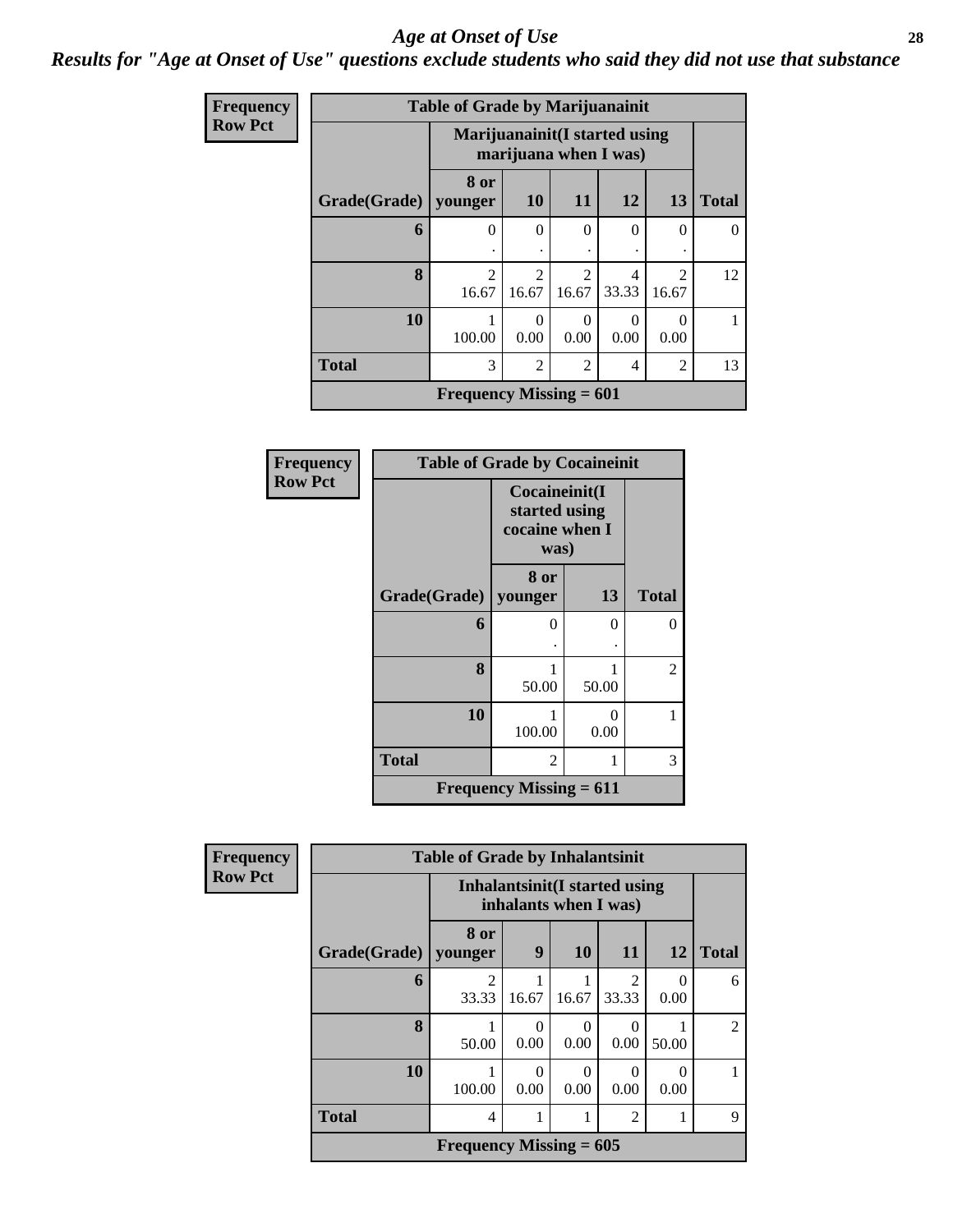# Age at Onset of Use

***Results for "Age at Onset of Use" questions exclude students who said they did not use that substance***

**Frequency**
**Row Pct**

**Table of Grade by Marijuanainit**

| Grade(Grade) | Marijuanainit(I started using marijuana when I was) 8 or younger | 10 | 11 | 12 | 13 | Total |
|---|---|---|---|---|---|---|
| **6** | 0<br>. | 0<br>. | 0<br>. | 0<br>. | 0<br>. | 0 |
| **8** | 2<br>16.67 | 2<br>16.67 | 2<br>16.67 | 4<br>33.33 | 2<br>16.67 | 12 |
| **10** | 1<br>100.00 | 0<br>0.00 | 0<br>0.00 | 0<br>0.00 | 0<br>0.00 | 1 |
| **Total** | 3 | 2 | 2 | 4 | 2 | 13 |

**Frequency Missing = 601**

**Frequency**
**Row Pct**

**Table of Grade by Cocaineinit**

| Grade(Grade) | Cocaineinit(I started using cocaine when I was) 8 or younger | 13 | Total |
|---|---|---|---|
| **6** | 0<br>. | 0<br>. | 0 |
| **8** | 1<br>50.00 | 1<br>50.00 | 2 |
| **10** | 1<br>100.00 | 0<br>0.00 | 1 |
| **Total** | 2 | 1 | 3 |

**Frequency Missing = 611**

**Frequency**
**Row Pct**

**Table of Grade by Inhalantsinit**

| Grade(Grade) | Inhalantsinit(I started using inhalants when I was) 8 or younger | 9 | 10 | 11 | 12 | Total |
|---|---|---|---|---|---|---|
| **6** | 2<br>33.33 | 1<br>16.67 | 1<br>16.67 | 2<br>33.33 | 0<br>0.00 | 6 |
| **8** | 1<br>50.00 | 0<br>0.00 | 0<br>0.00 | 0<br>0.00 | 1<br>50.00 | 2 |
| **10** | 1<br>100.00 | 0<br>0.00 | 0<br>0.00 | 0<br>0.00 | 0<br>0.00 | 1 |
| **Total** | 4 | 1 | 1 | 2 | 1 | 9 |

**Frequency Missing = 605**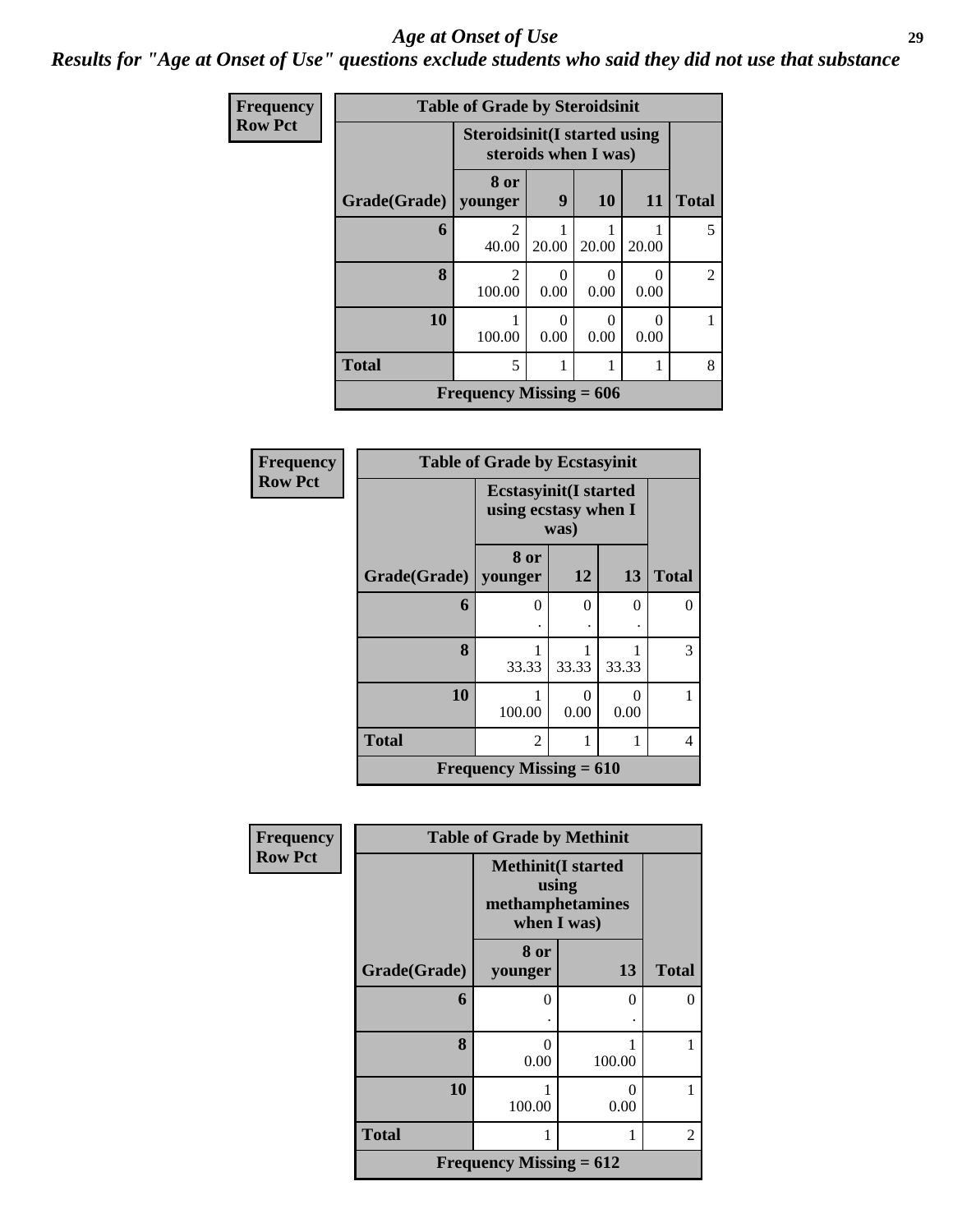# Age at Onset of Use

***Results for "Age at Onset of Use" questions exclude students who said they did not use that substance***

**Frequency**
**Row Pct**

| Table of Grade by Steroidsinit | | | | | |
|---|---|---|---|---|---|
| | Steroidsinit(I started using steroids when I was) | | | | |
| Grade(Grade) | 8 or younger | 9 | 10 | 11 | Total |
| 6 | 2<br>40.00 | 1<br>20.00 | 1<br>20.00 | 1<br>20.00 | 5 |
| 8 | 2<br>100.00 | 0<br>0.00 | 0<br>0.00 | 0<br>0.00 | 2 |
| 10 | 1<br>100.00 | 0<br>0.00 | 0<br>0.00 | 0<br>0.00 | 1 |
| Total | 5 | 1 | 1 | 1 | 8 |
| Frequency Missing = 606 | | | | | |

**Frequency**
**Row Pct**

| Table of Grade by Ecstasyinit | | | | |
|---|---|---|---|---|
| | Ecstasyinit(I started using ecstasy when I was) | | | |
| Grade(Grade) | 8 or younger | 12 | 13 | Total |
| 6 | 0<br>. | 0<br>. | 0<br>. | 0 |
| 8 | 1<br>33.33 | 1<br>33.33 | 1<br>33.33 | 3 |
| 10 | 1<br>100.00 | 0<br>0.00 | 0<br>0.00 | 1 |
| Total | 2 | 1 | 1 | 4 |
| Frequency Missing = 610 | | | | |

**Frequency**
**Row Pct**

| Table of Grade by Methinit | | | |
|---|---|---|---|
| | Methinit(I started using methamphetamines when I was) | | |
| Grade(Grade) | 8 or younger | 13 | Total |
| 6 | 0<br>. | 0<br>. | 0 |
| 8 | 0<br>0.00 | 1<br>100.00 | 1 |
| 10 | 1<br>100.00 | 0<br>0.00 | 1 |
| Total | 1 | 1 | 2 |
| Frequency Missing = 612 | | | |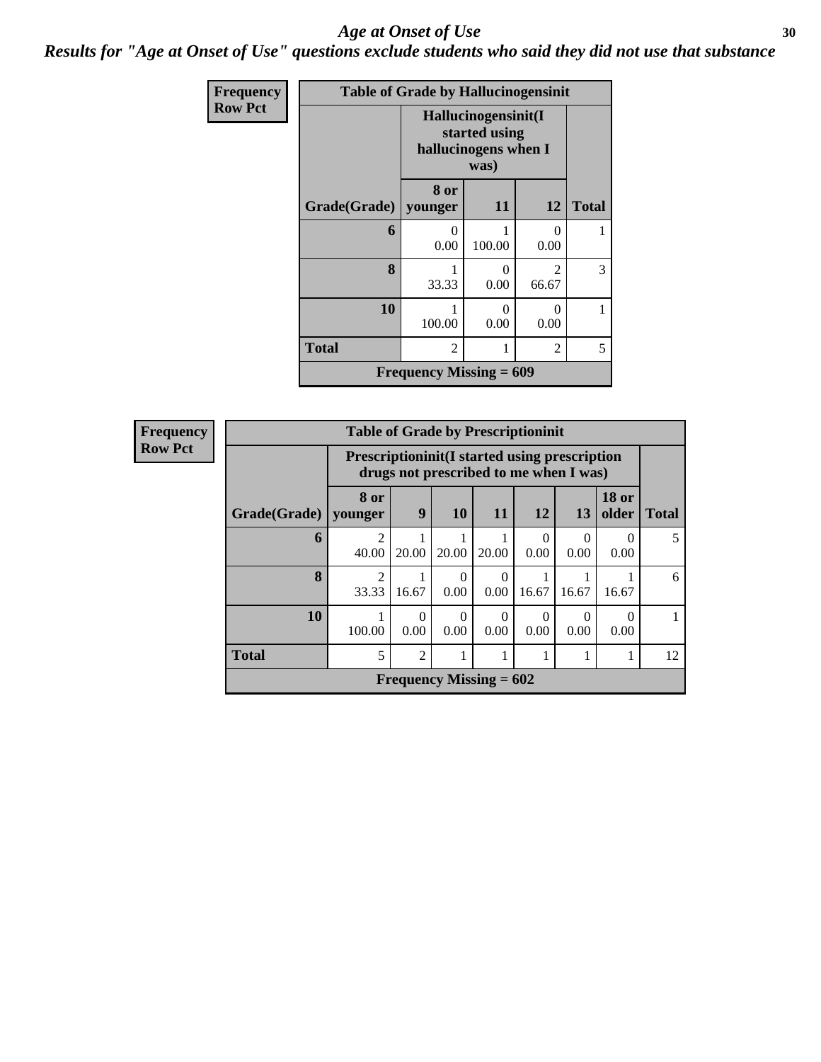## Age at Onset of Use

### Results for "Age at Onset of Use" questions exclude students who said they did not use that substance

**Frequency**
**Row Pct**

| Table of Grade by Hallucinogensinit | | | | |
|---|---|---|---|---|
| | Hallucinogensinit(I started using hallucinogens when I was) | | | |
| Grade(Grade) | 8 or younger | 11 | 12 | Total |
| 6 | 0<br>0.00 | 1<br>100.00 | 0<br>0.00 | 1 |
| 8 | 1<br>33.33 | 0<br>0.00 | 2<br>66.67 | 3 |
| 10 | 1<br>100.00 | 0<br>0.00 | 0<br>0.00 | 1 |
| Total | 2 | 1 | 2 | 5 |
| Frequency Missing = 609 | | | | |

**Frequency**
**Row Pct**

| Table of Grade by Prescriptioninit | | | | | | | | |
|---|---|---|---|---|---|---|---|---|
| | Prescriptioninit(I started using prescription drugs not prescribed to me when I was) | | | | | | | |
| Grade(Grade) | 8 or younger | 9 | 10 | 11 | 12 | 13 | 18 or older | Total |
| 6 | 2<br>40.00 | 1<br>20.00 | 1<br>20.00 | 1<br>20.00 | 0<br>0.00 | 0<br>0.00 | 0<br>0.00 | 5 |
| 8 | 2<br>33.33 | 1<br>16.67 | 0<br>0.00 | 0<br>0.00 | 1<br>16.67 | 1<br>16.67 | 1<br>16.67 | 6 |
| 10 | 1<br>100.00 | 0<br>0.00 | 0<br>0.00 | 0<br>0.00 | 0<br>0.00 | 0<br>0.00 | 0<br>0.00 | 1 |
| Total | 5 | 2 | 1 | 1 | 1 | 1 | 1 | 12 |
| Frequency Missing = 602 | | | | | | | | |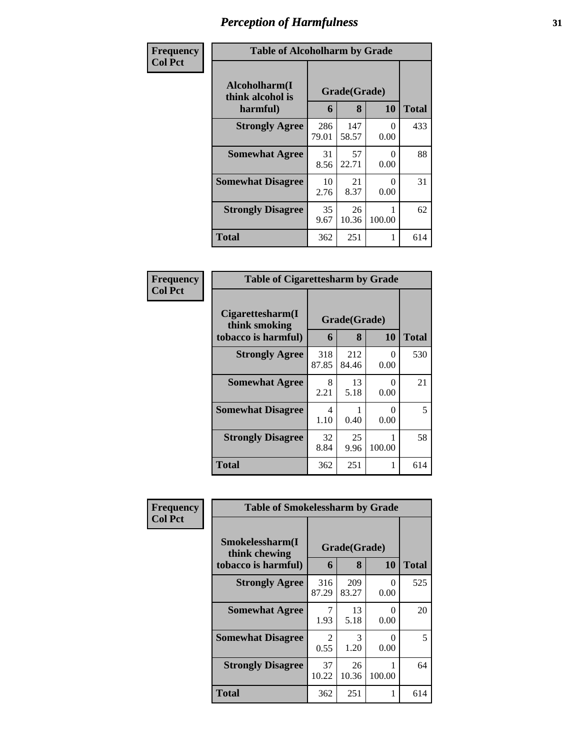# Perception of Harmfulness

**Frequency**
**Col Pct**

| Table of Alcoholharm by Grade | | | | |
|---|---|---|---|---|
| Alcoholharm(I think alcohol is harmful) | Grade(Grade) | | | Total |
| | 6 | 8 | 10 | |
| **Strongly Agree** | 286<br>79.01 | 147<br>58.57 | 0<br>0.00 | 433 |
| **Somewhat Agree** | 31<br>8.56 | 57<br>22.71 | 0<br>0.00 | 88 |
| **Somewhat Disagree** | 10<br>2.76 | 21<br>8.37 | 0<br>0.00 | 31 |
| **Strongly Disagree** | 35<br>9.67 | 26<br>10.36 | 1<br>100.00 | 62 |
| **Total** | 362 | 251 | 1 | 614 |

**Frequency**
**Col Pct**

| Table of Cigarettesharm by Grade | | | | |
|---|---|---|---|---|
| Cigarettesharm(I think smoking tobacco is harmful) | Grade(Grade) | | | Total |
| | 6 | 8 | 10 | |
| **Strongly Agree** | 318<br>87.85 | 212<br>84.46 | 0<br>0.00 | 530 |
| **Somewhat Agree** | 8<br>2.21 | 13<br>5.18 | 0<br>0.00 | 21 |
| **Somewhat Disagree** | 4<br>1.10 | 1<br>0.40 | 0<br>0.00 | 5 |
| **Strongly Disagree** | 32<br>8.84 | 25<br>9.96 | 1<br>100.00 | 58 |
| **Total** | 362 | 251 | 1 | 614 |

**Frequency**
**Col Pct**

| Table of Smokelessharm by Grade | | | | |
|---|---|---|---|---|
| Smokelessharm(I think chewing tobacco is harmful) | Grade(Grade) | | | Total |
| | 6 | 8 | 10 | |
| **Strongly Agree** | 316<br>87.29 | 209<br>83.27 | 0<br>0.00 | 525 |
| **Somewhat Agree** | 7<br>1.93 | 13<br>5.18 | 0<br>0.00 | 20 |
| **Somewhat Disagree** | 2<br>0.55 | 3<br>1.20 | 0<br>0.00 | 5 |
| **Strongly Disagree** | 37<br>10.22 | 26<br>10.36 | 1<br>100.00 | 64 |
| **Total** | 362 | 251 | 1 | 614 |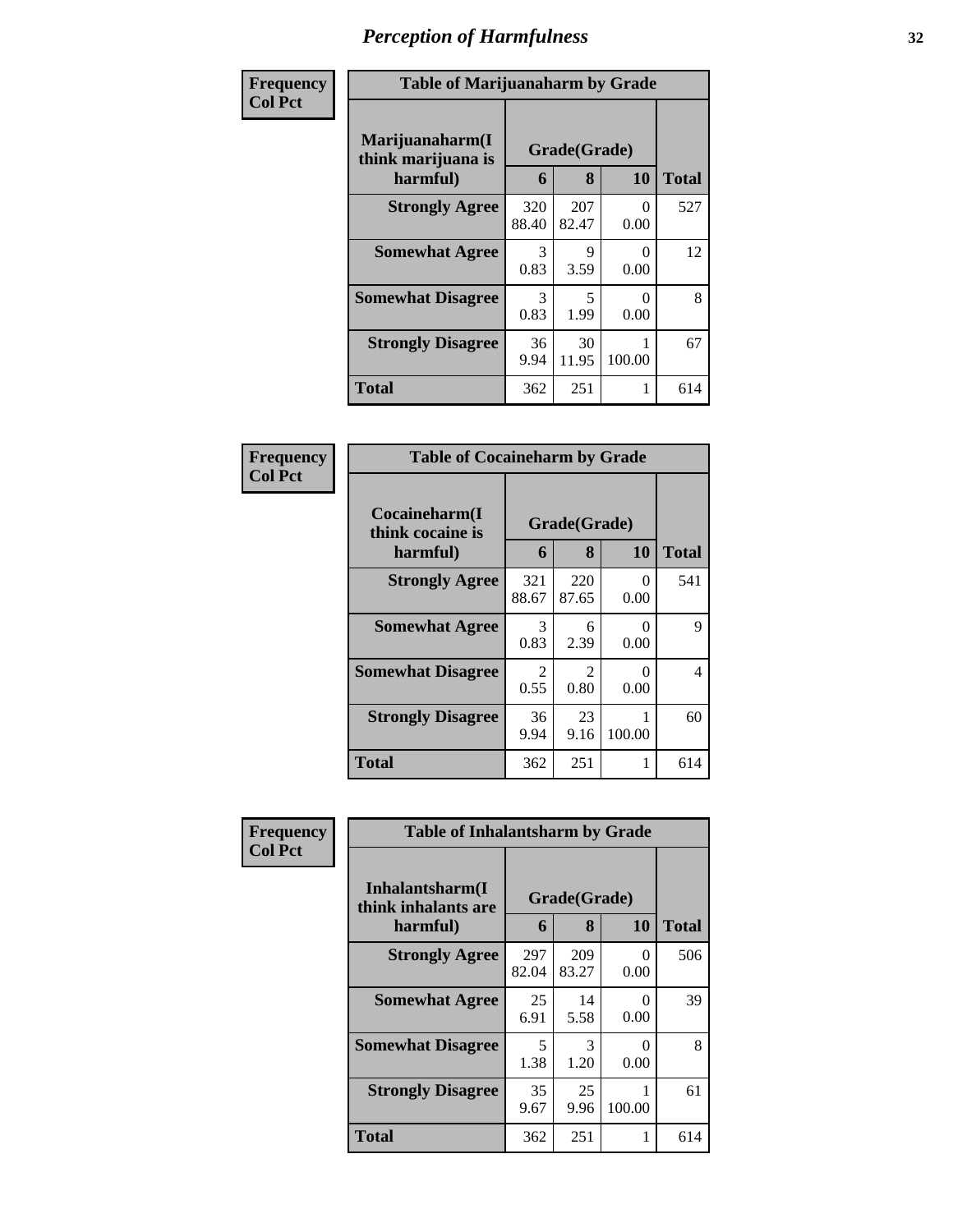# Perception of Harmfulness

| Frequency<br>Col Pct | Table of Marijuanaharm by Grade | | | |
|---|---|---|---|---|
| **Marijuanaharm(I think marijuana is harmful)** | **Grade(Grade)** | | | |
| | **6** | **8** | **10** | **Total** |
| **Strongly Agree** | 320<br>88.40 | 207<br>82.47 | 0<br>0.00 | 527 |
| **Somewhat Agree** | 3<br>0.83 | 9<br>3.59 | 0<br>0.00 | 12 |
| **Somewhat Disagree** | 3<br>0.83 | 5<br>1.99 | 0<br>0.00 | 8 |
| **Strongly Disagree** | 36<br>9.94 | 30<br>11.95 | 1<br>100.00 | 67 |
| **Total** | 362 | 251 | 1 | 614 |

| Frequency<br>Col Pct | Table of Cocaineharm by Grade | | | |
|---|---|---|---|---|
| **Cocaineharm(I think cocaine is harmful)** | **Grade(Grade)** | | | |
| | **6** | **8** | **10** | **Total** |
| **Strongly Agree** | 321<br>88.67 | 220<br>87.65 | 0<br>0.00 | 541 |
| **Somewhat Agree** | 3<br>0.83 | 6<br>2.39 | 0<br>0.00 | 9 |
| **Somewhat Disagree** | 2<br>0.55 | 2<br>0.80 | 0<br>0.00 | 4 |
| **Strongly Disagree** | 36<br>9.94 | 23<br>9.16 | 1<br>100.00 | 60 |
| **Total** | 362 | 251 | 1 | 614 |

| Frequency<br>Col Pct | Table of Inhalantsharm by Grade | | | |
|---|---|---|---|---|
| **Inhalantsharm(I think inhalants are harmful)** | **Grade(Grade)** | | | |
| | **6** | **8** | **10** | **Total** |
| **Strongly Agree** | 297<br>82.04 | 209<br>83.27 | 0<br>0.00 | 506 |
| **Somewhat Agree** | 25<br>6.91 | 14<br>5.58 | 0<br>0.00 | 39 |
| **Somewhat Disagree** | 5<br>1.38 | 3<br>1.20 | 0<br>0.00 | 8 |
| **Strongly Disagree** | 35<br>9.67 | 25<br>9.96 | 1<br>100.00 | 61 |
| **Total** | 362 | 251 | 1 | 614 |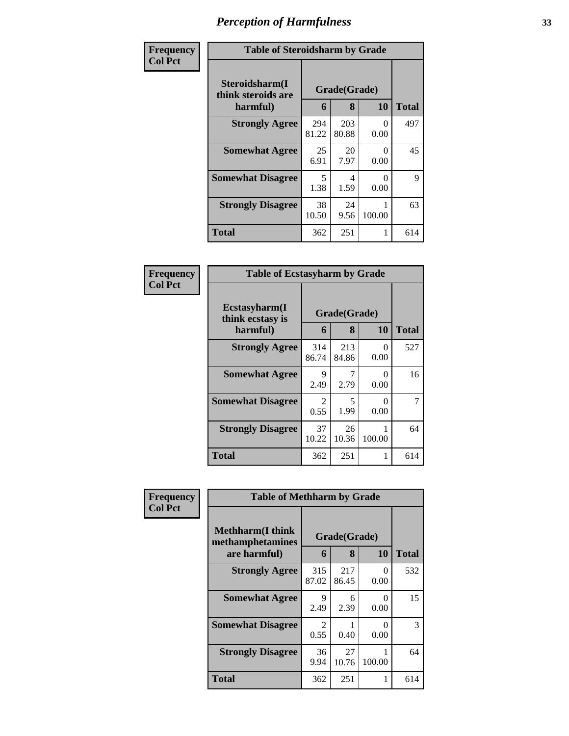# Perception of Harmfulness

**Frequency**
**Col Pct**

| Table of Steroidsharm by Grade | | | | |
|---|---|---|---|---|
| **Steroidsharm(I think steroids are harmful)** | **Grade(Grade)** | | | **Total** |
| | **6** | **8** | **10** | |
| **Strongly Agree** | 294<br>81.22 | 203<br>80.88 | 0<br>0.00 | 497 |
| **Somewhat Agree** | 25<br>6.91 | 20<br>7.97 | 0<br>0.00 | 45 |
| **Somewhat Disagree** | 5<br>1.38 | 4<br>1.59 | 0<br>0.00 | 9 |
| **Strongly Disagree** | 38<br>10.50 | 24<br>9.56 | 1<br>100.00 | 63 |
| **Total** | 362 | 251 | 1 | 614 |

**Frequency**
**Col Pct**

| Table of Ecstasyharm by Grade | | | | |
|---|---|---|---|---|
| **Ecstasyharm(I think ecstasy is harmful)** | **Grade(Grade)** | | | **Total** |
| | **6** | **8** | **10** | |
| **Strongly Agree** | 314<br>86.74 | 213<br>84.86 | 0<br>0.00 | 527 |
| **Somewhat Agree** | 9<br>2.49 | 7<br>2.79 | 0<br>0.00 | 16 |
| **Somewhat Disagree** | 2<br>0.55 | 5<br>1.99 | 0<br>0.00 | 7 |
| **Strongly Disagree** | 37<br>10.22 | 26<br>10.36 | 1<br>100.00 | 64 |
| **Total** | 362 | 251 | 1 | 614 |

**Frequency**
**Col Pct**

| Table of Methharm by Grade | | | | |
|---|---|---|---|---|
| **Methharm(I think methamphetamines are harmful)** | **Grade(Grade)** | | | **Total** |
| | **6** | **8** | **10** | |
| **Strongly Agree** | 315<br>87.02 | 217<br>86.45 | 0<br>0.00 | 532 |
| **Somewhat Agree** | 9<br>2.49 | 6<br>2.39 | 0<br>0.00 | 15 |
| **Somewhat Disagree** | 2<br>0.55 | 1<br>0.40 | 0<br>0.00 | 3 |
| **Strongly Disagree** | 36<br>9.94 | 27<br>10.76 | 1<br>100.00 | 64 |
| **Total** | 362 | 251 | 1 | 614 |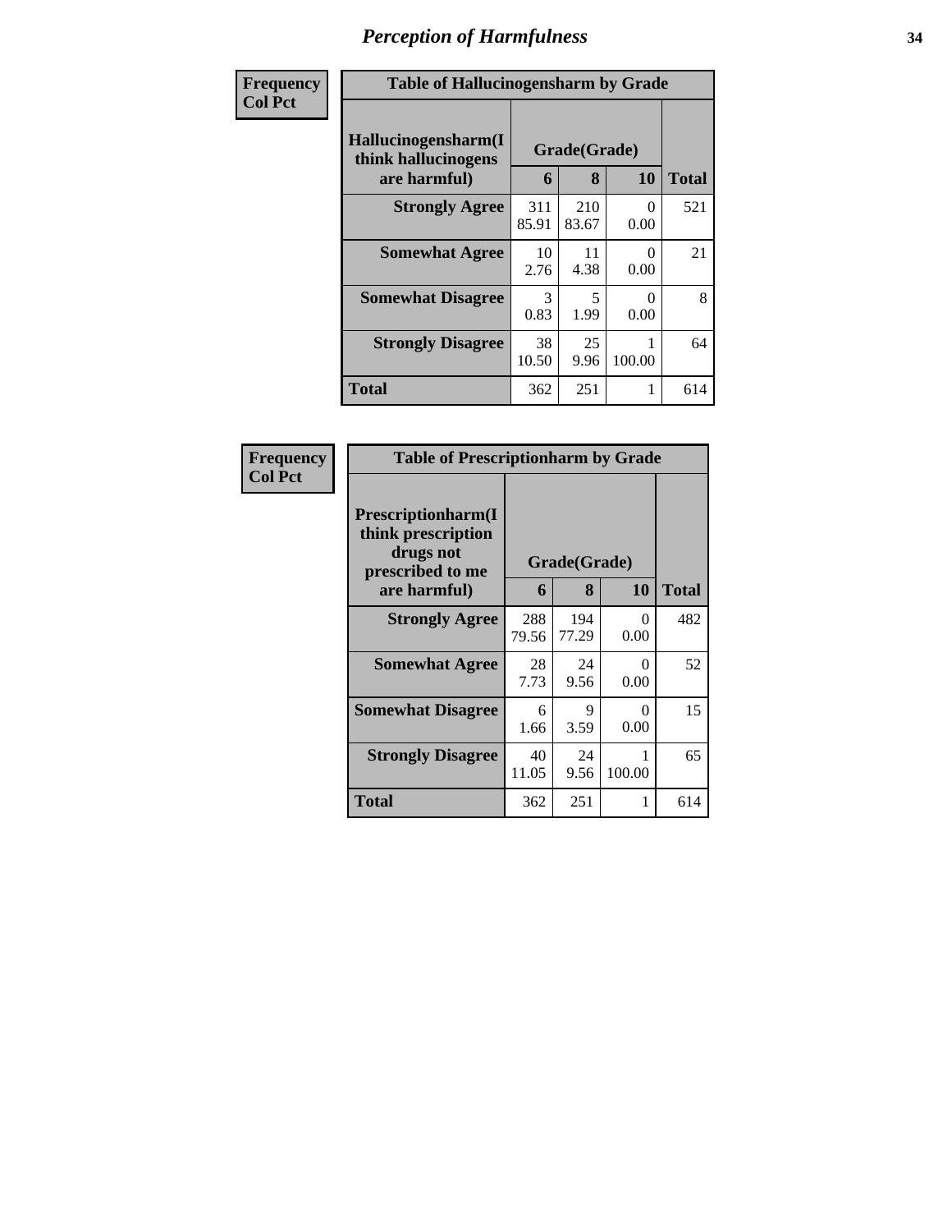# Perception of Harmfulness

**Frequency**
**Col Pct**

| Table of Hallucinogensharm by Grade | | | | |
|---|---|---|---|---|
| **Hallucinogensharm(I think hallucinogens are harmful)** | **Grade(Grade)** | | | **Total** |
| | **6** | **8** | **10** | |
| **Strongly Agree** | 311<br>85.91 | 210<br>83.67 | 0<br>0.00 | 521 |
| **Somewhat Agree** | 10<br>2.76 | 11<br>4.38 | 0<br>0.00 | 21 |
| **Somewhat Disagree** | 3<br>0.83 | 5<br>1.99 | 0<br>0.00 | 8 |
| **Strongly Disagree** | 38<br>10.50 | 25<br>9.96 | 1<br>100.00 | 64 |
| **Total** | 362 | 251 | 1 | 614 |

**Frequency**
**Col Pct**

| Table of Prescriptionharm by Grade | | | | |
|---|---|---|---|---|
| **Prescriptionharm(I think prescription drugs not prescribed to me are harmful)** | **Grade(Grade)** | | | **Total** |
| | **6** | **8** | **10** | |
| **Strongly Agree** | 288<br>79.56 | 194<br>77.29 | 0<br>0.00 | 482 |
| **Somewhat Agree** | 28<br>7.73 | 24<br>9.56 | 0<br>0.00 | 52 |
| **Somewhat Disagree** | 6<br>1.66 | 9<br>3.59 | 0<br>0.00 | 15 |
| **Strongly Disagree** | 40<br>11.05 | 24<br>9.56 | 1<br>100.00 | 65 |
| **Total** | 362 | 251 | 1 | 614 |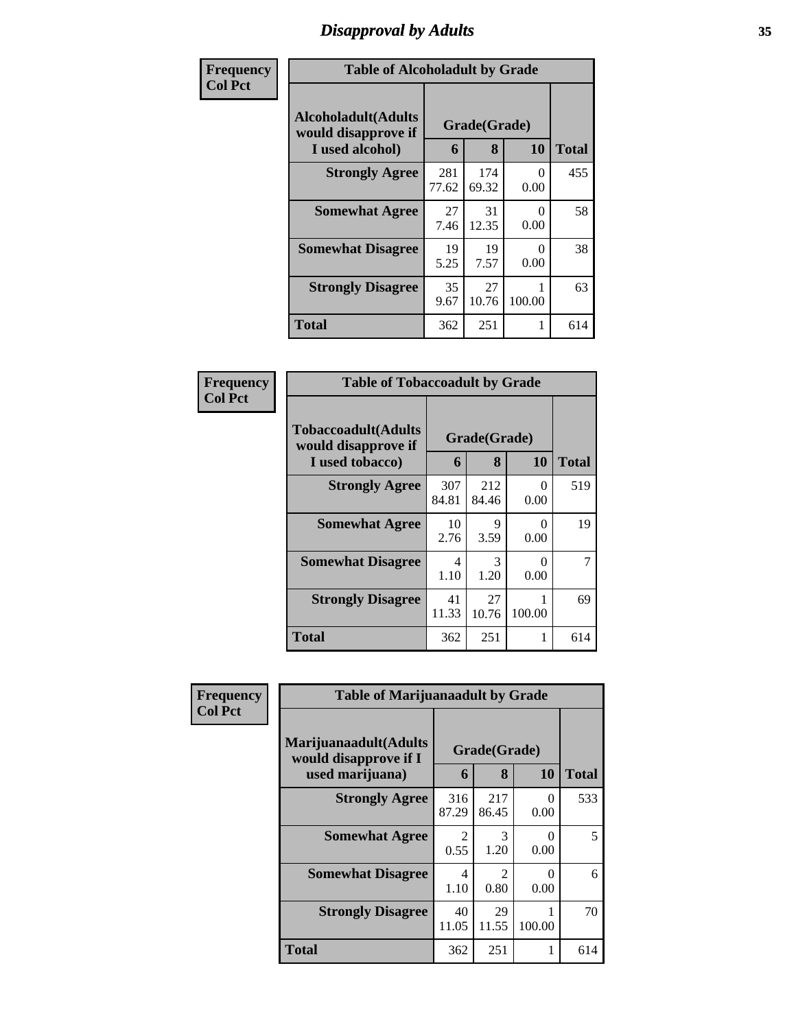# Disapproval by Adults

**Frequency**
**Col Pct**

| Table of Alcoholadult by Grade | | | | |
|---|---|---|---|---|
| Alcoholadult(Adults would disapprove if I used alcohol) | Grade(Grade) | | | Total |
| | 6 | 8 | 10 | |
| Strongly Agree | 281<br>77.62 | 174<br>69.32 | 0<br>0.00 | 455 |
| Somewhat Agree | 27<br>7.46 | 31<br>12.35 | 0<br>0.00 | 58 |
| Somewhat Disagree | 19<br>5.25 | 19<br>7.57 | 0<br>0.00 | 38 |
| Strongly Disagree | 35<br>9.67 | 27<br>10.76 | 1<br>100.00 | 63 |
| Total | 362 | 251 | 1 | 614 |

**Frequency**
**Col Pct**

| Table of Tobaccoadult by Grade | | | | |
|---|---|---|---|---|
| Tobaccoadult(Adults would disapprove if I used tobacco) | Grade(Grade) | | | Total |
| | 6 | 8 | 10 | |
| Strongly Agree | 307<br>84.81 | 212<br>84.46 | 0<br>0.00 | 519 |
| Somewhat Agree | 10<br>2.76 | 9<br>3.59 | 0<br>0.00 | 19 |
| Somewhat Disagree | 4<br>1.10 | 3<br>1.20 | 0<br>0.00 | 7 |
| Strongly Disagree | 41<br>11.33 | 27<br>10.76 | 1<br>100.00 | 69 |
| Total | 362 | 251 | 1 | 614 |

**Frequency**
**Col Pct**

| Table of Marijuanaadult by Grade | | | | |
|---|---|---|---|---|
| Marijuanaadult(Adults would disapprove if I used marijuana) | Grade(Grade) | | | Total |
| | 6 | 8 | 10 | |
| Strongly Agree | 316<br>87.29 | 217<br>86.45 | 0<br>0.00 | 533 |
| Somewhat Agree | 2<br>0.55 | 3<br>1.20 | 0<br>0.00 | 5 |
| Somewhat Disagree | 4<br>1.10 | 2<br>0.80 | 0<br>0.00 | 6 |
| Strongly Disagree | 40<br>11.05 | 29<br>11.55 | 1<br>100.00 | 70 |
| Total | 362 | 251 | 1 | 614 |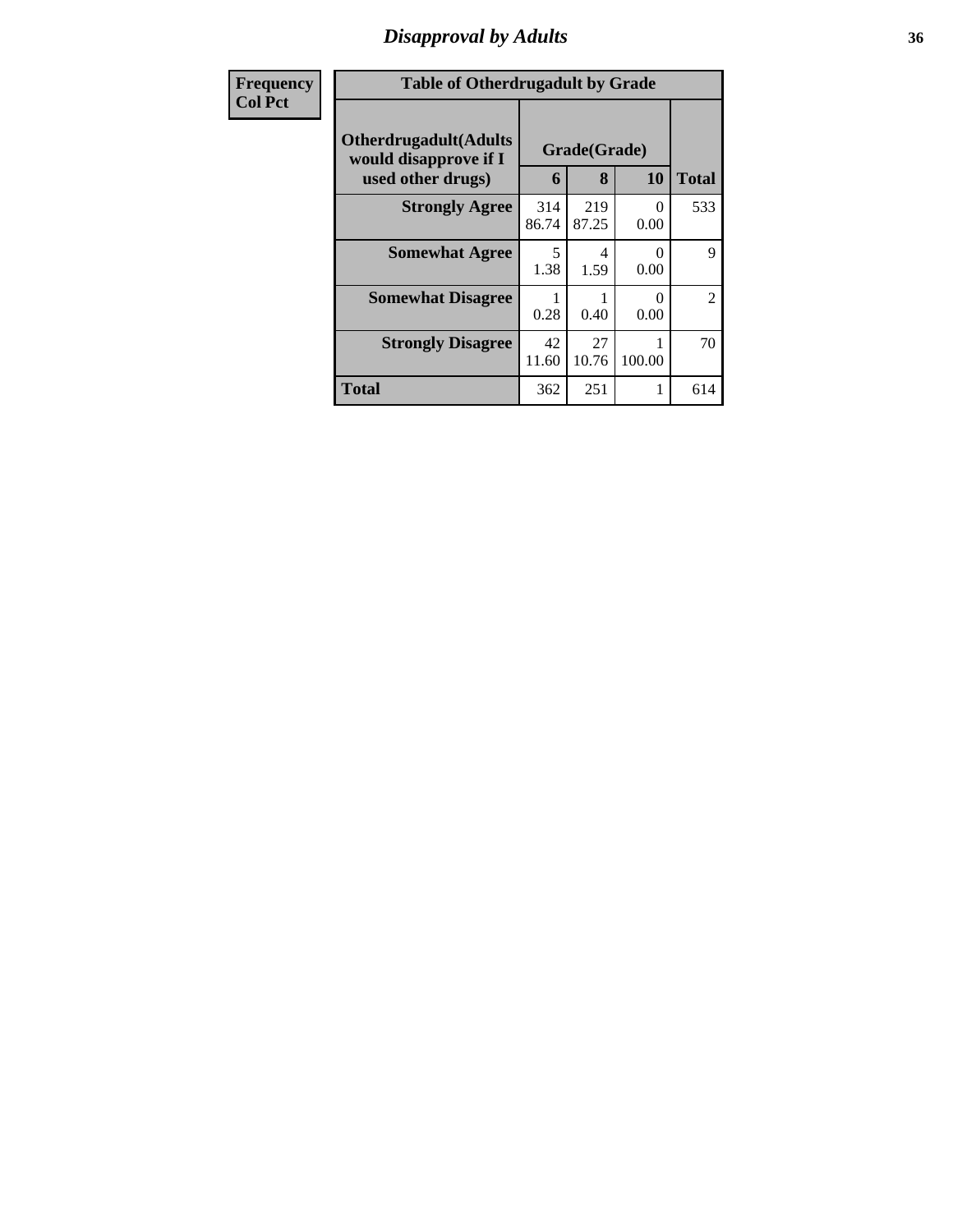# Disapproval by Adults

| Frequency Col Pct | Table of Otherdrugadult by Grade | | | |
|---|---|---|---|---|
| Otherdrugadult(Adults would disapprove if I used other drugs) | Grade(Grade) | | | |
| | 6 | 8 | 10 | Total |
| **Strongly Agree** | 314<br>86.74 | 219<br>87.25 | 0<br>0.00 | 533 |
| **Somewhat Agree** | 5<br>1.38 | 4<br>1.59 | 0<br>0.00 | 9 |
| **Somewhat Disagree** | 1<br>0.28 | 1<br>0.40 | 0<br>0.00 | 2 |
| **Strongly Disagree** | 42<br>11.60 | 27<br>10.76 | 1<br>100.00 | 70 |
| **Total** | 362 | 251 | 1 | 614 |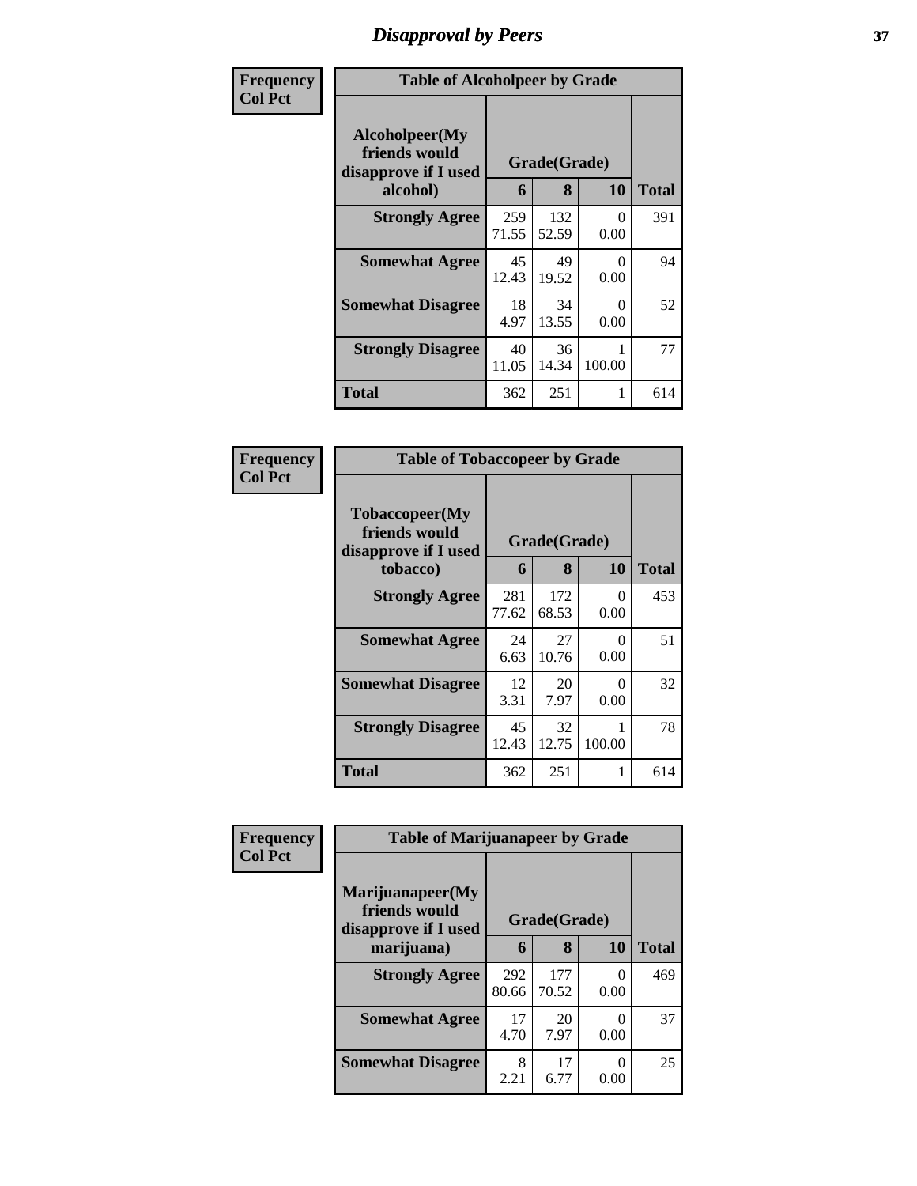## Disapproval by Peers

**Frequency Col Pct**

| Table of Alcoholpeer by Grade | | | | |
|---|---|---|---|---|
| Alcoholpeer(My friends would disapprove if I used alcohol) | Grade(Grade) | | | Total |
| | 6 | 8 | 10 | |
| **Strongly Agree** | 259<br>71.55 | 132<br>52.59 | 0<br>0.00 | 391 |
| **Somewhat Agree** | 45<br>12.43 | 49<br>19.52 | 0<br>0.00 | 94 |
| **Somewhat Disagree** | 18<br>4.97 | 34<br>13.55 | 0<br>0.00 | 52 |
| **Strongly Disagree** | 40<br>11.05 | 36<br>14.34 | 1<br>100.00 | 77 |
| **Total** | 362 | 251 | 1 | 614 |

**Frequency Col Pct**

| Table of Tobaccopeer by Grade | | | | |
|---|---|---|---|---|
| Tobaccopeer(My friends would disapprove if I used tobacco) | Grade(Grade) | | | Total |
| | 6 | 8 | 10 | |
| **Strongly Agree** | 281<br>77.62 | 172<br>68.53 | 0<br>0.00 | 453 |
| **Somewhat Agree** | 24<br>6.63 | 27<br>10.76 | 0<br>0.00 | 51 |
| **Somewhat Disagree** | 12<br>3.31 | 20<br>7.97 | 0<br>0.00 | 32 |
| **Strongly Disagree** | 45<br>12.43 | 32<br>12.75 | 1<br>100.00 | 78 |
| **Total** | 362 | 251 | 1 | 614 |

**Frequency Col Pct**

| Table of Marijuanapeer by Grade | | | | |
|---|---|---|---|---|
| Marijuanapeer(My friends would disapprove if I used marijuana) | Grade(Grade) | | | Total |
| | 6 | 8 | 10 | |
| **Strongly Agree** | 292<br>80.66 | 177<br>70.52 | 0<br>0.00 | 469 |
| **Somewhat Agree** | 17<br>4.70 | 20<br>7.97 | 0<br>0.00 | 37 |
| **Somewhat Disagree** | 8<br>2.21 | 17<br>6.77 | 0<br>0.00 | 25 |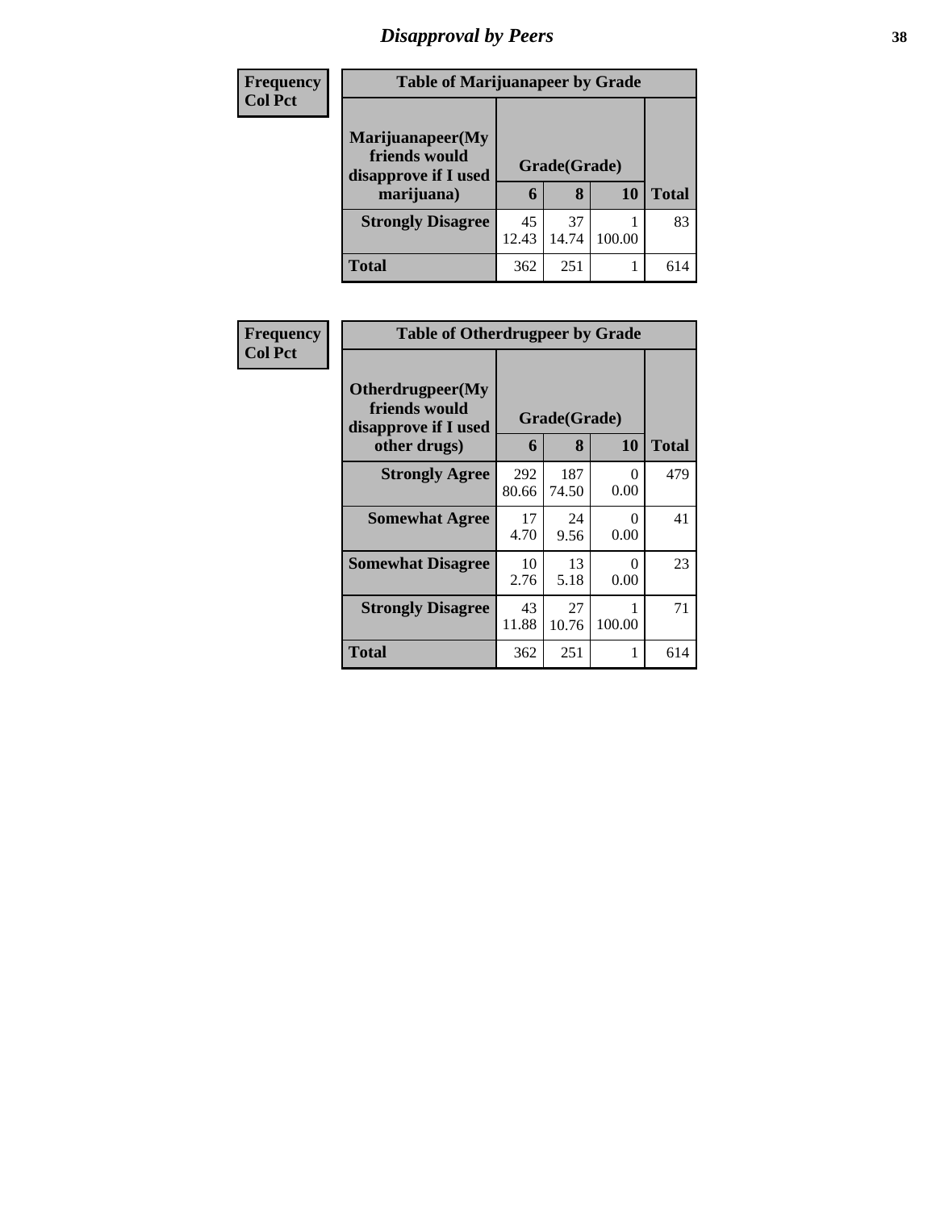# Disapproval by Peers

| Frequency Col Pct | Table of Marijuanapeer by Grade | | | |
|---|---|---|---|---|
| Marijuanapeer(My friends would disapprove if I used marijuana) | Grade(Grade) | | | Total |
| | 6 | 8 | 10 | |
| Strongly Disagree | 45 12.43 | 37 14.74 | 1 100.00 | 83 |
| Total | 362 | 251 | 1 | 614 |

| Frequency Col Pct | Table of Otherdrugpeer by Grade | | | |
|---|---|---|---|---|
| Otherdrugpeer(My friends would disapprove if I used other drugs) | Grade(Grade) | | | Total |
| | 6 | 8 | 10 | |
| Strongly Agree | 292 80.66 | 187 74.50 | 0 0.00 | 479 |
| Somewhat Agree | 17 4.70 | 24 9.56 | 0 0.00 | 41 |
| Somewhat Disagree | 10 2.76 | 13 5.18 | 0 0.00 | 23 |
| Strongly Disagree | 43 11.88 | 27 10.76 | 1 100.00 | 71 |
| Total | 362 | 251 | 1 | 614 |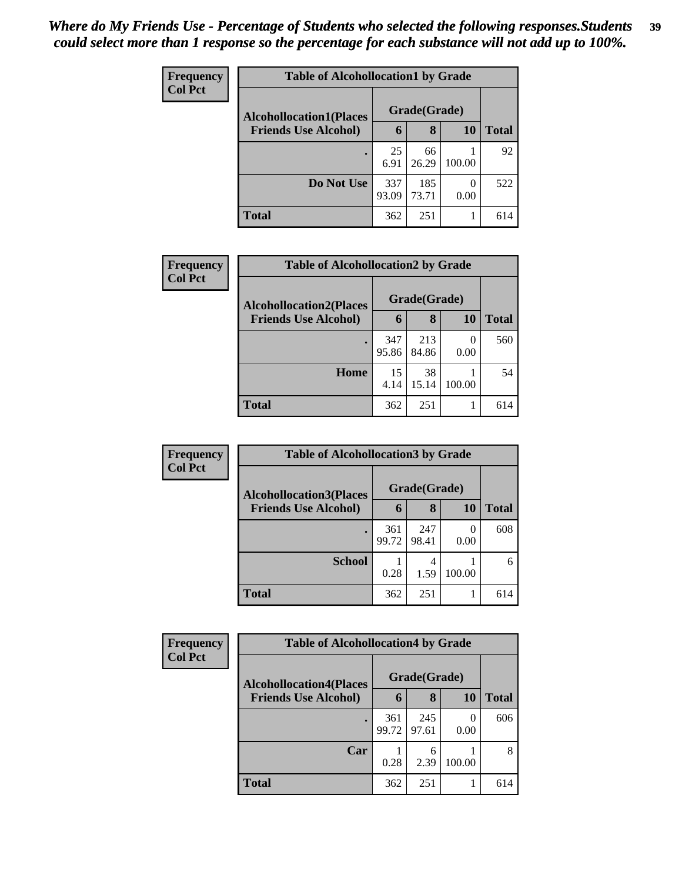*Where do My Friends Use - Percentage of Students who selected the following responses.Students could select more than 1 response so the percentage for each substance will not add up to 100%.*

**Frequency**
**Col Pct**

| Table of Alcohollocation1 by Grade | | | | |
|---|---|---|---|---|
| **Alcohollocation1(Places Friends Use Alcohol)** | **Grade(Grade)** | | | **Total** |
| | **6** | **8** | **10** | |
| **.** | 25<br>6.91 | 66<br>26.29 | 1<br>100.00 | 92 |
| **Do Not Use** | 337<br>93.09 | 185<br>73.71 | 0<br>0.00 | 522 |
| **Total** | 362 | 251 | 1 | 614 |

**Frequency**
**Col Pct**

| Table of Alcohollocation2 by Grade | | | | |
|---|---|---|---|---|
| **Alcohollocation2(Places Friends Use Alcohol)** | **Grade(Grade)** | | | **Total** |
| | **6** | **8** | **10** | |
| **.** | 347<br>95.86 | 213<br>84.86 | 0<br>0.00 | 560 |
| **Home** | 15<br>4.14 | 38<br>15.14 | 1<br>100.00 | 54 |
| **Total** | 362 | 251 | 1 | 614 |

**Frequency**
**Col Pct**

| Table of Alcohollocation3 by Grade | | | | |
|---|---|---|---|---|
| **Alcohollocation3(Places Friends Use Alcohol)** | **Grade(Grade)** | | | **Total** |
| | **6** | **8** | **10** | |
| **.** | 361<br>99.72 | 247<br>98.41 | 0<br>0.00 | 608 |
| **School** | 1<br>0.28 | 4<br>1.59 | 1<br>100.00 | 6 |
| **Total** | 362 | 251 | 1 | 614 |

**Frequency**
**Col Pct**

| Table of Alcohollocation4 by Grade | | | | |
|---|---|---|---|---|
| **Alcohollocation4(Places Friends Use Alcohol)** | **Grade(Grade)** | | | **Total** |
| | **6** | **8** | **10** | |
| **.** | 361<br>99.72 | 245<br>97.61 | 0<br>0.00 | 606 |
| **Car** | 1<br>0.28 | 6<br>2.39 | 1<br>100.00 | 8 |
| **Total** | 362 | 251 | 1 | 614 |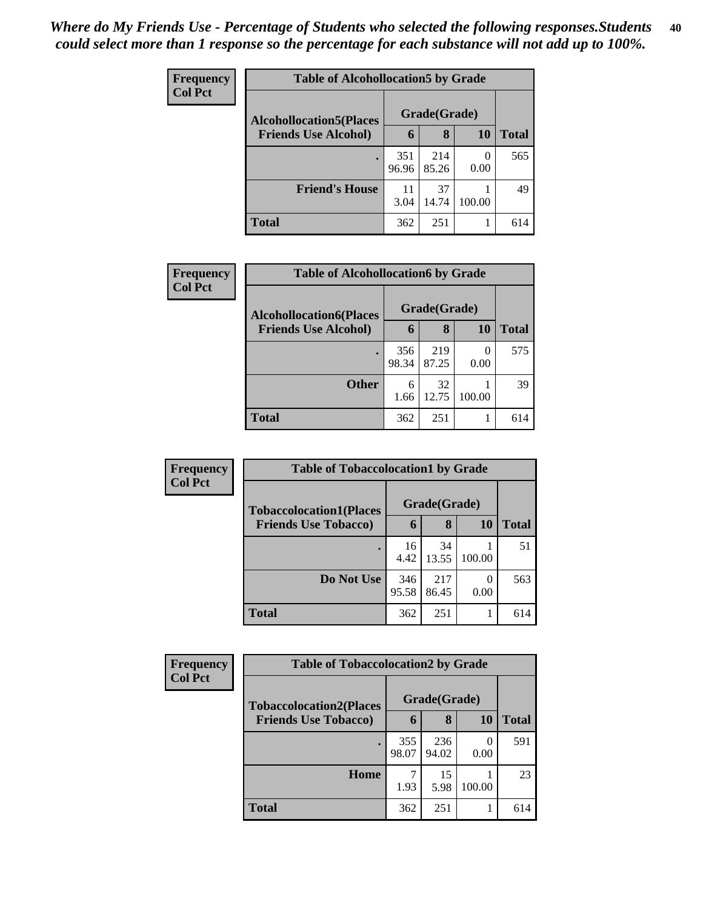*Where do My Friends Use - Percentage of Students who selected the following responses.Students could select more than 1 response so the percentage for each substance will not add up to 100%.*

**Frequency / Col Pct**

| Table of Alcohollocation5 by Grade | | | | |
|---|---|---|---|---|
| **Alcohollocation5(Places Friends Use Alcohol)** | **Grade(Grade)** | | | **Total** |
| | **6** | **8** | **10** | |
| **.** | 351<br>96.96 | 214<br>85.26 | 0<br>0.00 | 565 |
| **Friend's House** | 11<br>3.04 | 37<br>14.74 | 1<br>100.00 | 49 |
| **Total** | 362 | 251 | 1 | 614 |

**Frequency / Col Pct**

| Table of Alcohollocation6 by Grade | | | | |
|---|---|---|---|---|
| **Alcohollocation6(Places Friends Use Alcohol)** | **Grade(Grade)** | | | **Total** |
| | **6** | **8** | **10** | |
| **.** | 356<br>98.34 | 219<br>87.25 | 0<br>0.00 | 575 |
| **Other** | 6<br>1.66 | 32<br>12.75 | 1<br>100.00 | 39 |
| **Total** | 362 | 251 | 1 | 614 |

**Frequency / Col Pct**

| Table of Tobaccolocation1 by Grade | | | | |
|---|---|---|---|---|
| **Tobaccolocation1(Places Friends Use Tobacco)** | **Grade(Grade)** | | | **Total** |
| | **6** | **8** | **10** | |
| **.** | 16<br>4.42 | 34<br>13.55 | 1<br>100.00 | 51 |
| **Do Not Use** | 346<br>95.58 | 217<br>86.45 | 0<br>0.00 | 563 |
| **Total** | 362 | 251 | 1 | 614 |

**Frequency / Col Pct**

| Table of Tobaccolocation2 by Grade | | | | |
|---|---|---|---|---|
| **Tobaccolocation2(Places Friends Use Tobacco)** | **Grade(Grade)** | | | **Total** |
| | **6** | **8** | **10** | |
| **.** | 355<br>98.07 | 236<br>94.02 | 0<br>0.00 | 591 |
| **Home** | 7<br>1.93 | 15<br>5.98 | 1<br>100.00 | 23 |
| **Total** | 362 | 251 | 1 | 614 |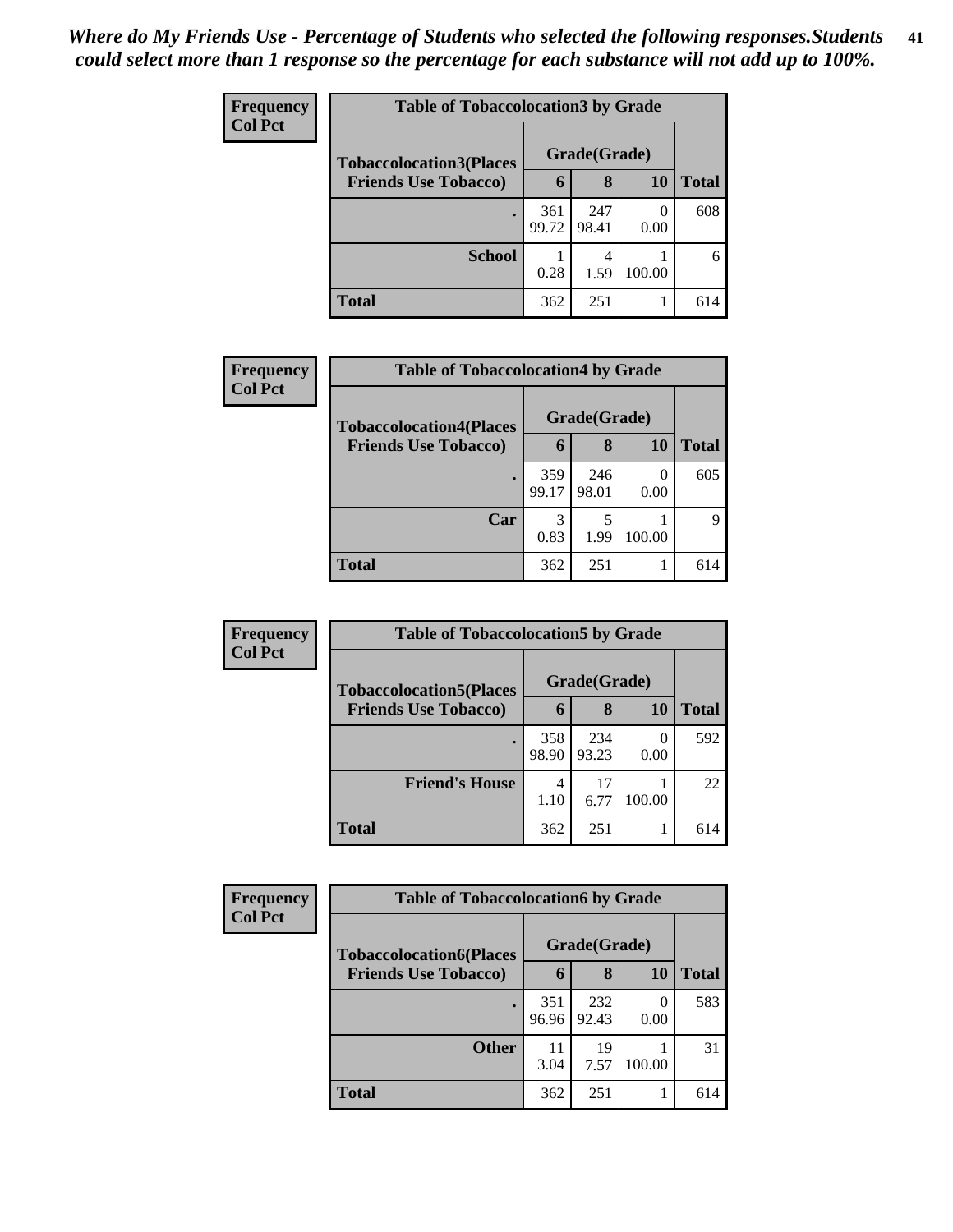*Where do My Friends Use - Percentage of Students who selected the following responses.Students could select more than 1 response so the percentage for each substance will not add up to 100%.*

**Frequency**
**Col Pct**

| Table of Tobaccolocation3 by Grade | | | | |
|---|---|---|---|---|
| **Tobaccolocation3(Places Friends Use Tobacco)** | **Grade(Grade)** | | | **Total** |
| | **6** | **8** | **10** | |
| **.** | 361<br>99.72 | 247<br>98.41 | 0<br>0.00 | 608 |
| **School** | 1<br>0.28 | 4<br>1.59 | 1<br>100.00 | 6 |
| **Total** | 362 | 251 | 1 | 614 |

**Frequency**
**Col Pct**

| Table of Tobaccolocation4 by Grade | | | | |
|---|---|---|---|---|
| **Tobaccolocation4(Places Friends Use Tobacco)** | **Grade(Grade)** | | | **Total** |
| | **6** | **8** | **10** | |
| **.** | 359<br>99.17 | 246<br>98.01 | 0<br>0.00 | 605 |
| **Car** | 3<br>0.83 | 5<br>1.99 | 1<br>100.00 | 9 |
| **Total** | 362 | 251 | 1 | 614 |

**Frequency**
**Col Pct**

| Table of Tobaccolocation5 by Grade | | | | |
|---|---|---|---|---|
| **Tobaccolocation5(Places Friends Use Tobacco)** | **Grade(Grade)** | | | **Total** |
| | **6** | **8** | **10** | |
| **.** | 358<br>98.90 | 234<br>93.23 | 0<br>0.00 | 592 |
| **Friend's House** | 4<br>1.10 | 17<br>6.77 | 1<br>100.00 | 22 |
| **Total** | 362 | 251 | 1 | 614 |

**Frequency**
**Col Pct**

| Table of Tobaccolocation6 by Grade | | | | |
|---|---|---|---|---|
| **Tobaccolocation6(Places Friends Use Tobacco)** | **Grade(Grade)** | | | **Total** |
| | **6** | **8** | **10** | |
| **.** | 351<br>96.96 | 232<br>92.43 | 0<br>0.00 | 583 |
| **Other** | 11<br>3.04 | 19<br>7.57 | 1<br>100.00 | 31 |
| **Total** | 362 | 251 | 1 | 614 |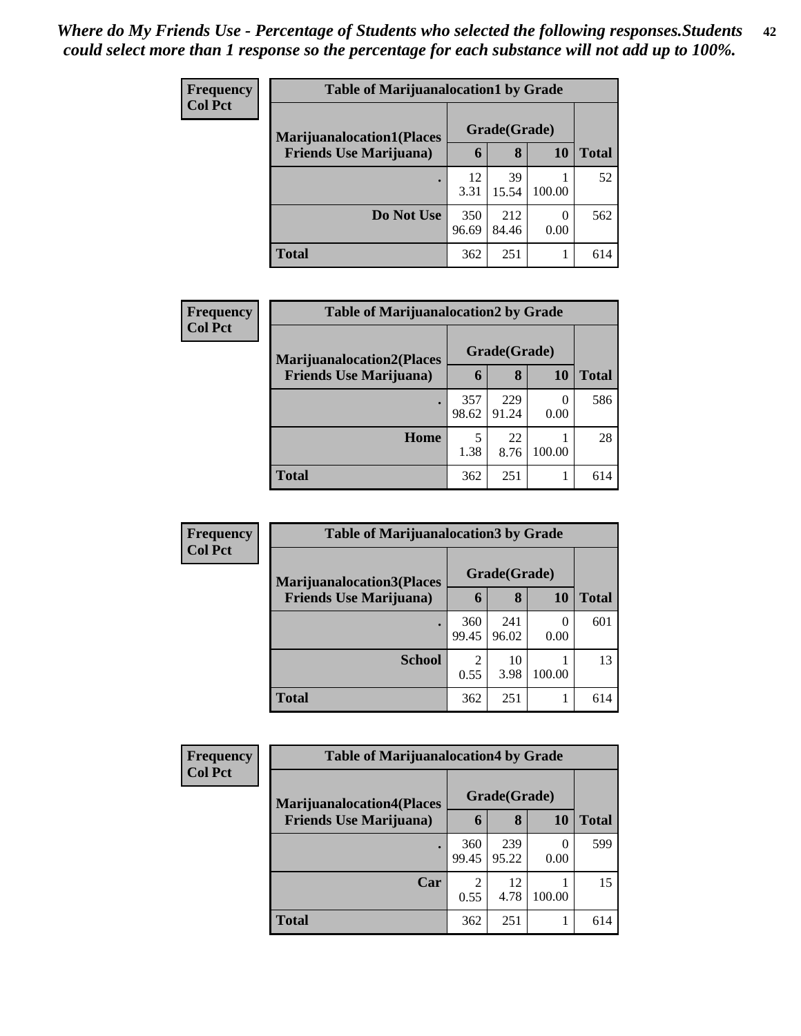*Where do My Friends Use - Percentage of Students who selected the following responses.Students could select more than 1 response so the percentage for each substance will not add up to 100%.*

**Frequency**
**Col Pct**

| Table of Marijuanalocation1 by Grade | | | | |
|---|---|---|---|---|
| **Marijuanalocation1(Places Friends Use Marijuana)** | **Grade(Grade)** | | | **Total** |
| | **6** | **8** | **10** | |
| **.** | 12<br>3.31 | 39<br>15.54 | 1<br>100.00 | 52 |
| **Do Not Use** | 350<br>96.69 | 212<br>84.46 | 0<br>0.00 | 562 |
| **Total** | 362 | 251 | 1 | 614 |

**Frequency**
**Col Pct**

| Table of Marijuanalocation2 by Grade | | | | |
|---|---|---|---|---|
| **Marijuanalocation2(Places Friends Use Marijuana)** | **Grade(Grade)** | | | **Total** |
| | **6** | **8** | **10** | |
| **.** | 357<br>98.62 | 229<br>91.24 | 0<br>0.00 | 586 |
| **Home** | 5<br>1.38 | 22<br>8.76 | 1<br>100.00 | 28 |
| **Total** | 362 | 251 | 1 | 614 |

**Frequency**
**Col Pct**

| Table of Marijuanalocation3 by Grade | | | | |
|---|---|---|---|---|
| **Marijuanalocation3(Places Friends Use Marijuana)** | **Grade(Grade)** | | | **Total** |
| | **6** | **8** | **10** | |
| **.** | 360<br>99.45 | 241<br>96.02 | 0<br>0.00 | 601 |
| **School** | 2<br>0.55 | 10<br>3.98 | 1<br>100.00 | 13 |
| **Total** | 362 | 251 | 1 | 614 |

**Frequency**
**Col Pct**

| Table of Marijuanalocation4 by Grade | | | | |
|---|---|---|---|---|
| **Marijuanalocation4(Places Friends Use Marijuana)** | **Grade(Grade)** | | | **Total** |
| | **6** | **8** | **10** | |
| **.** | 360<br>99.45 | 239<br>95.22 | 0<br>0.00 | 599 |
| **Car** | 2<br>0.55 | 12<br>4.78 | 1<br>100.00 | 15 |
| **Total** | 362 | 251 | 1 | 614 |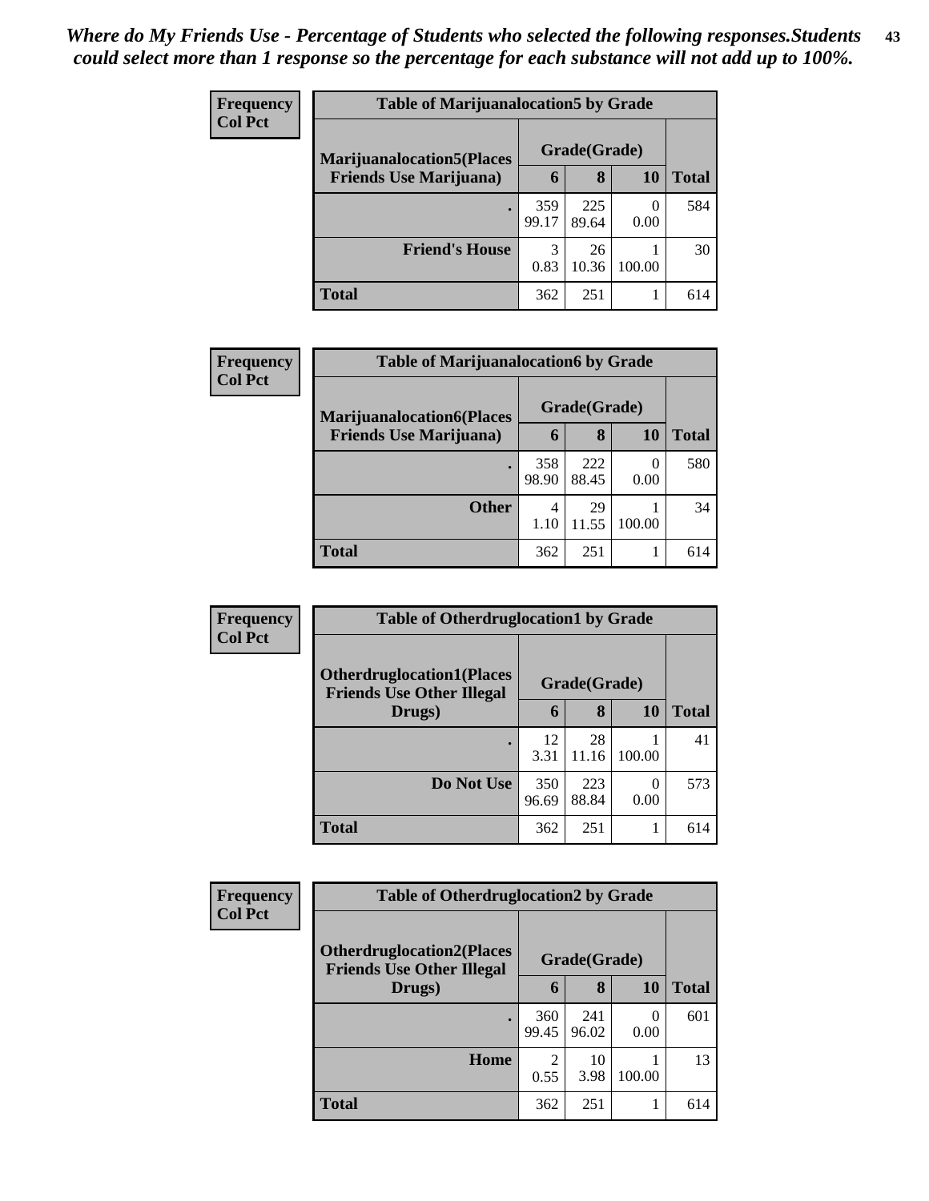*Where do My Friends Use - Percentage of Students who selected the following responses.Students could select more than 1 response so the percentage for each substance will not add up to 100%.*

| Frequency<br>Col Pct | Table of Marijuanalocation5 by Grade | | | |
|---|---|---|---|---|
| Marijuanalocation5(Places Friends Use Marijuana) | Grade(Grade) | | | |
| | 6 | 8 | 10 | Total |
| . | 359<br>99.17 | 225<br>89.64 | 0<br>0.00 | 584 |
| Friend's House | 3<br>0.83 | 26<br>10.36 | 1<br>100.00 | 30 |
| Total | 362 | 251 | 1 | 614 |

| Frequency<br>Col Pct | Table of Marijuanalocation6 by Grade | | | |
|---|---|---|---|---|
| Marijuanalocation6(Places Friends Use Marijuana) | Grade(Grade) | | | |
| | 6 | 8 | 10 | Total |
| . | 358<br>98.90 | 222<br>88.45 | 0<br>0.00 | 580 |
| Other | 4<br>1.10 | 29<br>11.55 | 1<br>100.00 | 34 |
| Total | 362 | 251 | 1 | 614 |

| Frequency<br>Col Pct | Table of Otherdruglocation1 by Grade | | | |
|---|---|---|---|---|
| Otherdruglocation1(Places Friends Use Other Illegal Drugs) | Grade(Grade) | | | |
| | 6 | 8 | 10 | Total |
| . | 12<br>3.31 | 28<br>11.16 | 1<br>100.00 | 41 |
| Do Not Use | 350<br>96.69 | 223<br>88.84 | 0<br>0.00 | 573 |
| Total | 362 | 251 | 1 | 614 |

| Frequency<br>Col Pct | Table of Otherdruglocation2 by Grade | | | |
|---|---|---|---|---|
| Otherdruglocation2(Places Friends Use Other Illegal Drugs) | Grade(Grade) | | | |
| | 6 | 8 | 10 | Total |
| . | 360<br>99.45 | 241<br>96.02 | 0<br>0.00 | 601 |
| Home | 2<br>0.55 | 10<br>3.98 | 1<br>100.00 | 13 |
| Total | 362 | 251 | 1 | 614 |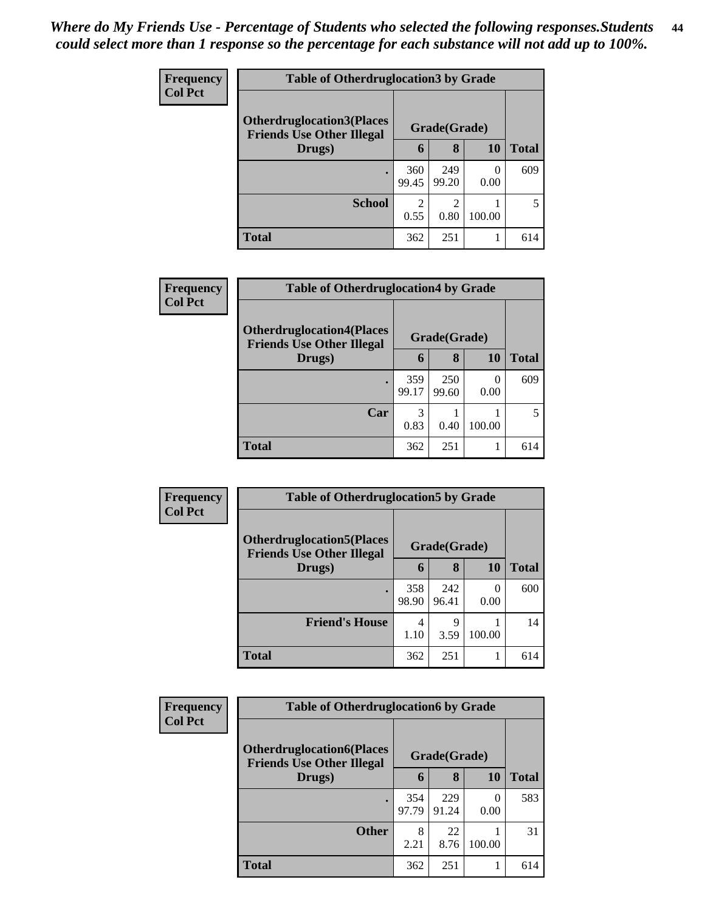*Where do My Friends Use - Percentage of Students who selected the following responses.Students could select more than 1 response so the percentage for each substance will not add up to 100%.*

**Frequency**
**Col Pct**

| Table of Otherdruglocation3 by Grade | | | | |
|---|---|---|---|---|
| Otherdruglocation3(Places Friends Use Other Illegal Drugs) | Grade(Grade) | | | Total |
| | 6 | 8 | 10 | |
| . | 360<br>99.45 | 249<br>99.20 | 0<br>0.00 | 609 |
| School | 2<br>0.55 | 2<br>0.80 | 1<br>100.00 | 5 |
| Total | 362 | 251 | 1 | 614 |

**Frequency**
**Col Pct**

| Table of Otherdruglocation4 by Grade | | | | |
|---|---|---|---|---|
| Otherdruglocation4(Places Friends Use Other Illegal Drugs) | Grade(Grade) | | | Total |
| | 6 | 8 | 10 | |
| . | 359<br>99.17 | 250<br>99.60 | 0<br>0.00 | 609 |
| Car | 3<br>0.83 | 1<br>0.40 | 1<br>100.00 | 5 |
| Total | 362 | 251 | 1 | 614 |

**Frequency**
**Col Pct**

| Table of Otherdruglocation5 by Grade | | | | |
|---|---|---|---|---|
| Otherdruglocation5(Places Friends Use Other Illegal Drugs) | Grade(Grade) | | | Total |
| | 6 | 8 | 10 | |
| . | 358<br>98.90 | 242<br>96.41 | 0<br>0.00 | 600 |
| Friend's House | 4<br>1.10 | 9<br>3.59 | 1<br>100.00 | 14 |
| Total | 362 | 251 | 1 | 614 |

**Frequency**
**Col Pct**

| Table of Otherdruglocation6 by Grade | | | | |
|---|---|---|---|---|
| Otherdruglocation6(Places Friends Use Other Illegal Drugs) | Grade(Grade) | | | Total |
| | 6 | 8 | 10 | |
| . | 354<br>97.79 | 229<br>91.24 | 0<br>0.00 | 583 |
| Other | 8<br>2.21 | 22<br>8.76 | 1<br>100.00 | 31 |
| Total | 362 | 251 | 1 | 614 |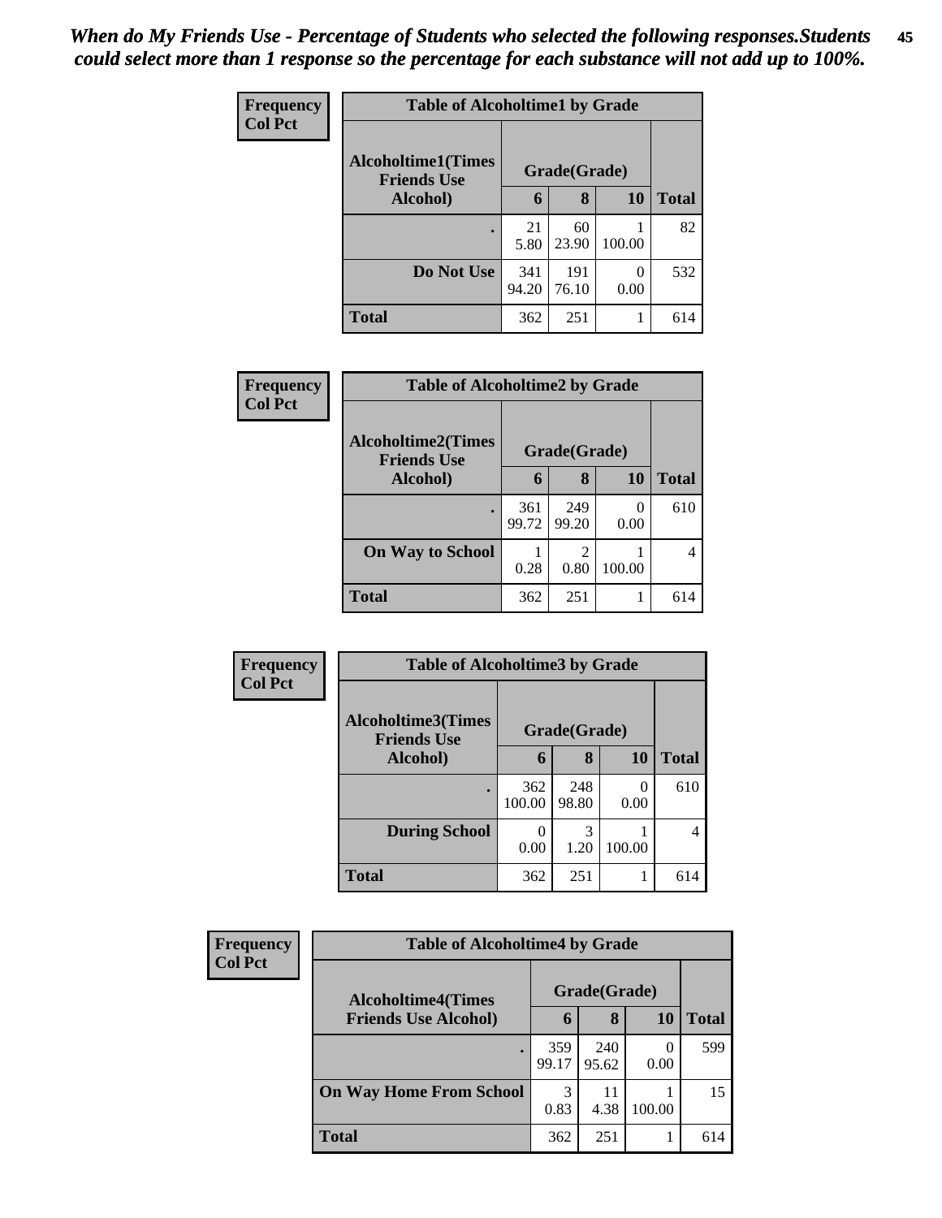*When do My Friends Use - Percentage of Students who selected the following responses.Students could select more than 1 response so the percentage for each substance will not add up to 100%.*

**Frequency**
**Col Pct**

| Table of Alcoholtime1 by Grade | | | | |
|---|---|---|---|---|
| Alcoholtime1(Times Friends Use Alcohol) | Grade(Grade) | | | Total |
| | 6 | 8 | 10 | |
| . | 21<br>5.80 | 60<br>23.90 | 1<br>100.00 | 82 |
| Do Not Use | 341<br>94.20 | 191<br>76.10 | 0<br>0.00 | 532 |
| Total | 362 | 251 | 1 | 614 |

**Frequency**
**Col Pct**

| Table of Alcoholtime2 by Grade | | | | |
|---|---|---|---|---|
| Alcoholtime2(Times Friends Use Alcohol) | Grade(Grade) | | | Total |
| | 6 | 8 | 10 | |
| . | 361<br>99.72 | 249<br>99.20 | 0<br>0.00 | 610 |
| On Way to School | 1<br>0.28 | 2<br>0.80 | 1<br>100.00 | 4 |
| Total | 362 | 251 | 1 | 614 |

**Frequency**
**Col Pct**

| Table of Alcoholtime3 by Grade | | | | |
|---|---|---|---|---|
| Alcoholtime3(Times Friends Use Alcohol) | Grade(Grade) | | | Total |
| | 6 | 8 | 10 | |
| . | 362<br>100.00 | 248<br>98.80 | 0<br>0.00 | 610 |
| During School | 0<br>0.00 | 3<br>1.20 | 1<br>100.00 | 4 |
| Total | 362 | 251 | 1 | 614 |

**Frequency**
**Col Pct**

| Table of Alcoholtime4 by Grade | | | | |
|---|---|---|---|---|
| Alcoholtime4(Times Friends Use Alcohol) | Grade(Grade) | | | Total |
| | 6 | 8 | 10 | |
| . | 359<br>99.17 | 240<br>95.62 | 0<br>0.00 | 599 |
| On Way Home From School | 3<br>0.83 | 11<br>4.38 | 1<br>100.00 | 15 |
| Total | 362 | 251 | 1 | 614 |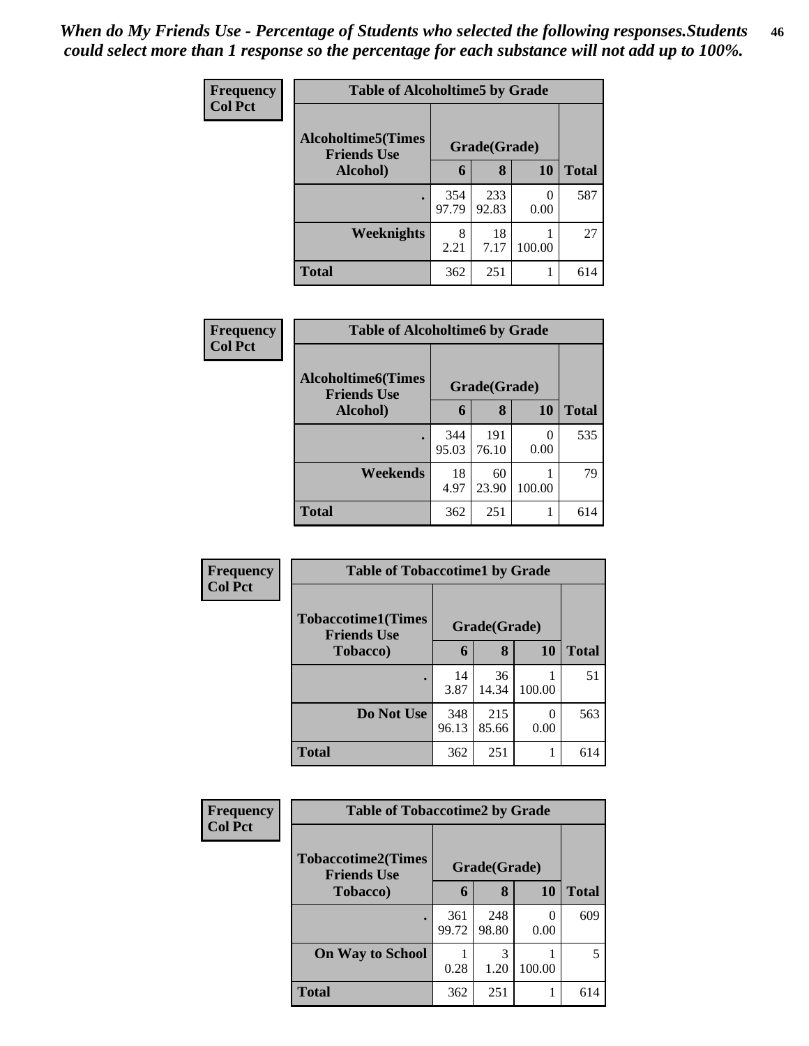*When do My Friends Use - Percentage of Students who selected the following responses.Students could select more than 1 response so the percentage for each substance will not add up to 100%.*

**Frequency**
**Col Pct**

| Table of Alcoholtime5 by Grade | | | | |
|---|---|---|---|---|
| **Alcoholtime5(Times Friends Use Alcohol)** | **Grade(Grade)** | | | **Total** |
| | **6** | **8** | **10** | |
| **.** | 354<br>97.79 | 233<br>92.83 | 0<br>0.00 | 587 |
| **Weeknights** | 8<br>2.21 | 18<br>7.17 | 1<br>100.00 | 27 |
| **Total** | 362 | 251 | 1 | 614 |

**Frequency**
**Col Pct**

| Table of Alcoholtime6 by Grade | | | | |
|---|---|---|---|---|
| **Alcoholtime6(Times Friends Use Alcohol)** | **Grade(Grade)** | | | **Total** |
| | **6** | **8** | **10** | |
| **.** | 344<br>95.03 | 191<br>76.10 | 0<br>0.00 | 535 |
| **Weekends** | 18<br>4.97 | 60<br>23.90 | 1<br>100.00 | 79 |
| **Total** | 362 | 251 | 1 | 614 |

**Frequency**
**Col Pct**

| Table of Tobaccotime1 by Grade | | | | |
|---|---|---|---|---|
| **Tobaccotime1(Times Friends Use Tobacco)** | **Grade(Grade)** | | | **Total** |
| | **6** | **8** | **10** | |
| **.** | 14<br>3.87 | 36<br>14.34 | 1<br>100.00 | 51 |
| **Do Not Use** | 348<br>96.13 | 215<br>85.66 | 0<br>0.00 | 563 |
| **Total** | 362 | 251 | 1 | 614 |

**Frequency**
**Col Pct**

| Table of Tobaccotime2 by Grade | | | | |
|---|---|---|---|---|
| **Tobaccotime2(Times Friends Use Tobacco)** | **Grade(Grade)** | | | **Total** |
| | **6** | **8** | **10** | |
| **.** | 361<br>99.72 | 248<br>98.80 | 0<br>0.00 | 609 |
| **On Way to School** | 1<br>0.28 | 3<br>1.20 | 1<br>100.00 | 5 |
| **Total** | 362 | 251 | 1 | 614 |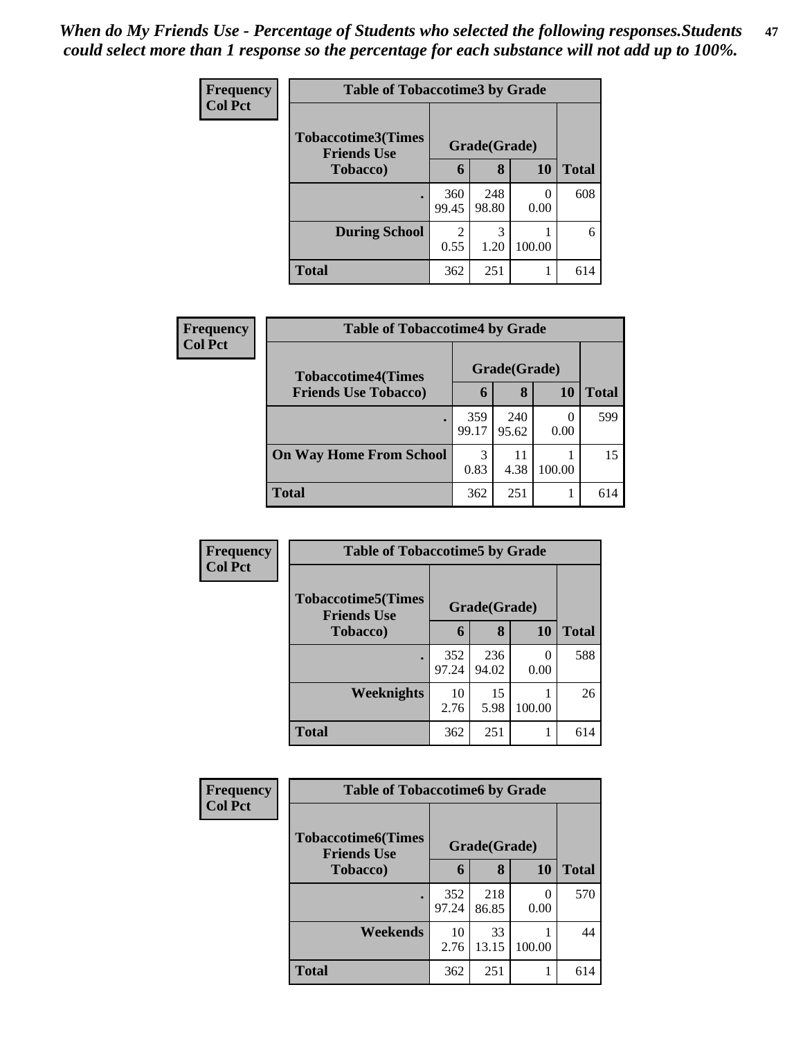*When do My Friends Use - Percentage of Students who selected the following responses.Students could select more than 1 response so the percentage for each substance will not add up to 100%.*

**Frequency**
**Col Pct**

**Table of Tobaccotime3 by Grade**

| Tobaccotime3(Times Friends Use Tobacco) | Grade(Grade) | | | Total |
|---|---|---|---|---|
| | 6 | 8 | 10 | |
| . | 360<br>99.45 | 248<br>98.80 | 0<br>0.00 | 608 |
| During School | 2<br>0.55 | 3<br>1.20 | 1<br>100.00 | 6 |
| Total | 362 | 251 | 1 | 614 |

**Frequency**
**Col Pct**

**Table of Tobaccotime4 by Grade**

| Tobaccotime4(Times Friends Use Tobacco) | Grade(Grade) | | | Total |
|---|---|---|---|---|
| | 6 | 8 | 10 | |
| . | 359<br>99.17 | 240<br>95.62 | 0<br>0.00 | 599 |
| On Way Home From School | 3<br>0.83 | 11<br>4.38 | 1<br>100.00 | 15 |
| Total | 362 | 251 | 1 | 614 |

**Frequency**
**Col Pct**

**Table of Tobaccotime5 by Grade**

| Tobaccotime5(Times Friends Use Tobacco) | Grade(Grade) | | | Total |
|---|---|---|---|---|
| | 6 | 8 | 10 | |
| . | 352<br>97.24 | 236<br>94.02 | 0<br>0.00 | 588 |
| Weeknights | 10<br>2.76 | 15<br>5.98 | 1<br>100.00 | 26 |
| Total | 362 | 251 | 1 | 614 |

**Frequency**
**Col Pct**

**Table of Tobaccotime6 by Grade**

| Tobaccotime6(Times Friends Use Tobacco) | Grade(Grade) | | | Total |
|---|---|---|---|---|
| | 6 | 8 | 10 | |
| . | 352<br>97.24 | 218<br>86.85 | 0<br>0.00 | 570 |
| Weekends | 10<br>2.76 | 33<br>13.15 | 1<br>100.00 | 44 |
| Total | 362 | 251 | 1 | 614 |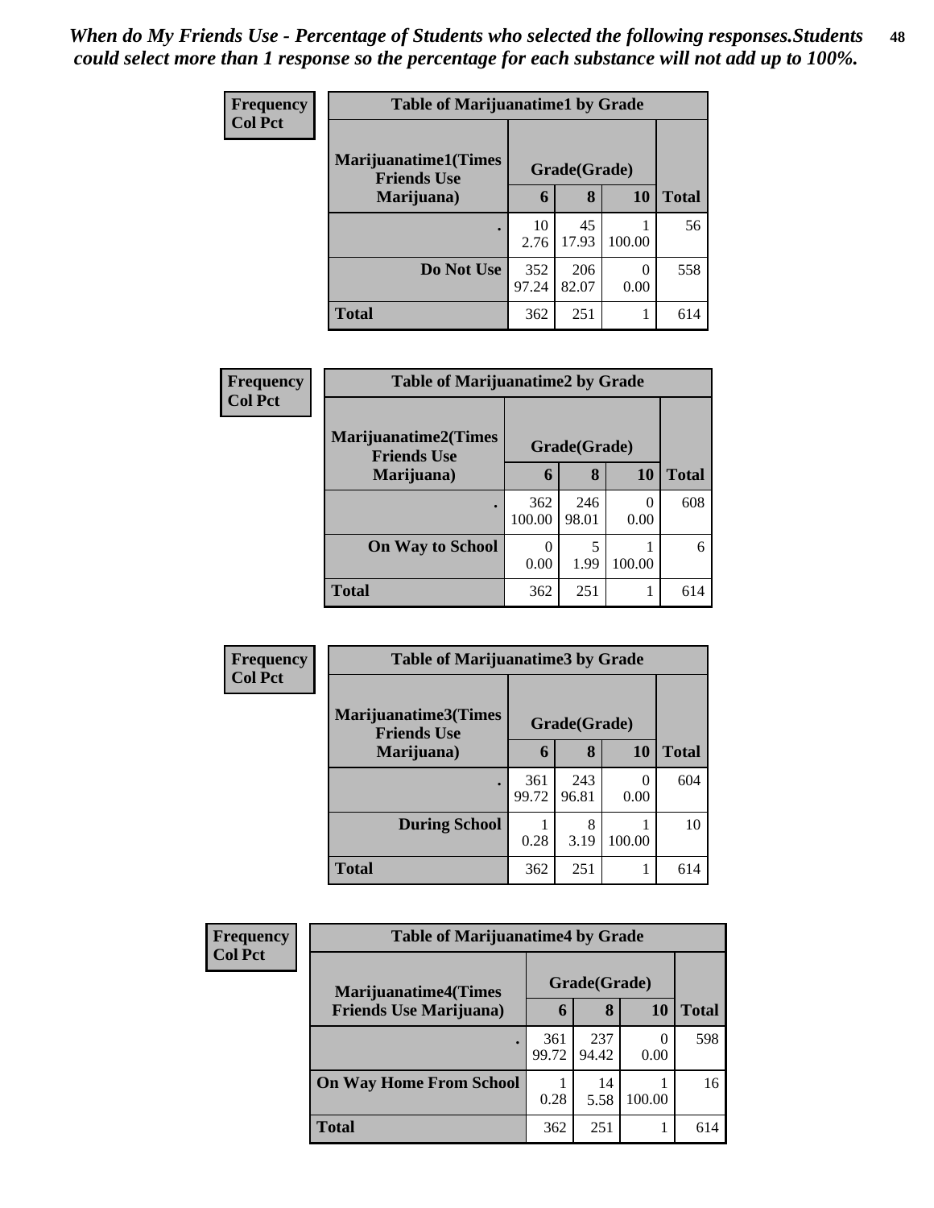*When do My Friends Use - Percentage of Students who selected the following responses.Students could select more than 1 response so the percentage for each substance will not add up to 100%.*

**Frequency**
**Col Pct**

| Table of Marijuanatime1 by Grade | | | | |
|---|---|---|---|---|
| **Marijuanatime1(Times Friends Use Marijuana)** | **Grade(Grade)** | | | |
| | **6** | **8** | **10** | **Total** |
| **.** | 10<br>2.76 | 45<br>17.93 | 1<br>100.00 | 56 |
| **Do Not Use** | 352<br>97.24 | 206<br>82.07 | 0<br>0.00 | 558 |
| **Total** | 362 | 251 | 1 | 614 |

**Frequency**
**Col Pct**

| Table of Marijuanatime2 by Grade | | | | |
|---|---|---|---|---|
| **Marijuanatime2(Times Friends Use Marijuana)** | **Grade(Grade)** | | | |
| | **6** | **8** | **10** | **Total** |
| **.** | 362<br>100.00 | 246<br>98.01 | 0<br>0.00 | 608 |
| **On Way to School** | 0<br>0.00 | 5<br>1.99 | 1<br>100.00 | 6 |
| **Total** | 362 | 251 | 1 | 614 |

**Frequency**
**Col Pct**

| Table of Marijuanatime3 by Grade | | | | |
|---|---|---|---|---|
| **Marijuanatime3(Times Friends Use Marijuana)** | **Grade(Grade)** | | | |
| | **6** | **8** | **10** | **Total** |
| **.** | 361<br>99.72 | 243<br>96.81 | 0<br>0.00 | 604 |
| **During School** | 1<br>0.28 | 8<br>3.19 | 1<br>100.00 | 10 |
| **Total** | 362 | 251 | 1 | 614 |

**Frequency**
**Col Pct**

| Table of Marijuanatime4 by Grade | | | | |
|---|---|---|---|---|
| **Marijuanatime4(Times Friends Use Marijuana)** | **Grade(Grade)** | | | |
| | **6** | **8** | **10** | **Total** |
| **.** | 361<br>99.72 | 237<br>94.42 | 0<br>0.00 | 598 |
| **On Way Home From School** | 1<br>0.28 | 14<br>5.58 | 1<br>100.00 | 16 |
| **Total** | 362 | 251 | 1 | 614 |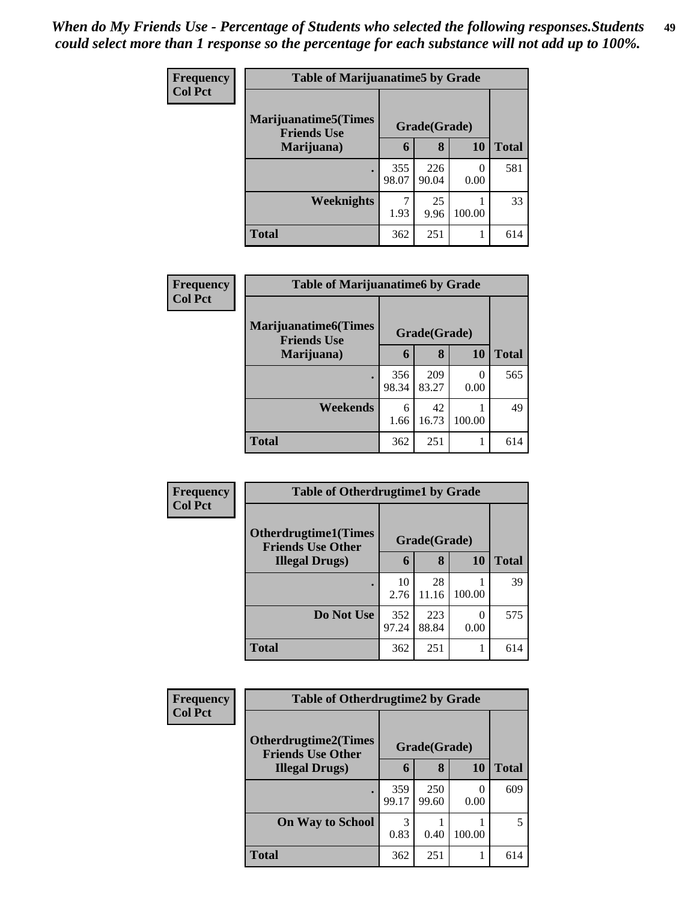*When do My Friends Use - Percentage of Students who selected the following responses.Students could select more than 1 response so the percentage for each substance will not add up to 100%.*

| Frequency Col Pct | Table of Marijuanatime5 by Grade | | | |
|---|---|---|---|---|
| Marijuanatime5(Times Friends Use Marijuana) | Grade(Grade) | | | |
| | 6 | 8 | 10 | Total |
| . | 355 98.07 | 226 90.04 | 0 0.00 | 581 |
| Weeknights | 7 1.93 | 25 9.96 | 1 100.00 | 33 |
| Total | 362 | 251 | 1 | 614 |

| Frequency Col Pct | Table of Marijuanatime6 by Grade | | | |
|---|---|---|---|---|
| Marijuanatime6(Times Friends Use Marijuana) | Grade(Grade) | | | |
| | 6 | 8 | 10 | Total |
| . | 356 98.34 | 209 83.27 | 0 0.00 | 565 |
| Weekends | 6 1.66 | 42 16.73 | 1 100.00 | 49 |
| Total | 362 | 251 | 1 | 614 |

| Frequency Col Pct | Table of Otherdrugtime1 by Grade | | | |
|---|---|---|---|---|
| Otherdrugtime1(Times Friends Use Other Illegal Drugs) | Grade(Grade) | | | |
| | 6 | 8 | 10 | Total |
| . | 10 2.76 | 28 11.16 | 1 100.00 | 39 |
| Do Not Use | 352 97.24 | 223 88.84 | 0 0.00 | 575 |
| Total | 362 | 251 | 1 | 614 |

| Frequency Col Pct | Table of Otherdrugtime2 by Grade | | | |
|---|---|---|---|---|
| Otherdrugtime2(Times Friends Use Other Illegal Drugs) | Grade(Grade) | | | |
| | 6 | 8 | 10 | Total |
| . | 359 99.17 | 250 99.60 | 0 0.00 | 609 |
| On Way to School | 3 0.83 | 1 0.40 | 1 100.00 | 5 |
| Total | 362 | 251 | 1 | 614 |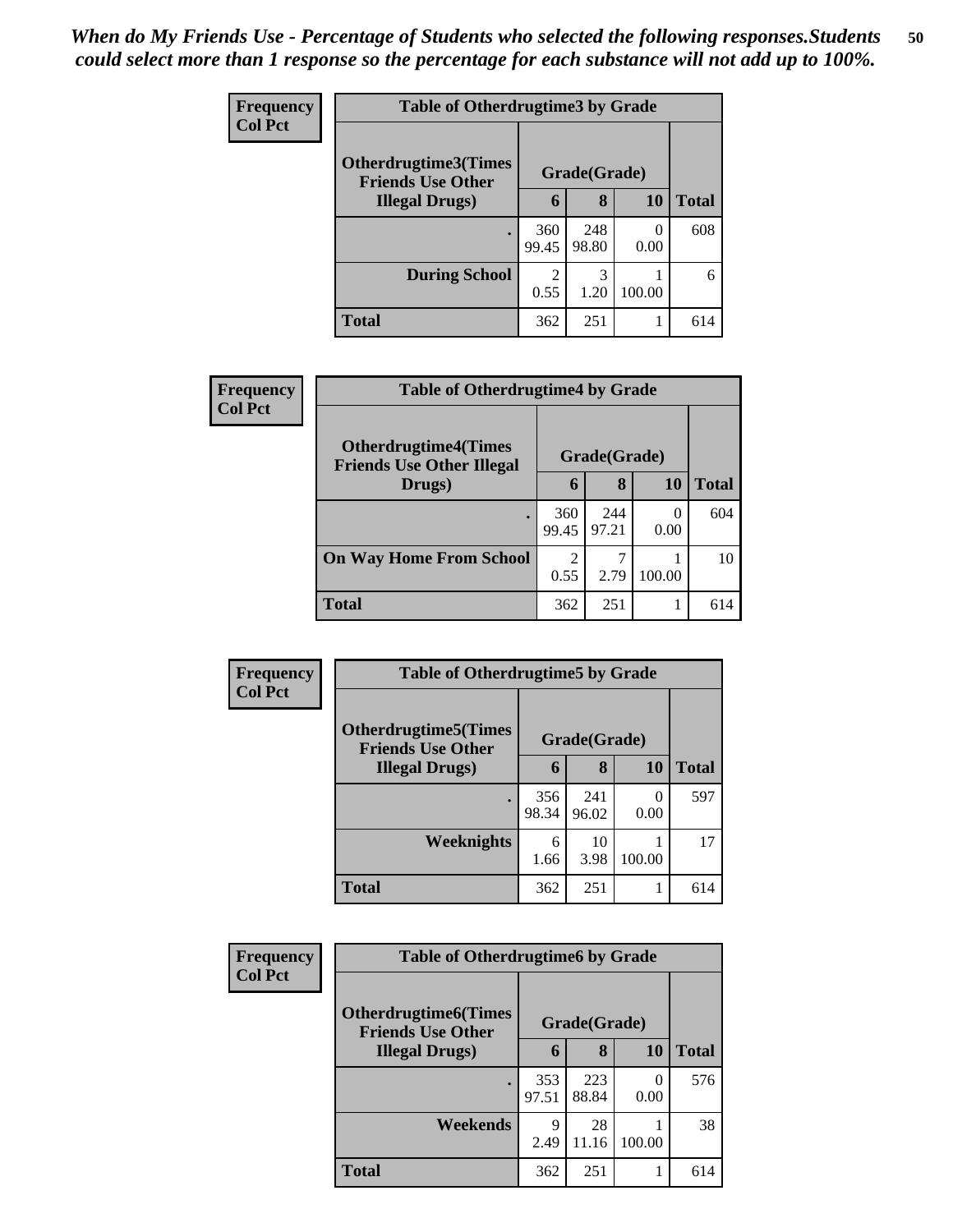*When do My Friends Use - Percentage of Students who selected the following responses.Students could select more than 1 response so the percentage for each substance will not add up to 100%.*

**Frequency**
**Col Pct**

| Table of Otherdrugtime3 by Grade | | | | |
|---|---|---|---|---|
| Otherdrugtime3(Times Friends Use Other Illegal Drugs) | Grade(Grade) | | | Total |
| | 6 | 8 | 10 | |
| . | 360<br>99.45 | 248<br>98.80 | 0<br>0.00 | 608 |
| During School | 2<br>0.55 | 3<br>1.20 | 1<br>100.00 | 6 |
| Total | 362 | 251 | 1 | 614 |

**Frequency**
**Col Pct**

| Table of Otherdrugtime4 by Grade | | | | |
|---|---|---|---|---|
| Otherdrugtime4(Times Friends Use Other Illegal Drugs) | Grade(Grade) | | | Total |
| | 6 | 8 | 10 | |
| . | 360<br>99.45 | 244<br>97.21 | 0<br>0.00 | 604 |
| On Way Home From School | 2<br>0.55 | 7<br>2.79 | 1<br>100.00 | 10 |
| Total | 362 | 251 | 1 | 614 |

**Frequency**
**Col Pct**

| Table of Otherdrugtime5 by Grade | | | | |
|---|---|---|---|---|
| Otherdrugtime5(Times Friends Use Other Illegal Drugs) | Grade(Grade) | | | Total |
| | 6 | 8 | 10 | |
| . | 356<br>98.34 | 241<br>96.02 | 0<br>0.00 | 597 |
| Weeknights | 6<br>1.66 | 10<br>3.98 | 1<br>100.00 | 17 |
| Total | 362 | 251 | 1 | 614 |

**Frequency**
**Col Pct**

| Table of Otherdrugtime6 by Grade | | | | |
|---|---|---|---|---|
| Otherdrugtime6(Times Friends Use Other Illegal Drugs) | Grade(Grade) | | | Total |
| | 6 | 8 | 10 | |
| . | 353<br>97.51 | 223<br>88.84 | 0<br>0.00 | 576 |
| Weekends | 9<br>2.49 | 28<br>11.16 | 1<br>100.00 | 38 |
| Total | 362 | 251 | 1 | 614 |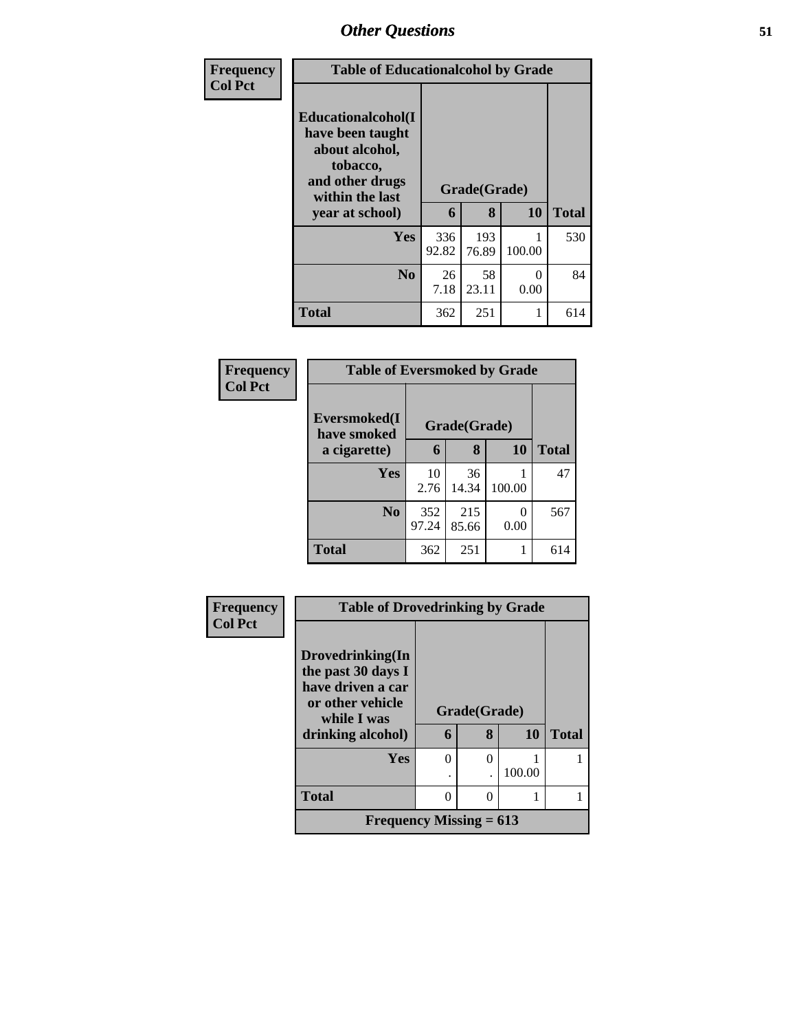| Frequency<br>Col Pct | Table of Educationalcohol by Grade | | | |
|---|---|---|---|---|
| Educationalcohol(I have been taught about alcohol, tobacco, and other drugs within the last year at school) | Grade(Grade) | | | |
| | 6 | 8 | 10 | Total |
| Yes | 336<br>92.82 | 193<br>76.89 | 1<br>100.00 | 530 |
| No | 26<br>7.18 | 58<br>23.11 | 0<br>0.00 | 84 |
| Total | 362 | 251 | 1 | 614 |

| Frequency<br>Col Pct | Table of Eversmoked by Grade | | | |
|---|---|---|---|---|
| Eversmoked(I have smoked a cigarette) | Grade(Grade) | | | |
| | 6 | 8 | 10 | Total |
| Yes | 10<br>2.76 | 36<br>14.34 | 1<br>100.00 | 47 |
| No | 352<br>97.24 | 215<br>85.66 | 0<br>0.00 | 567 |
| Total | 362 | 251 | 1 | 614 |

| Frequency<br>Col Pct | Table of Drovedrinking by Grade | | | |
|---|---|---|---|---|
| Drovedrinking(In the past 30 days I have driven a car or other vehicle while I was drinking alcohol) | Grade(Grade) | | | |
| | 6 | 8 | 10 | Total |
| Yes | 0<br>. | 0<br>. | 1<br>100.00 | 1 |
| Total | 0 | 0 | 1 | 1 |
| Frequency Missing = 613 | | | | |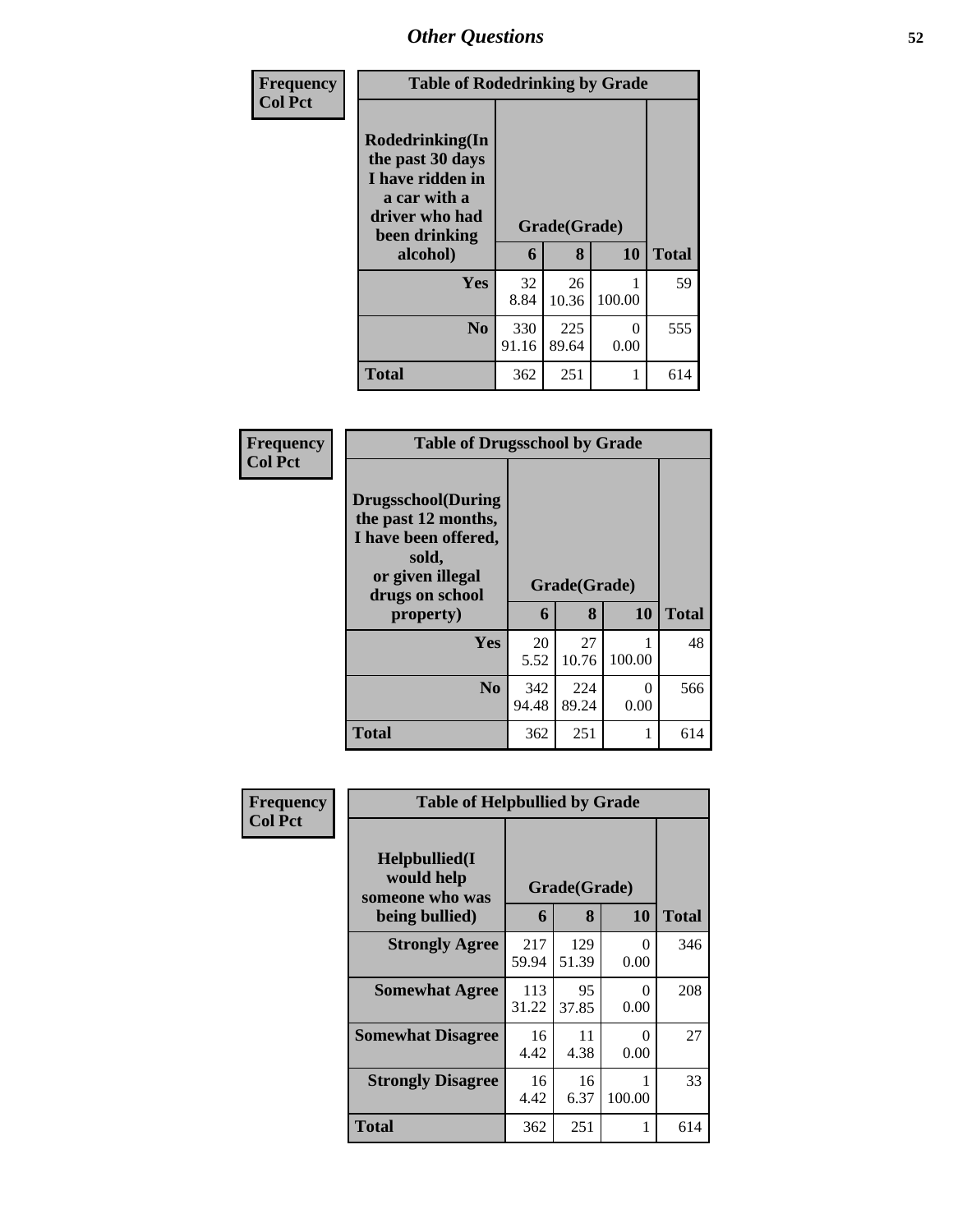## Other Questions

**Frequency**
**Col Pct**

| Table of Rodedrinking by Grade | | | | |
|---|---|---|---|---|
| Rodedrinking(In the past 30 days I have ridden in a car with a driver who had been drinking alcohol) | Grade(Grade) | | | |
| | 6 | 8 | 10 | Total |
| Yes | 32<br>8.84 | 26<br>10.36 | 1<br>100.00 | 59 |
| No | 330<br>91.16 | 225<br>89.64 | 0<br>0.00 | 555 |
| Total | 362 | 251 | 1 | 614 |

**Frequency**
**Col Pct**

| Table of Drugsschool by Grade | | | | |
|---|---|---|---|---|
| Drugsschool(During the past 12 months, I have been offered, sold, or given illegal drugs on school property) | Grade(Grade) | | | |
| | 6 | 8 | 10 | Total |
| Yes | 20<br>5.52 | 27<br>10.76 | 1<br>100.00 | 48 |
| No | 342<br>94.48 | 224<br>89.24 | 0<br>0.00 | 566 |
| Total | 362 | 251 | 1 | 614 |

**Frequency**
**Col Pct**

| Table of Helpbullied by Grade | | | | |
|---|---|---|---|---|
| Helpbullied(I would help someone who was being bullied) | Grade(Grade) | | | |
| | 6 | 8 | 10 | Total |
| Strongly Agree | 217<br>59.94 | 129<br>51.39 | 0<br>0.00 | 346 |
| Somewhat Agree | 113<br>31.22 | 95<br>37.85 | 0<br>0.00 | 208 |
| Somewhat Disagree | 16<br>4.42 | 11<br>4.38 | 0<br>0.00 | 27 |
| Strongly Disagree | 16<br>4.42 | 16<br>6.37 | 1<br>100.00 | 33 |
| Total | 362 | 251 | 1 | 614 |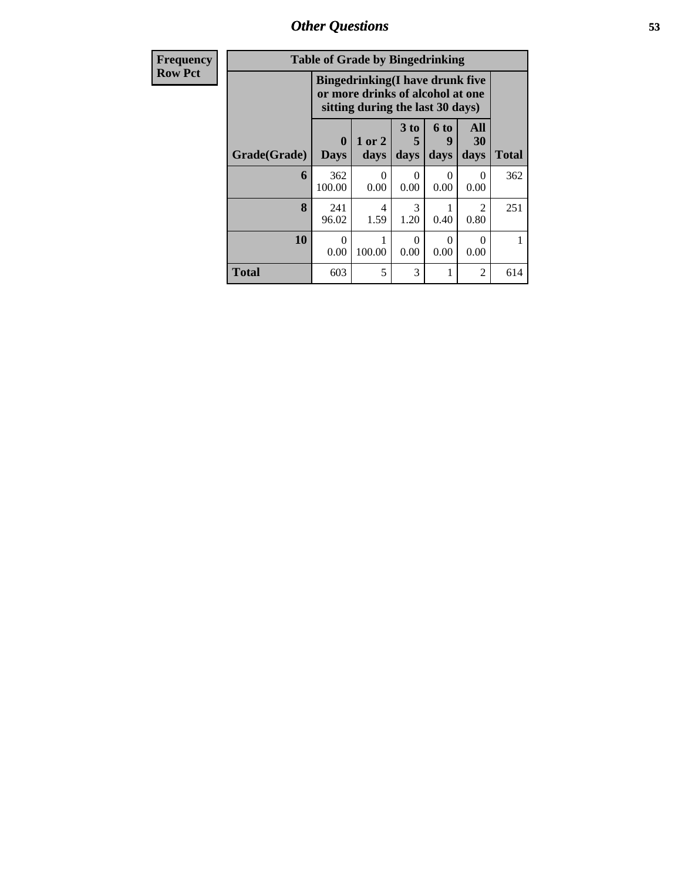## Other Questions

| Frequency<br>Row Pct |
|---|

**Table of Grade by Bingedrinking**

| Grade(Grade) | Bingedrinking(I have drunk five or more drinks of alcohol at one sitting during the last 30 days) | | | | | Total |
|---|---|---|---|---|---|---|
| | 0 Days | 1 or 2 days | 3 to 5 days | 6 to 9 days | All 30 days | |
| **6** | 362<br>100.00 | 0<br>0.00 | 0<br>0.00 | 0<br>0.00 | 0<br>0.00 | 362 |
| **8** | 241<br>96.02 | 4<br>1.59 | 3<br>1.20 | 1<br>0.40 | 2<br>0.80 | 251 |
| **10** | 0<br>0.00 | 1<br>100.00 | 0<br>0.00 | 0<br>0.00 | 0<br>0.00 | 1 |
| **Total** | 603 | 5 | 3 | 1 | 2 | 614 |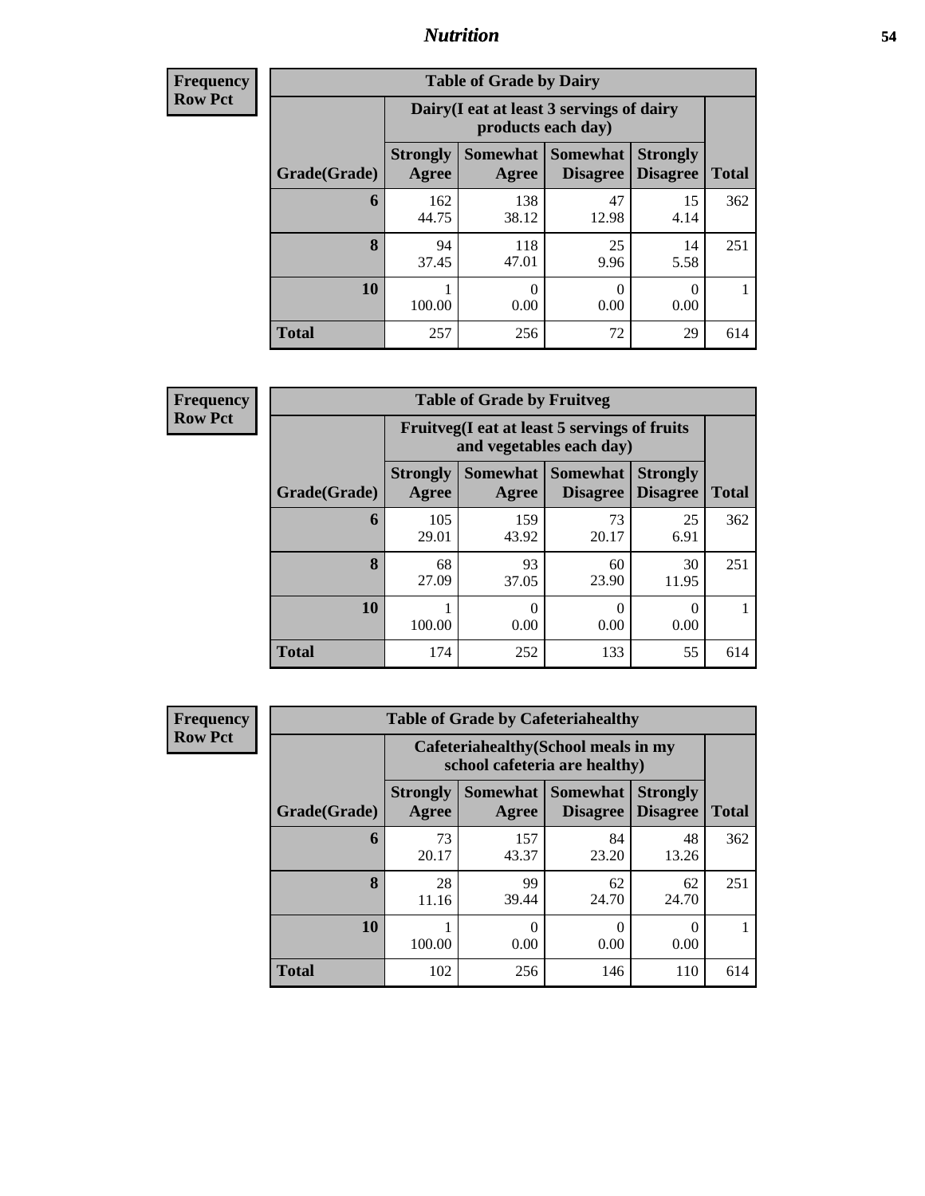# Nutrition

**Frequency**
**Row Pct**

| Table of Grade by Dairy | | | | | |
|---|---|---|---|---|---|
| | Dairy(I eat at least 3 servings of dairy products each day) | | | | |
| Grade(Grade) | Strongly Agree | Somewhat Agree | Somewhat Disagree | Strongly Disagree | Total |
| 6 | 162<br>44.75 | 138<br>38.12 | 47<br>12.98 | 15<br>4.14 | 362 |
| 8 | 94<br>37.45 | 118<br>47.01 | 25<br>9.96 | 14<br>5.58 | 251 |
| 10 | 1<br>100.00 | 0<br>0.00 | 0<br>0.00 | 0<br>0.00 | 1 |
| Total | 257 | 256 | 72 | 29 | 614 |

**Frequency**
**Row Pct**

| Table of Grade by Fruitveg | | | | | |
|---|---|---|---|---|---|
| | Fruitveg(I eat at least 5 servings of fruits and vegetables each day) | | | | |
| Grade(Grade) | Strongly Agree | Somewhat Agree | Somewhat Disagree | Strongly Disagree | Total |
| 6 | 105<br>29.01 | 159<br>43.92 | 73<br>20.17 | 25<br>6.91 | 362 |
| 8 | 68<br>27.09 | 93<br>37.05 | 60<br>23.90 | 30<br>11.95 | 251 |
| 10 | 1<br>100.00 | 0<br>0.00 | 0<br>0.00 | 0<br>0.00 | 1 |
| Total | 174 | 252 | 133 | 55 | 614 |

**Frequency**
**Row Pct**

| Table of Grade by Cafeteriahealthy | | | | | |
|---|---|---|---|---|---|
| | Cafeteriahealthy(School meals in my school cafeteria are healthy) | | | | |
| Grade(Grade) | Strongly Agree | Somewhat Agree | Somewhat Disagree | Strongly Disagree | Total |
| 6 | 73<br>20.17 | 157<br>43.37 | 84<br>23.20 | 48<br>13.26 | 362 |
| 8 | 28<br>11.16 | 99<br>39.44 | 62<br>24.70 | 62<br>24.70 | 251 |
| 10 | 1<br>100.00 | 0<br>0.00 | 0<br>0.00 | 0<br>0.00 | 1 |
| Total | 102 | 256 | 146 | 110 | 614 |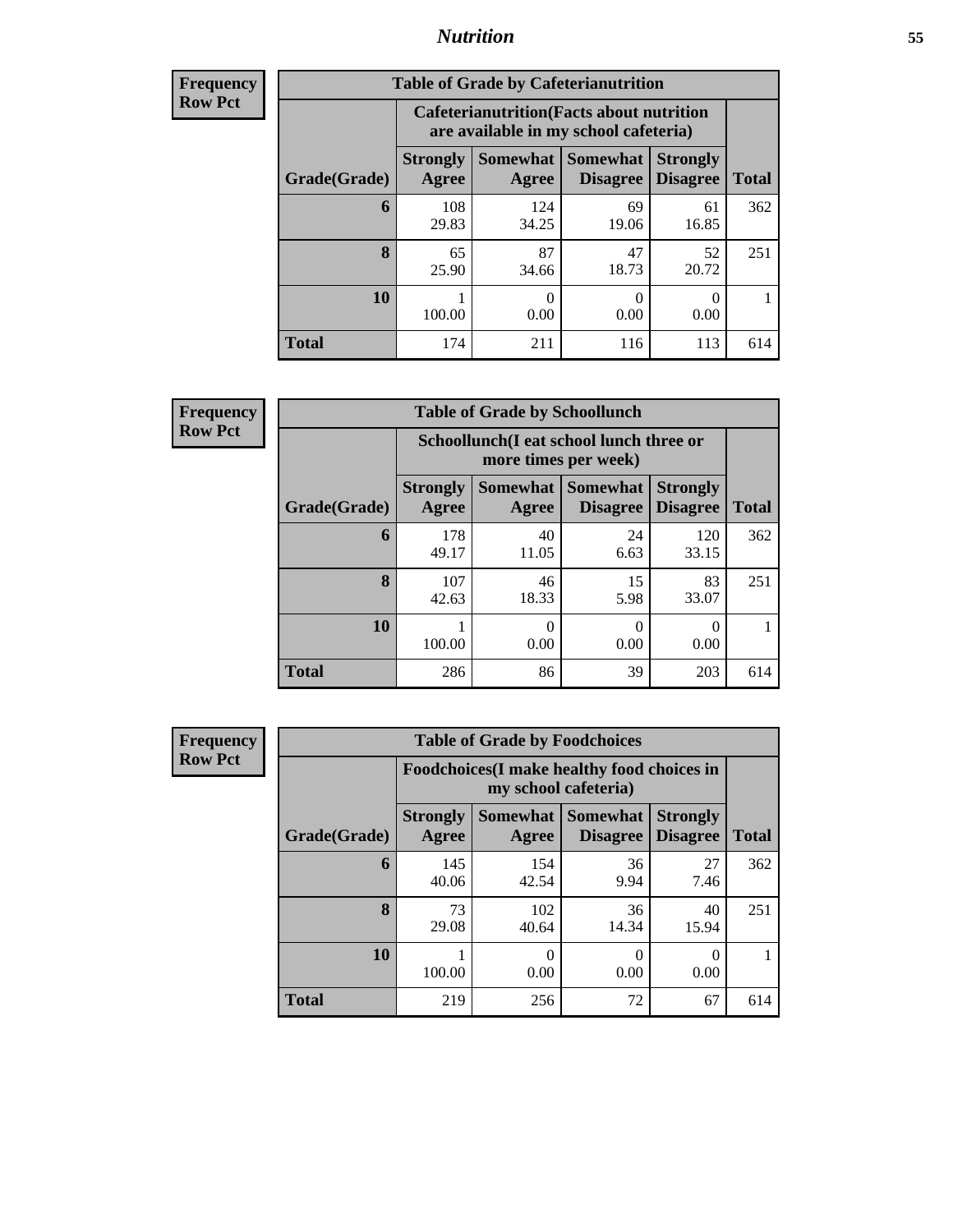| Frequency |
|---|
| Row Pct |

**Table of Grade by Cafeterianutrition**

| Grade(Grade) | Cafeterianutrition(Facts about nutrition are available in my school cafeteria) | | | | Total |
|---|---|---|---|---|---|
| | Strongly Agree | Somewhat Agree | Somewhat Disagree | Strongly Disagree | |
| 6 | 108<br>29.83 | 124<br>34.25 | 69<br>19.06 | 61<br>16.85 | 362 |
| 8 | 65<br>25.90 | 87<br>34.66 | 47<br>18.73 | 52<br>20.72 | 251 |
| 10 | 1<br>100.00 | 0<br>0.00 | 0<br>0.00 | 0<br>0.00 | 1 |
| Total | 174 | 211 | 116 | 113 | 614 |

| Frequency |
|---|
| Row Pct |

**Table of Grade by Schoollunch**

| Grade(Grade) | Schoollunch(I eat school lunch three or more times per week) | | | | Total |
|---|---|---|---|---|---|
| | Strongly Agree | Somewhat Agree | Somewhat Disagree | Strongly Disagree | |
| 6 | 178<br>49.17 | 40<br>11.05 | 24<br>6.63 | 120<br>33.15 | 362 |
| 8 | 107<br>42.63 | 46<br>18.33 | 15<br>5.98 | 83<br>33.07 | 251 |
| 10 | 1<br>100.00 | 0<br>0.00 | 0<br>0.00 | 0<br>0.00 | 1 |
| Total | 286 | 86 | 39 | 203 | 614 |

| Frequency |
|---|
| Row Pct |

**Table of Grade by Foodchoices**

| Grade(Grade) | Foodchoices(I make healthy food choices in my school cafeteria) | | | | Total |
|---|---|---|---|---|---|
| | Strongly Agree | Somewhat Agree | Somewhat Disagree | Strongly Disagree | |
| 6 | 145<br>40.06 | 154<br>42.54 | 36<br>9.94 | 27<br>7.46 | 362 |
| 8 | 73<br>29.08 | 102<br>40.64 | 36<br>14.34 | 40<br>15.94 | 251 |
| 10 | 1<br>100.00 | 0<br>0.00 | 0<br>0.00 | 0<br>0.00 | 1 |
| Total | 219 | 256 | 72 | 67 | 614 |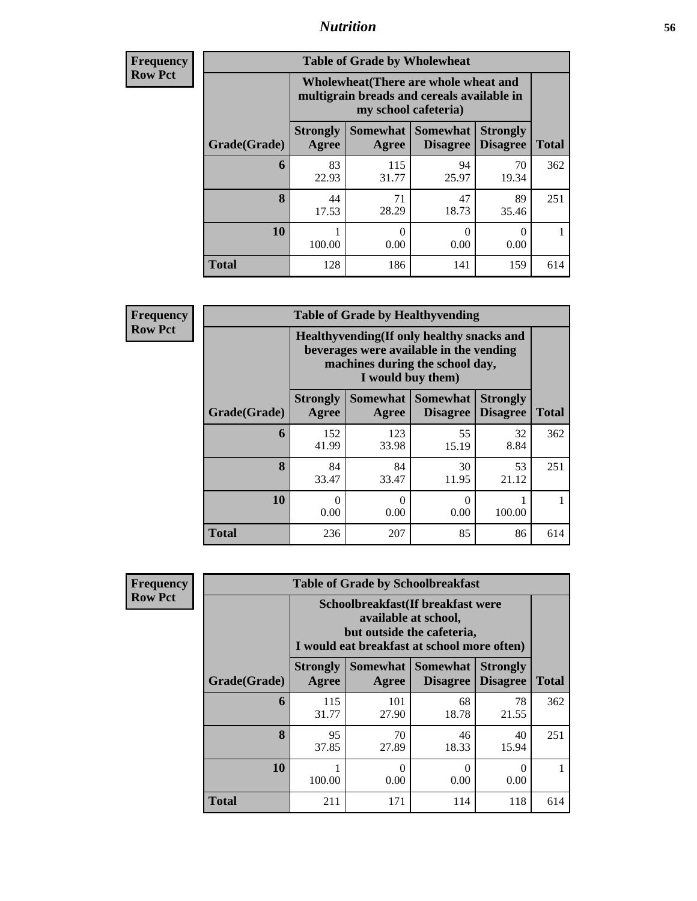**Frequency**
**Row Pct**

| Table of Grade by Wholewheat | | | | | |
|---|---|---|---|---|---|
| | Wholewheat(There are whole wheat and multigrain breads and cereals available in my school cafeteria) | | | | |
| Grade(Grade) | Strongly Agree | Somewhat Agree | Somewhat Disagree | Strongly Disagree | Total |
| **6** | 83<br>22.93 | 115<br>31.77 | 94<br>25.97 | 70<br>19.34 | 362 |
| **8** | 44<br>17.53 | 71<br>28.29 | 47<br>18.73 | 89<br>35.46 | 251 |
| **10** | 1<br>100.00 | 0<br>0.00 | 0<br>0.00 | 0<br>0.00 | 1 |
| **Total** | 128 | 186 | 141 | 159 | 614 |

**Frequency**
**Row Pct**

| Table of Grade by Healthyvending | | | | | |
|---|---|---|---|---|---|
| | Healthyvending(If only healthy snacks and beverages were available in the vending machines during the school day, I would buy them) | | | | |
| Grade(Grade) | Strongly Agree | Somewhat Agree | Somewhat Disagree | Strongly Disagree | Total |
| **6** | 152<br>41.99 | 123<br>33.98 | 55<br>15.19 | 32<br>8.84 | 362 |
| **8** | 84<br>33.47 | 84<br>33.47 | 30<br>11.95 | 53<br>21.12 | 251 |
| **10** | 0<br>0.00 | 0<br>0.00 | 0<br>0.00 | 1<br>100.00 | 1 |
| **Total** | 236 | 207 | 85 | 86 | 614 |

**Frequency**
**Row Pct**

| Table of Grade by Schoolbreakfast | | | | | |
|---|---|---|---|---|---|
| | Schoolbreakfast(If breakfast were available at school, but outside the cafeteria, I would eat breakfast at school more often) | | | | |
| Grade(Grade) | Strongly Agree | Somewhat Agree | Somewhat Disagree | Strongly Disagree | Total |
| **6** | 115<br>31.77 | 101<br>27.90 | 68<br>18.78 | 78<br>21.55 | 362 |
| **8** | 95<br>37.85 | 70<br>27.89 | 46<br>18.33 | 40<br>15.94 | 251 |
| **10** | 1<br>100.00 | 0<br>0.00 | 0<br>0.00 | 0<br>0.00 | 1 |
| **Total** | 211 | 171 | 114 | 118 | 614 |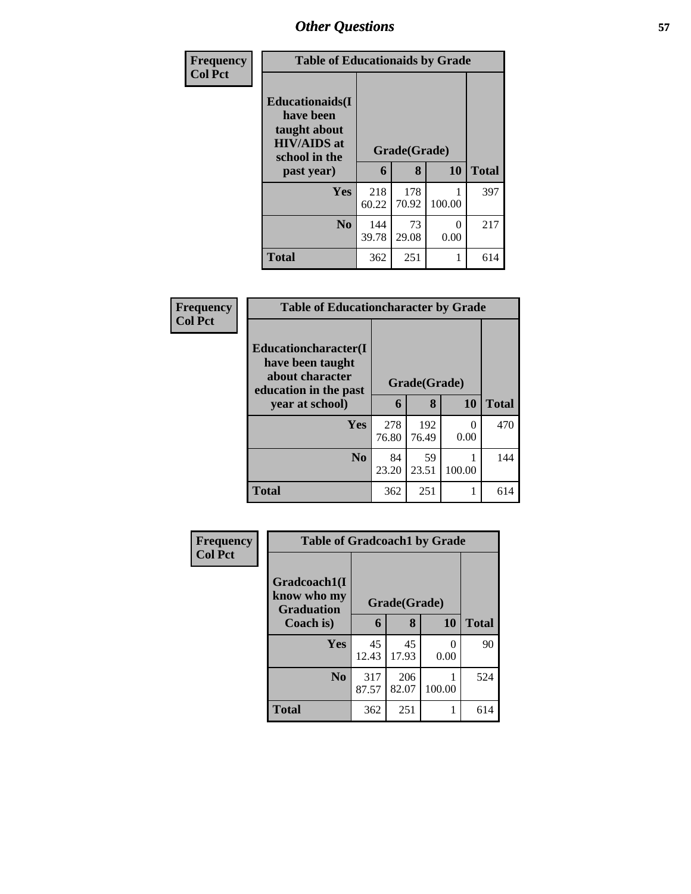| Frequency Col Pct | | | | |
|---|---|---|---|---|

**Table of Educationaids by Grade**

| Educationaids(I have been taught about HIV/AIDS at school in the past year) | Grade(Grade) | | | Total |
|---|---|---|---|---|
| | 6 | 8 | 10 | |
| Yes | 218<br>60.22 | 178<br>70.92 | 1<br>100.00 | 397 |
| No | 144<br>39.78 | 73<br>29.08 | 0<br>0.00 | 217 |
| Total | 362 | 251 | 1 | 614 |

| Frequency Col Pct | | | | |
|---|---|---|---|---|

**Table of Educationcharacter by Grade**

| Educationcharacter(I have been taught about character education in the past year at school) | Grade(Grade) | | | Total |
|---|---|---|---|---|
| | 6 | 8 | 10 | |
| Yes | 278<br>76.80 | 192<br>76.49 | 0<br>0.00 | 470 |
| No | 84<br>23.20 | 59<br>23.51 | 1<br>100.00 | 144 |
| Total | 362 | 251 | 1 | 614 |

| Frequency Col Pct | | | | |
|---|---|---|---|---|

**Table of Gradcoach1 by Grade**

| Gradcoach1(I know who my Graduation Coach is) | Grade(Grade) | | | Total |
|---|---|---|---|---|
| | 6 | 8 | 10 | |
| Yes | 45<br>12.43 | 45<br>17.93 | 0<br>0.00 | 90 |
| No | 317<br>87.57 | 206<br>82.07 | 1<br>100.00 | 524 |
| Total | 362 | 251 | 1 | 614 |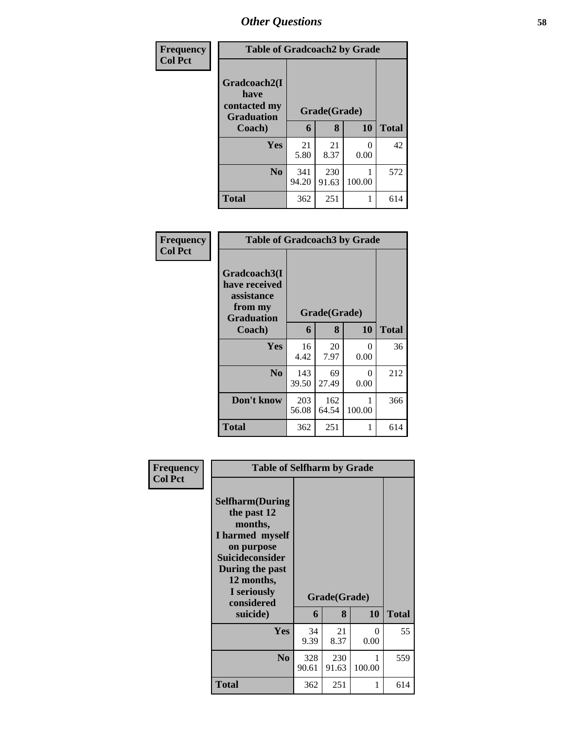## Other Questions

**Frequency**
**Col Pct**

**Table of Gradcoach2 by Grade**

| Gradcoach2(I have contacted my Graduation Coach) | Grade(Grade) | | | Total |
|---|---|---|---|---|
| | 6 | 8 | 10 | |
| **Yes** | 21<br>5.80 | 21<br>8.37 | 0<br>0.00 | 42 |
| **No** | 341<br>94.20 | 230<br>91.63 | 1<br>100.00 | 572 |
| **Total** | 362 | 251 | 1 | 614 |

**Frequency**
**Col Pct**

**Table of Gradcoach3 by Grade**

| Gradcoach3(I have received assistance from my Graduation Coach) | Grade(Grade) | | | Total |
|---|---|---|---|---|
| | 6 | 8 | 10 | |
| **Yes** | 16<br>4.42 | 20<br>7.97 | 0<br>0.00 | 36 |
| **No** | 143<br>39.50 | 69<br>27.49 | 0<br>0.00 | 212 |
| **Don't know** | 203<br>56.08 | 162<br>64.54 | 1<br>100.00 | 366 |
| **Total** | 362 | 251 | 1 | 614 |

**Frequency**
**Col Pct**

**Table of Selfharm by Grade**

| Selfharm(During the past 12 months, I harmed myself on purpose Suicideconsider During the past 12 months, I seriously considered suicide) | Grade(Grade) | | | Total |
|---|---|---|---|---|
| | 6 | 8 | 10 | |
| **Yes** | 34<br>9.39 | 21<br>8.37 | 0<br>0.00 | 55 |
| **No** | 328<br>90.61 | 230<br>91.63 | 1<br>100.00 | 559 |
| **Total** | 362 | 251 | 1 | 614 |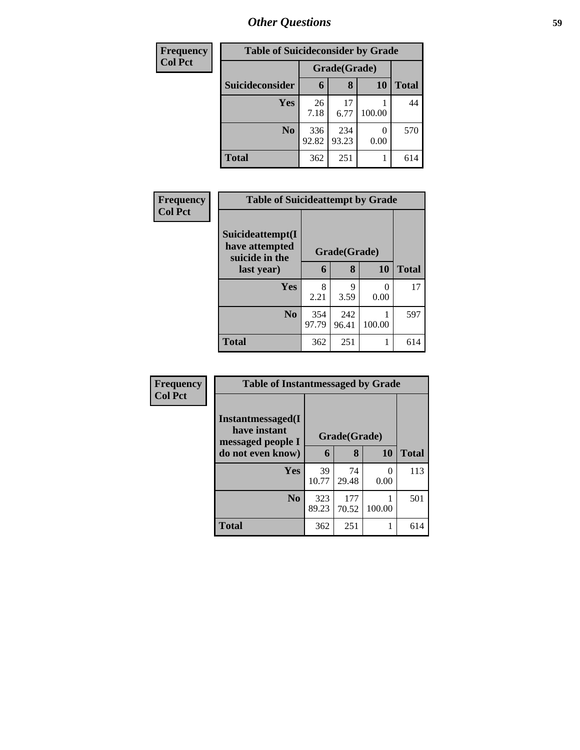| Frequency<br>Col Pct |
|---|

| Table of Suicideconsider by Grade | | | | |
|---|---|---|---|---|
| | Grade(Grade) | | | |
| Suicideconsider | 6 | 8 | 10 | Total |
| Yes | 26<br>7.18 | 17<br>6.77 | 1<br>100.00 | 44 |
| No | 336<br>92.82 | 234<br>93.23 | 0<br>0.00 | 570 |
| Total | 362 | 251 | 1 | 614 |

| Frequency<br>Col Pct |
|---|

| Table of Suicideattempt by Grade | | | | |
|---|---|---|---|---|
| Suicideattempt(I have attempted suicide in the last year) | Grade(Grade) | | | |
| | 6 | 8 | 10 | Total |
| Yes | 8<br>2.21 | 9<br>3.59 | 0<br>0.00 | 17 |
| No | 354<br>97.79 | 242<br>96.41 | 1<br>100.00 | 597 |
| Total | 362 | 251 | 1 | 614 |

| Frequency<br>Col Pct |
|---|

| Table of Instantmessaged by Grade | | | | |
|---|---|---|---|---|
| Instantmessaged(I have instant messaged people I do not even know) | Grade(Grade) | | | |
| | 6 | 8 | 10 | Total |
| Yes | 39<br>10.77 | 74<br>29.48 | 0<br>0.00 | 113 |
| No | 323<br>89.23 | 177<br>70.52 | 1<br>100.00 | 501 |
| Total | 362 | 251 | 1 | 614 |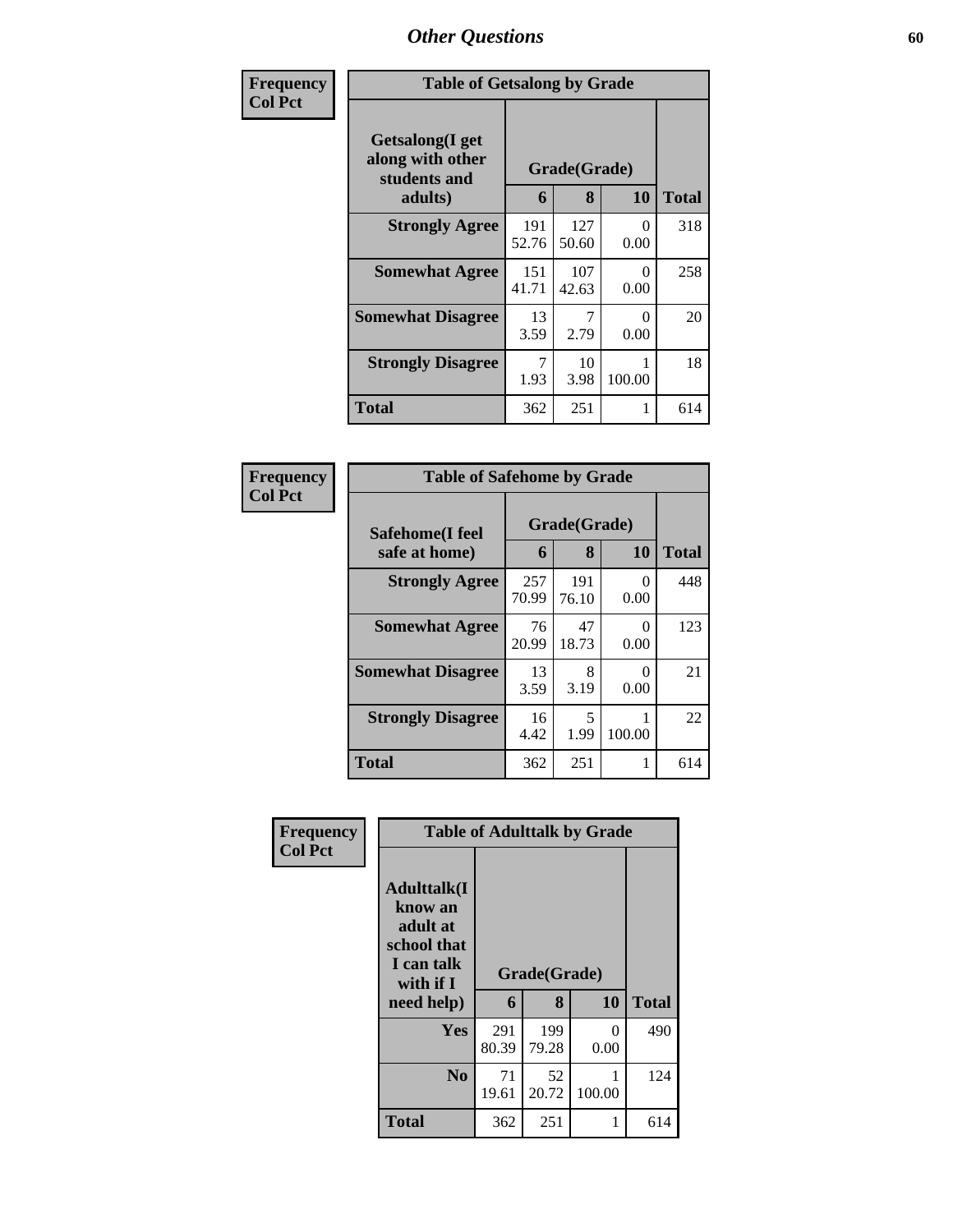## Other Questions

Frequency
Col Pct

| Table of Getsalong by Grade | | | | |
|---|---|---|---|---|
| Getsalong(I get along with other students and adults) | Grade(Grade) | | | Total |
| | 6 | 8 | 10 | |
| **Strongly Agree** | 191<br>52.76 | 127<br>50.60 | 0<br>0.00 | 318 |
| **Somewhat Agree** | 151<br>41.71 | 107<br>42.63 | 0<br>0.00 | 258 |
| **Somewhat Disagree** | 13<br>3.59 | 7<br>2.79 | 0<br>0.00 | 20 |
| **Strongly Disagree** | 7<br>1.93 | 10<br>3.98 | 1<br>100.00 | 18 |
| **Total** | 362 | 251 | 1 | 614 |

Frequency
Col Pct

| Table of Safehome by Grade | | | | |
|---|---|---|---|---|
| Safehome(I feel safe at home) | Grade(Grade) | | | Total |
| | 6 | 8 | 10 | |
| **Strongly Agree** | 257<br>70.99 | 191<br>76.10 | 0<br>0.00 | 448 |
| **Somewhat Agree** | 76<br>20.99 | 47<br>18.73 | 0<br>0.00 | 123 |
| **Somewhat Disagree** | 13<br>3.59 | 8<br>3.19 | 0<br>0.00 | 21 |
| **Strongly Disagree** | 16<br>4.42 | 5<br>1.99 | 1<br>100.00 | 22 |
| **Total** | 362 | 251 | 1 | 614 |

Frequency
Col Pct

| Table of Adulttalk by Grade | | | | |
|---|---|---|---|---|
| Adulttalk(I know an adult at school that I can talk with if I need help) | Grade(Grade) | | | Total |
| | 6 | 8 | 10 | |
| **Yes** | 291<br>80.39 | 199<br>79.28 | 0<br>0.00 | 490 |
| **No** | 71<br>19.61 | 52<br>20.72 | 1<br>100.00 | 124 |
| **Total** | 362 | 251 | 1 | 614 |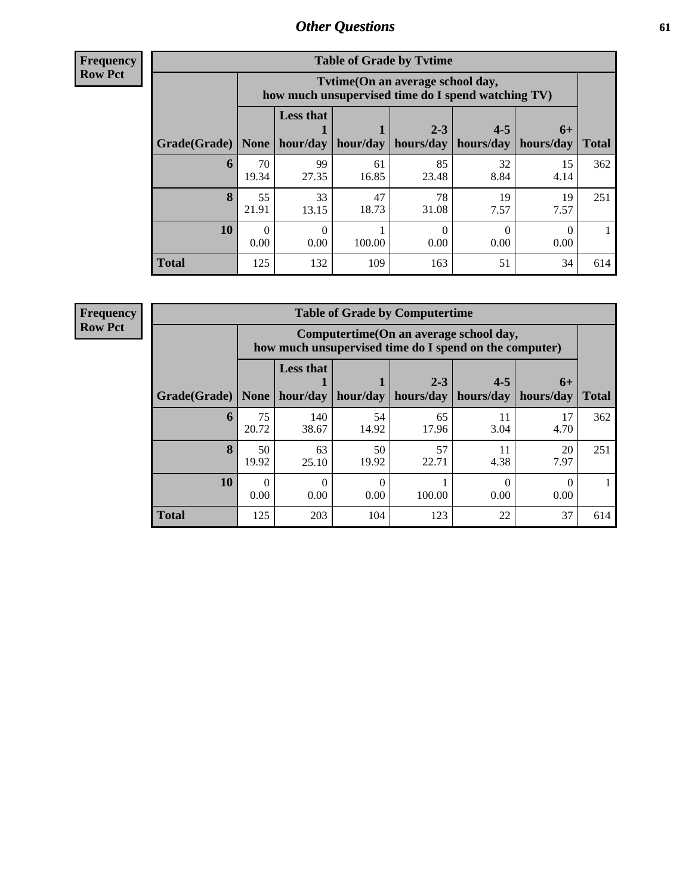## Other Questions

**Frequency**
**Row Pct**

| Table of Grade by Tvtime | | | | | | | |
|---|---|---|---|---|---|---|---|
| | Tvtime(On an average school day, how much unsupervised time do I spend watching TV) | | | | | | |
| Grade(Grade) | None | Less that 1 hour/day | 1 hour/day | 2-3 hours/day | 4-5 hours/day | 6+ hours/day | Total |
| **6** | 70<br>19.34 | 99<br>27.35 | 61<br>16.85 | 85<br>23.48 | 32<br>8.84 | 15<br>4.14 | 362 |
| **8** | 55<br>21.91 | 33<br>13.15 | 47<br>18.73 | 78<br>31.08 | 19<br>7.57 | 19<br>7.57 | 251 |
| **10** | 0<br>0.00 | 0<br>0.00 | 1<br>100.00 | 0<br>0.00 | 0<br>0.00 | 0<br>0.00 | 1 |
| **Total** | 125 | 132 | 109 | 163 | 51 | 34 | 614 |

**Frequency**
**Row Pct**

| Table of Grade by Computertime | | | | | | | |
|---|---|---|---|---|---|---|---|
| | Computertime(On an average school day, how much unsupervised time do I spend on the computer) | | | | | | |
| Grade(Grade) | None | Less that 1 hour/day | 1 hour/day | 2-3 hours/day | 4-5 hours/day | 6+ hours/day | Total |
| **6** | 75<br>20.72 | 140<br>38.67 | 54<br>14.92 | 65<br>17.96 | 11<br>3.04 | 17<br>4.70 | 362 |
| **8** | 50<br>19.92 | 63<br>25.10 | 50<br>19.92 | 57<br>22.71 | 11<br>4.38 | 20<br>7.97 | 251 |
| **10** | 0<br>0.00 | 0<br>0.00 | 0<br>0.00 | 1<br>100.00 | 0<br>0.00 | 0<br>0.00 | 1 |
| **Total** | 125 | 203 | 104 | 123 | 22 | 37 | 614 |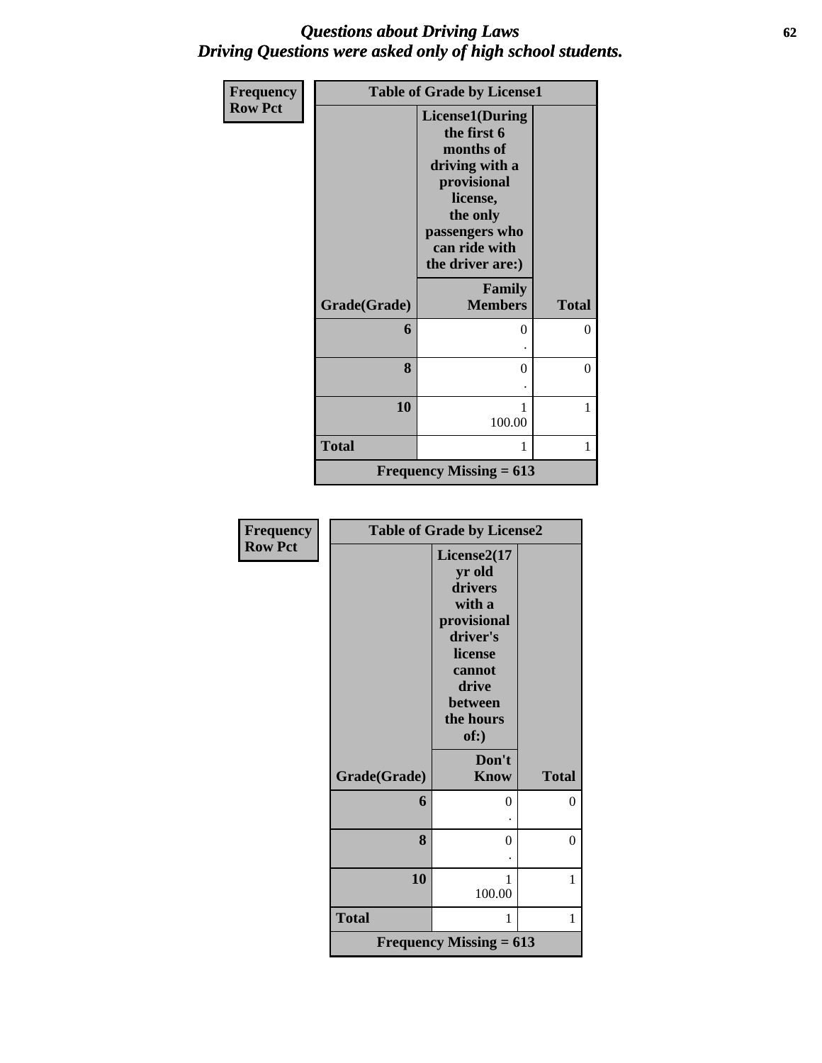# *Questions about Driving Laws*
# *Driving Questions were asked only of high school students.*

| Frequency<br>Row Pct | Table of Grade by License1 | |
|---|---|---|
| | License1(During the first 6 months of driving with a provisional license, the only passengers who can ride with the driver are:) | |
| Grade(Grade) | Family Members | Total |
| 6 | 0<br>. | 0 |
| 8 | 0<br>. | 0 |
| 10 | 1<br>100.00 | 1 |
| Total | 1 | 1 |
| Frequency Missing = 613 | | |

| Frequency<br>Row Pct | Table of Grade by License2 | |
|---|---|---|
| | License2(17 yr old drivers with a provisional driver's license cannot drive between the hours of:) | |
| Grade(Grade) | Don't Know | Total |
| 6 | 0<br>. | 0 |
| 8 | 0<br>. | 0 |
| 10 | 1<br>100.00 | 1 |
| Total | 1 | 1 |
| Frequency Missing = 613 | | |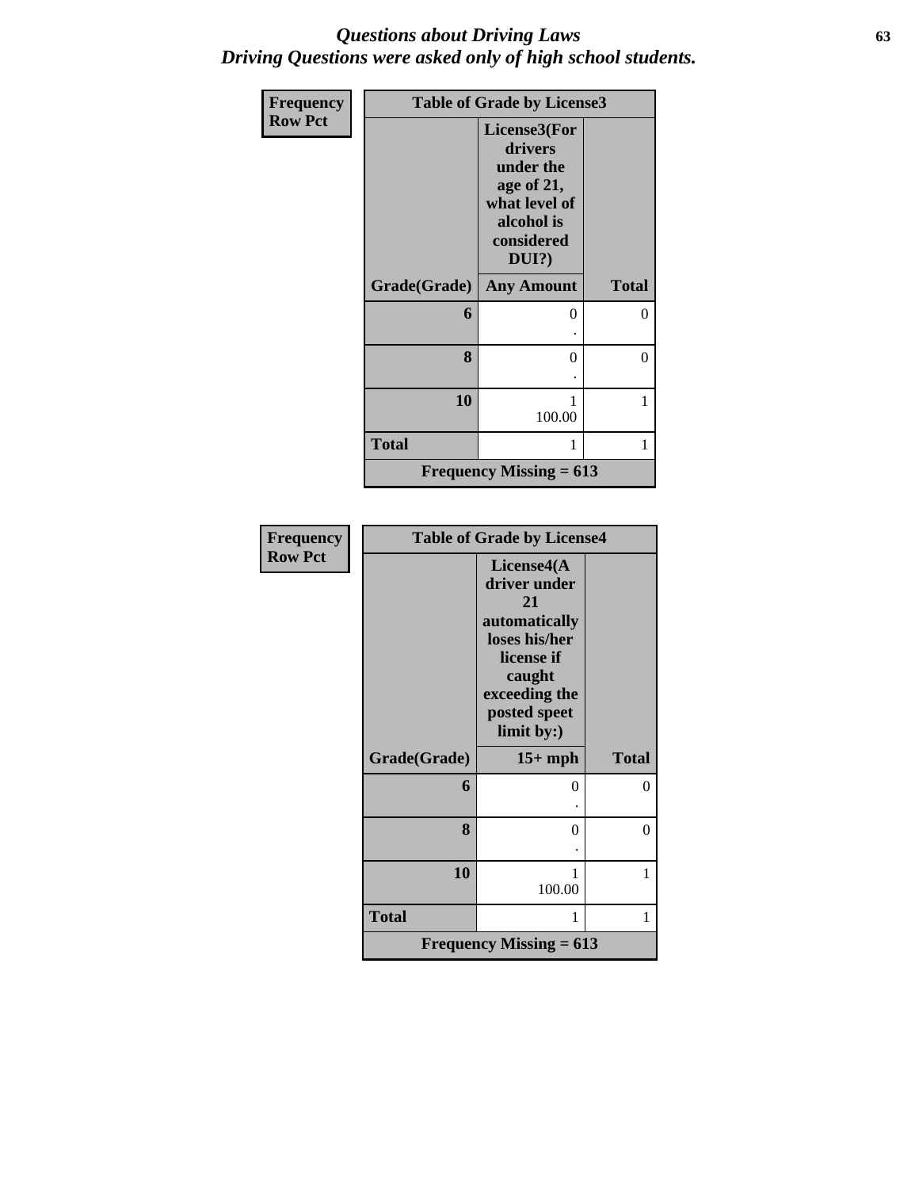# Questions about Driving Laws
## Driving Questions were asked only of high school students.

| Frequency<br>Row Pct | Table of Grade by License3 | |
|---|---|---|
| | License3(For drivers under the age of 21, what level of alcohol is considered DUI?) | |
| Grade(Grade) | Any Amount | Total |
| 6 | 0<br>. | 0 |
| 8 | 0<br>. | 0 |
| 10 | 1<br>100.00 | 1 |
| Total | 1 | 1 |
| Frequency Missing = 613 | | |

| Frequency<br>Row Pct | Table of Grade by License4 | |
|---|---|---|
| | License4(A driver under 21 automatically loses his/her license if caught exceeding the posted speet limit by:) | |
| Grade(Grade) | 15+ mph | Total |
| 6 | 0<br>. | 0 |
| 8 | 0<br>. | 0 |
| 10 | 1<br>100.00 | 1 |
| Total | 1 | 1 |
| Frequency Missing = 613 | | |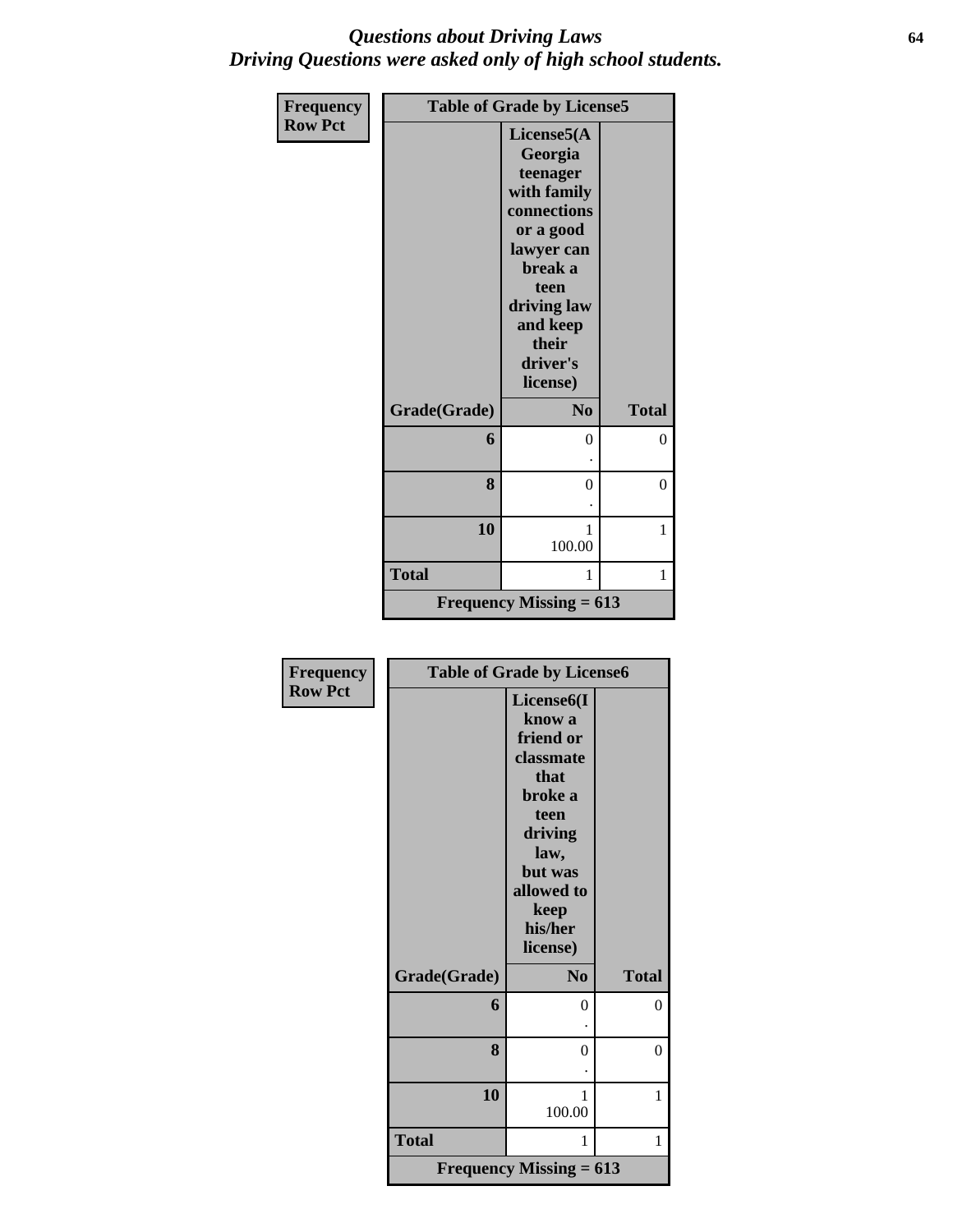# *Questions about Driving Laws*
## *Driving Questions were asked only of high school students.*

| Frequency<br>Row Pct | Table of Grade by License5 | |
|---|---|---|
| Grade(Grade) | License5(A Georgia teenager with family connections or a good lawyer can break a teen driving law and keep their driver's license)<br>No | Total |
| 6 | 0<br>. | 0 |
| 8 | 0<br>. | 0 |
| 10 | 1<br>100.00 | 1 |
| Total | 1 | 1 |
| Frequency Missing = 613 | | |

| Frequency<br>Row Pct | Table of Grade by License6 | |
|---|---|---|
| Grade(Grade) | License6(I know a friend or classmate that broke a teen driving law, but was allowed to keep his/her license)<br>No | Total |
| 6 | 0<br>. | 0 |
| 8 | 0<br>. | 0 |
| 10 | 1<br>100.00 | 1 |
| Total | 1 | 1 |
| Frequency Missing = 613 | | |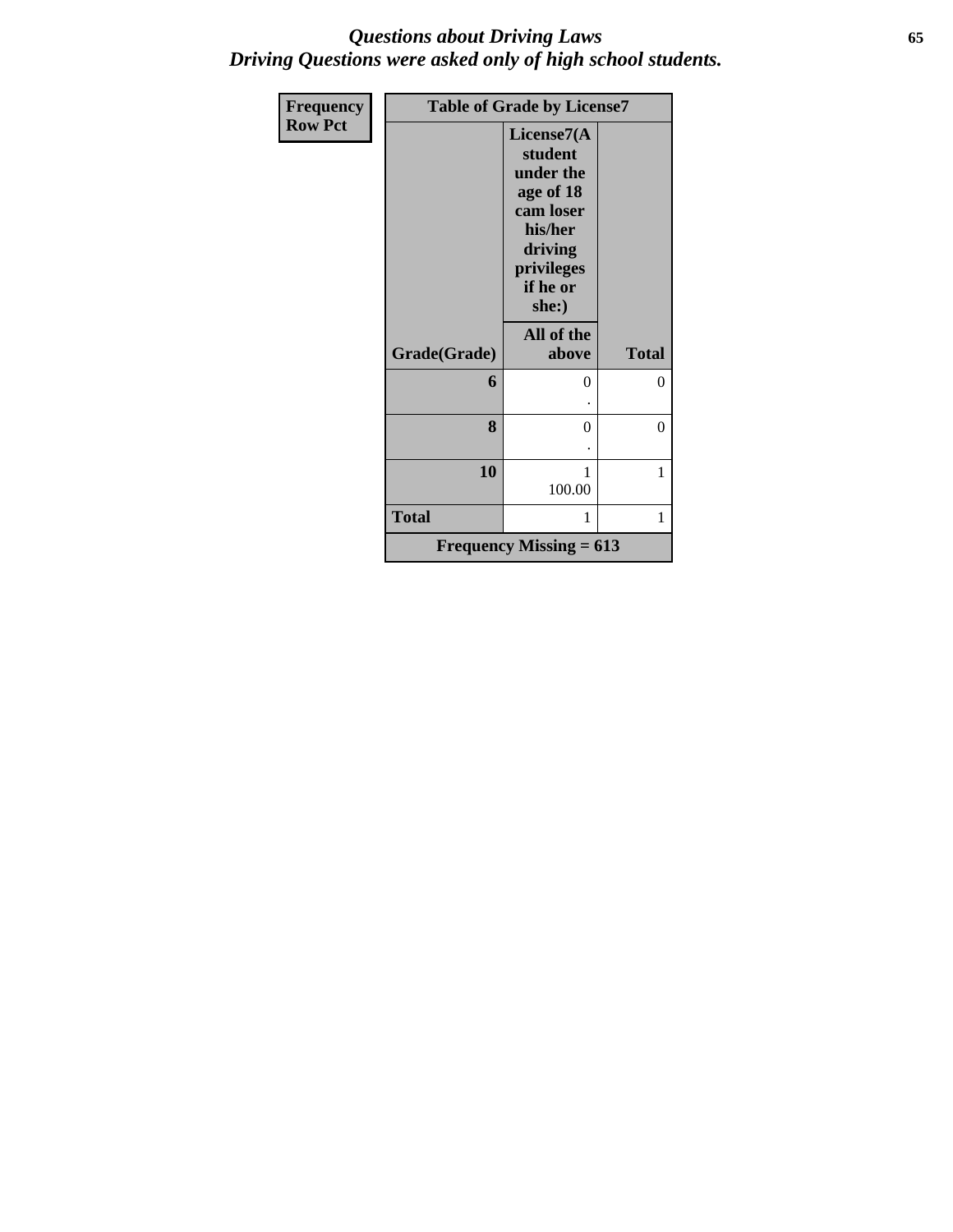# Questions about Driving Laws
# Driving Questions were asked only of high school students.

| Frequency<br>Row Pct | Table of Grade by License7 | |
|---|---|---|
| | License7(A student under the age of 18 cam loser his/her driving privileges if he or she:) | |
| Grade(Grade) | All of the above | Total |
| 6 | 0<br>. | 0 |
| 8 | 0<br>. | 0 |
| 10 | 1<br>100.00 | 1 |
| Total | 1 | 1 |
| Frequency Missing = 613 | | |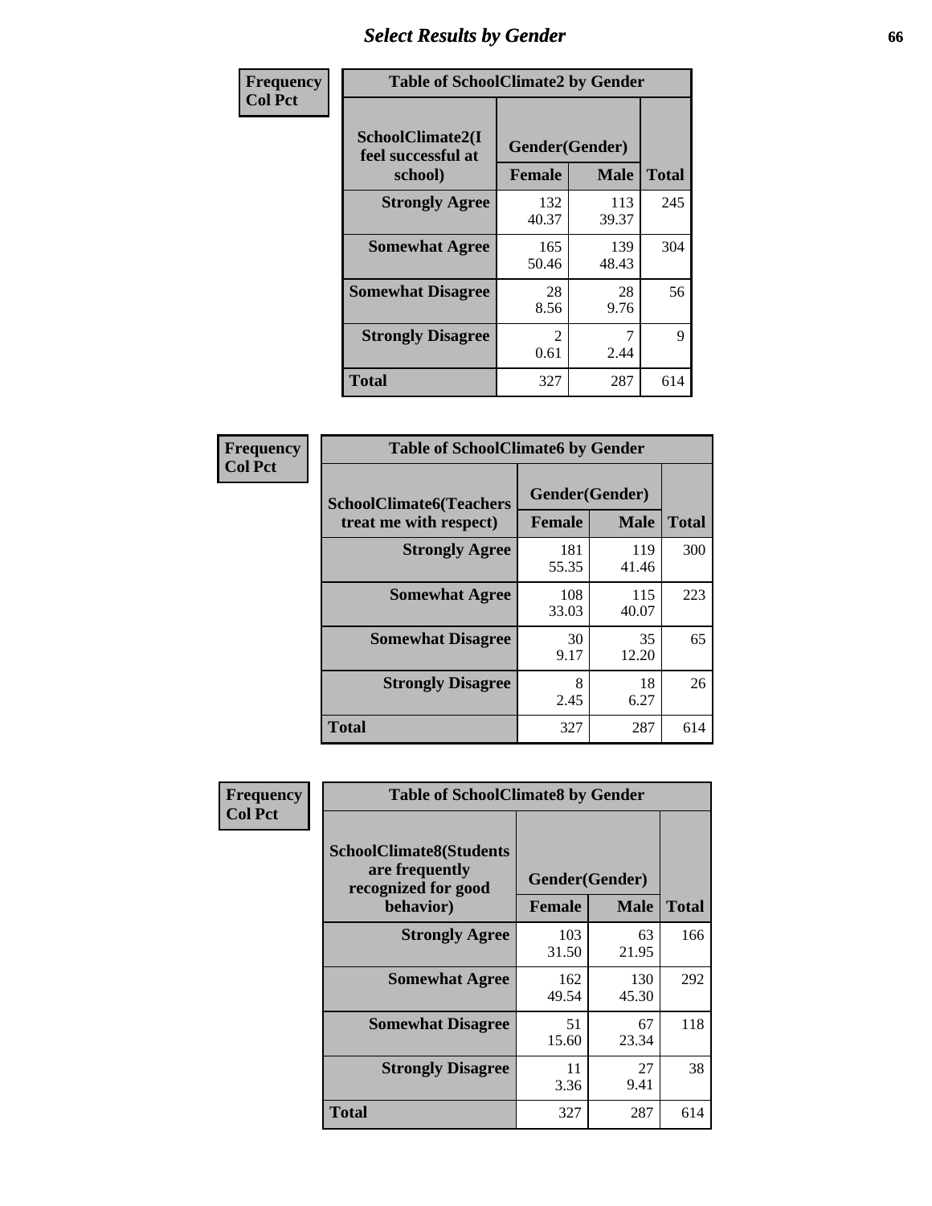# Select Results by Gender

Frequency
Col Pct

**Table of SchoolClimate2 by Gender**

| SchoolClimate2(I feel successful at school) | Gender(Gender) | | Total |
|---|---|---|---|
| | Female | Male | |
| Strongly Agree | 132<br>40.37 | 113<br>39.37 | 245 |
| Somewhat Agree | 165<br>50.46 | 139<br>48.43 | 304 |
| Somewhat Disagree | 28<br>8.56 | 28<br>9.76 | 56 |
| Strongly Disagree | 2<br>0.61 | 7<br>2.44 | 9 |
| Total | 327 | 287 | 614 |

Frequency
Col Pct

**Table of SchoolClimate6 by Gender**

| SchoolClimate6(Teachers treat me with respect) | Gender(Gender) | | Total |
|---|---|---|---|
| | Female | Male | |
| Strongly Agree | 181<br>55.35 | 119<br>41.46 | 300 |
| Somewhat Agree | 108<br>33.03 | 115<br>40.07 | 223 |
| Somewhat Disagree | 30<br>9.17 | 35<br>12.20 | 65 |
| Strongly Disagree | 8<br>2.45 | 18<br>6.27 | 26 |
| Total | 327 | 287 | 614 |

Frequency
Col Pct

**Table of SchoolClimate8 by Gender**

| SchoolClimate8(Students are frequently recognized for good behavior) | Gender(Gender) | | Total |
|---|---|---|---|
| | Female | Male | |
| Strongly Agree | 103<br>31.50 | 63<br>21.95 | 166 |
| Somewhat Agree | 162<br>49.54 | 130<br>45.30 | 292 |
| Somewhat Disagree | 51<br>15.60 | 67<br>23.34 | 118 |
| Strongly Disagree | 11<br>3.36 | 27<br>9.41 | 38 |
| Total | 327 | 287 | 614 |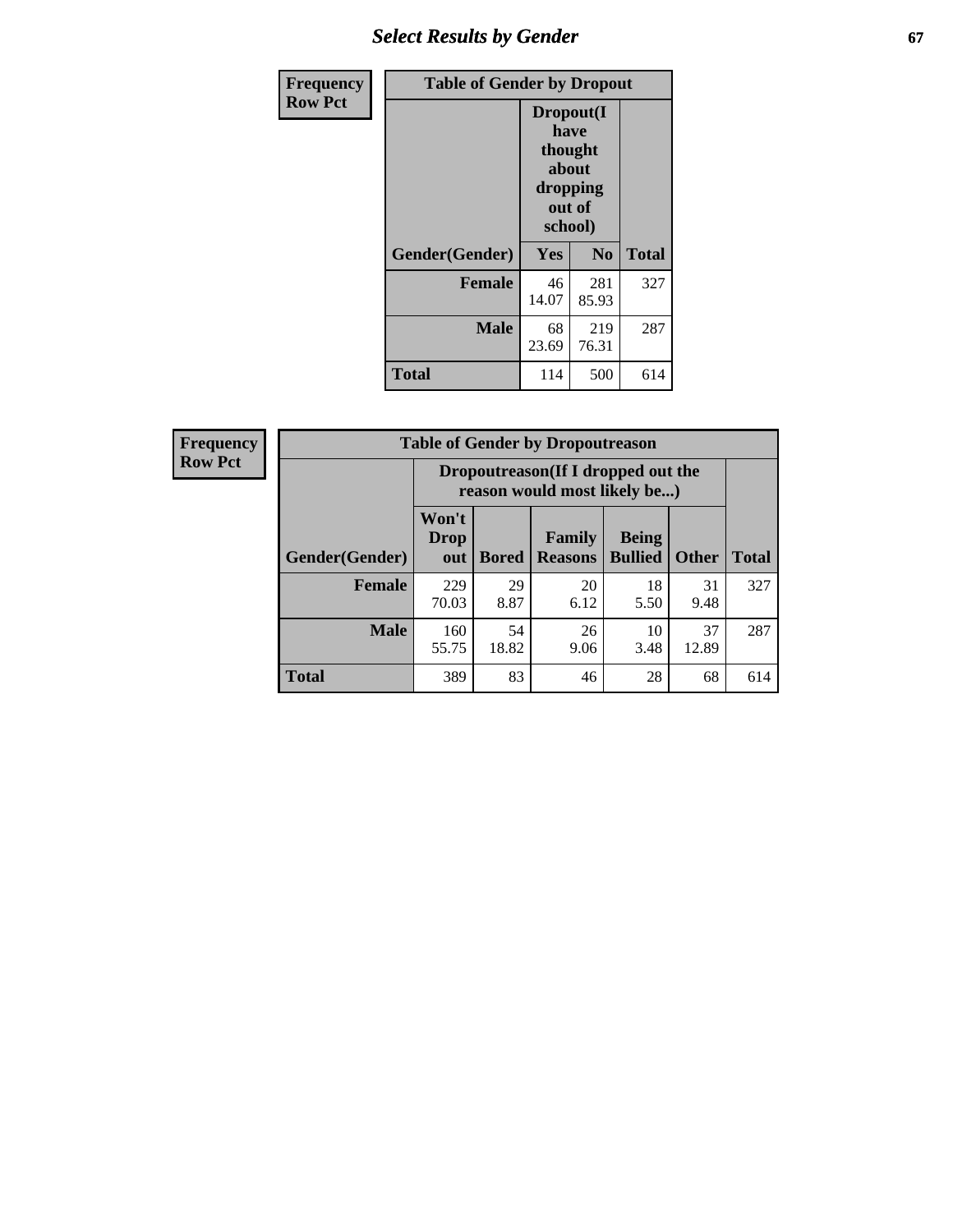| Frequency<br>Row Pct | Table of Gender by Dropout | | |
|---|---|---|---|
| | Dropout(I have thought about dropping out of school) | | |
| Gender(Gender) | Yes | No | Total |
| Female | 46<br>14.07 | 281<br>85.93 | 327 |
| Male | 68<br>23.69 | 219<br>76.31 | 287 |
| Total | 114 | 500 | 614 |

| Frequency<br>Row Pct | Table of Gender by Dropoutreason | | | | | |
|---|---|---|---|---|---|---|
| | Dropoutreason(If I dropped out the reason would most likely be...) | | | | | |
| Gender(Gender) | Won't Drop out | Bored | Family Reasons | Being Bullied | Other | Total |
| Female | 229<br>70.03 | 29<br>8.87 | 20<br>6.12 | 18<br>5.50 | 31<br>9.48 | 327 |
| Male | 160<br>55.75 | 54<br>18.82 | 26<br>9.06 | 10<br>3.48 | 37<br>12.89 | 287 |
| Total | 389 | 83 | 46 | 28 | 68 | 614 |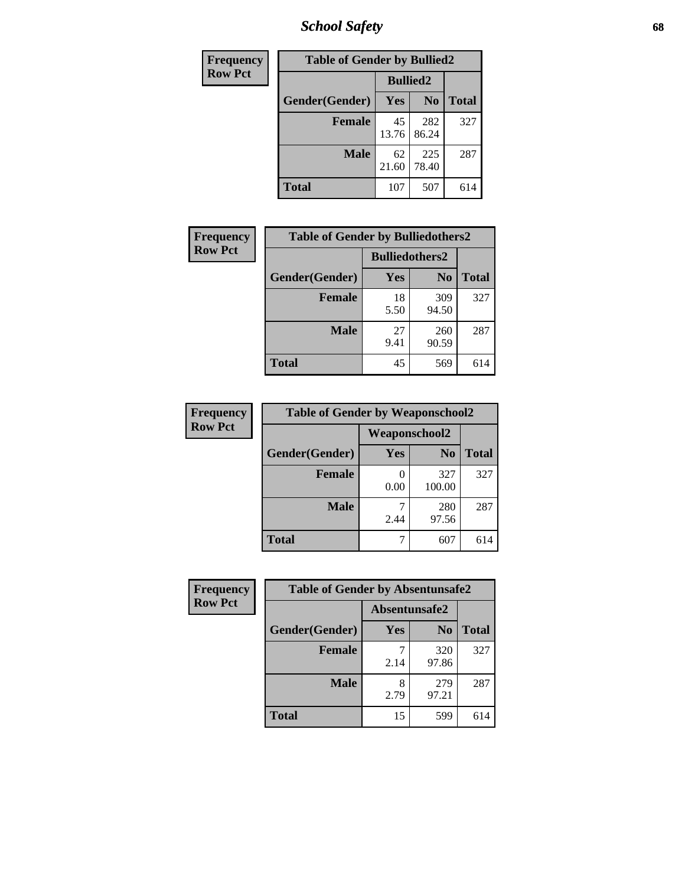| Frequency<br>Row Pct |
|---|

**Table of Gender by Bullied2**

| Gender(Gender) | Bullied2 Yes | Bullied2 No | Total |
|---|---|---|---|
| Female | 45<br>13.76 | 282<br>86.24 | 327 |
| Male | 62<br>21.60 | 225<br>78.40 | 287 |
| Total | 107 | 507 | 614 |

| Frequency<br>Row Pct |
|---|

**Table of Gender by Bulliedothers2**

| Gender(Gender) | Bulliedothers2 Yes | Bulliedothers2 No | Total |
|---|---|---|---|
| Female | 18<br>5.50 | 309<br>94.50 | 327 |
| Male | 27<br>9.41 | 260<br>90.59 | 287 |
| Total | 45 | 569 | 614 |

| Frequency<br>Row Pct |
|---|

**Table of Gender by Weaponschool2**

| Gender(Gender) | Weaponschool2 Yes | Weaponschool2 No | Total |
|---|---|---|---|
| Female | 0<br>0.00 | 327<br>100.00 | 327 |
| Male | 7<br>2.44 | 280<br>97.56 | 287 |
| Total | 7 | 607 | 614 |

| Frequency<br>Row Pct |
|---|

**Table of Gender by Absentunsafe2**

| Gender(Gender) | Absentunsafe2 Yes | Absentunsafe2 No | Total |
|---|---|---|---|
| Female | 7<br>2.14 | 320<br>97.86 | 327 |
| Male | 8<br>2.79 | 279<br>97.21 | 287 |
| Total | 15 | 599 | 614 |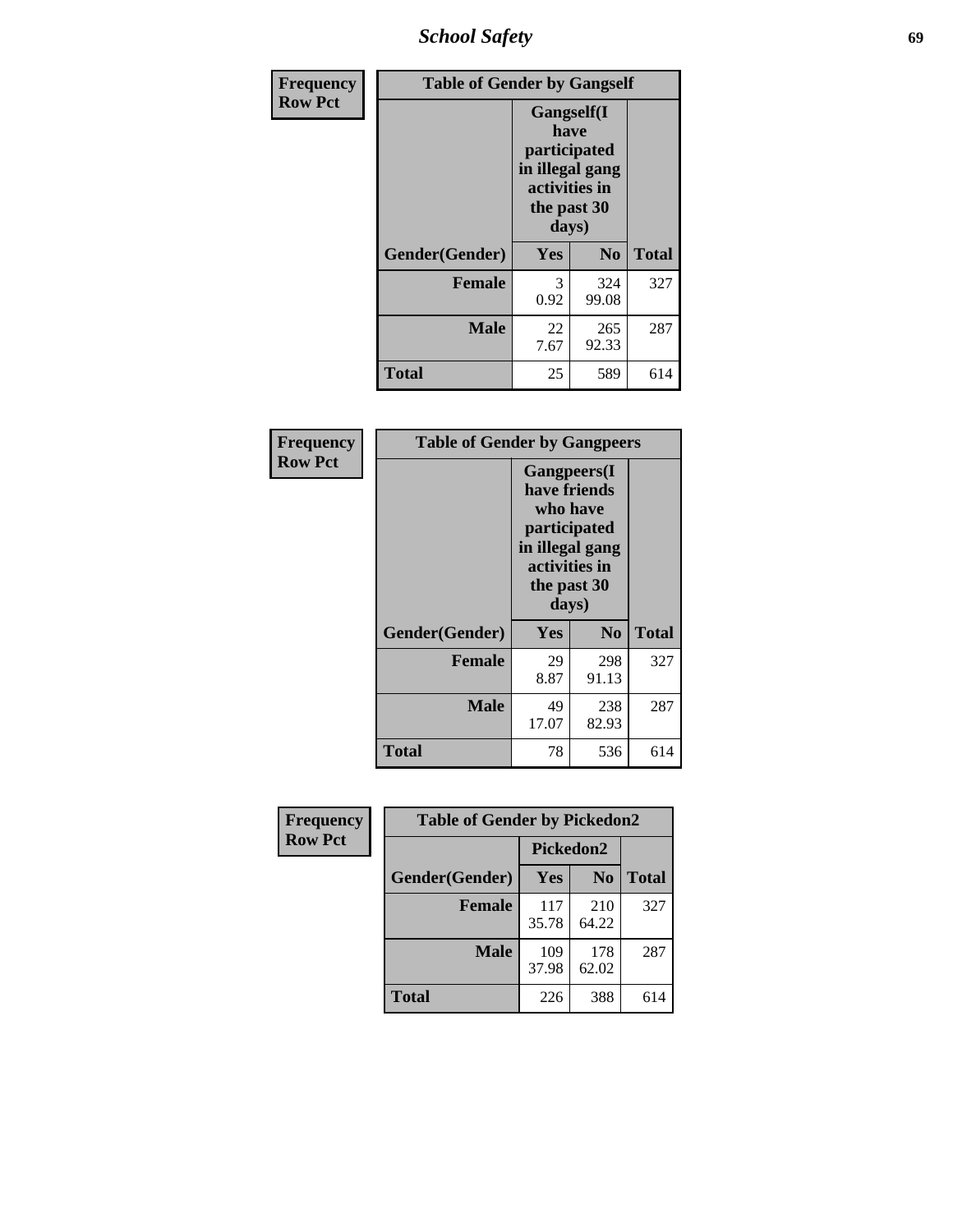| Frequency Row Pct | Table of Gender by Gangself | | |
|---|---|---|---|
| | Gangself(I have participated in illegal gang activities in the past 30 days) | | |
| Gender(Gender) | Yes | No | Total |
| Female | 3<br>0.92 | 324<br>99.08 | 327 |
| Male | 22<br>7.67 | 265<br>92.33 | 287 |
| Total | 25 | 589 | 614 |

| Frequency Row Pct | Table of Gender by Gangpeers | | |
|---|---|---|---|
| | Gangpeers(I have friends who have participated in illegal gang activities in the past 30 days) | | |
| Gender(Gender) | Yes | No | Total |
| Female | 29<br>8.87 | 298<br>91.13 | 327 |
| Male | 49<br>17.07 | 238<br>82.93 | 287 |
| Total | 78 | 536 | 614 |

| Frequency Row Pct | Table of Gender by Pickedon2 | | |
|---|---|---|---|
| | Pickedon2 | | |
| Gender(Gender) | Yes | No | Total |
| Female | 117<br>35.78 | 210<br>64.22 | 327 |
| Male | 109<br>37.98 | 178<br>62.02 | 287 |
| Total | 226 | 388 | 614 |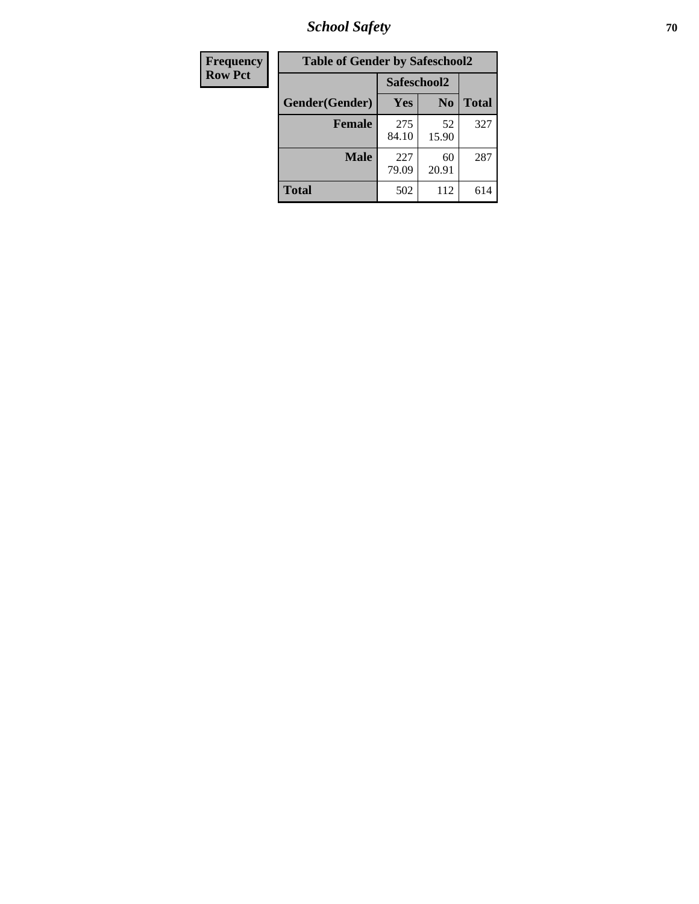| Frequency Row Pct | | | |
|---|---|---|---|

**Table of Gender by Safeschool2**

| Gender(Gender) | Safeschool2 | | |
|---|---|---|---|
| | Yes | No | Total |
| **Female** | 275<br>84.10 | 52<br>15.90 | 327 |
| **Male** | 227<br>79.09 | 60<br>20.91 | 287 |
| **Total** | 502 | 112 | 614 |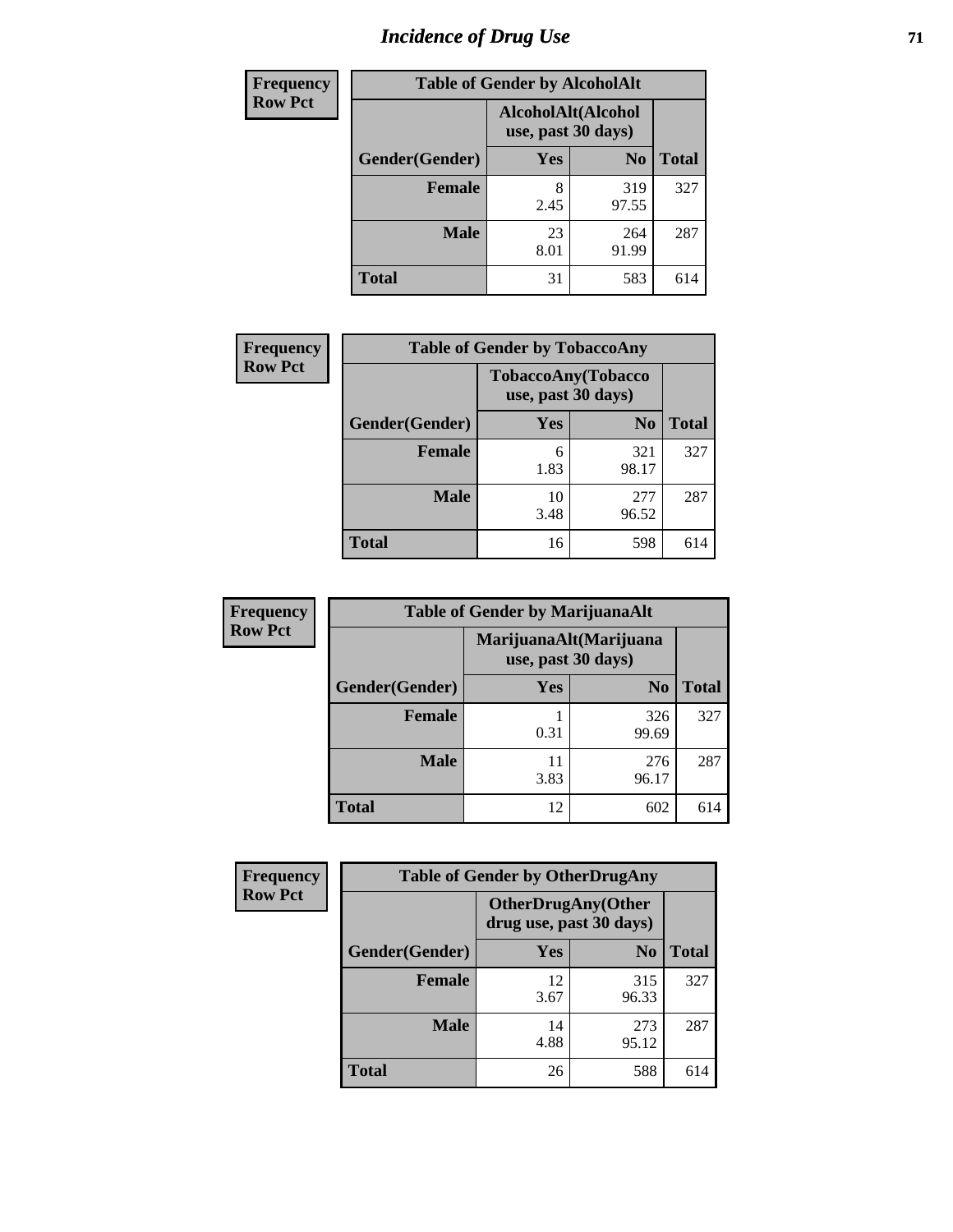# Incidence of Drug Use

| Frequency<br>Row Pct | | | |
|---|---|---|---|
| **Table of Gender by AlcoholAlt** | | | |
| | **AlcoholAlt(Alcohol use, past 30 days)** | | |
| **Gender(Gender)** | **Yes** | **No** | **Total** |
| **Female** | 8<br>2.45 | 319<br>97.55 | 327 |
| **Male** | 23<br>8.01 | 264<br>91.99 | 287 |
| **Total** | 31 | 583 | 614 |

| Frequency<br>Row Pct | | | |
|---|---|---|---|
| **Table of Gender by TobaccoAny** | | | |
| | **TobaccoAny(Tobacco use, past 30 days)** | | |
| **Gender(Gender)** | **Yes** | **No** | **Total** |
| **Female** | 6<br>1.83 | 321<br>98.17 | 327 |
| **Male** | 10<br>3.48 | 277<br>96.52 | 287 |
| **Total** | 16 | 598 | 614 |

| Frequency<br>Row Pct | | | |
|---|---|---|---|
| **Table of Gender by MarijuanaAlt** | | | |
| | **MarijuanaAlt(Marijuana use, past 30 days)** | | |
| **Gender(Gender)** | **Yes** | **No** | **Total** |
| **Female** | 1<br>0.31 | 326<br>99.69 | 327 |
| **Male** | 11<br>3.83 | 276<br>96.17 | 287 |
| **Total** | 12 | 602 | 614 |

| Frequency<br>Row Pct | | | |
|---|---|---|---|
| **Table of Gender by OtherDrugAny** | | | |
| | **OtherDrugAny(Other drug use, past 30 days)** | | |
| **Gender(Gender)** | **Yes** | **No** | **Total** |
| **Female** | 12<br>3.67 | 315<br>96.33 | 327 |
| **Male** | 14<br>4.88 | 273<br>95.12 | 287 |
| **Total** | 26 | 588 | 614 |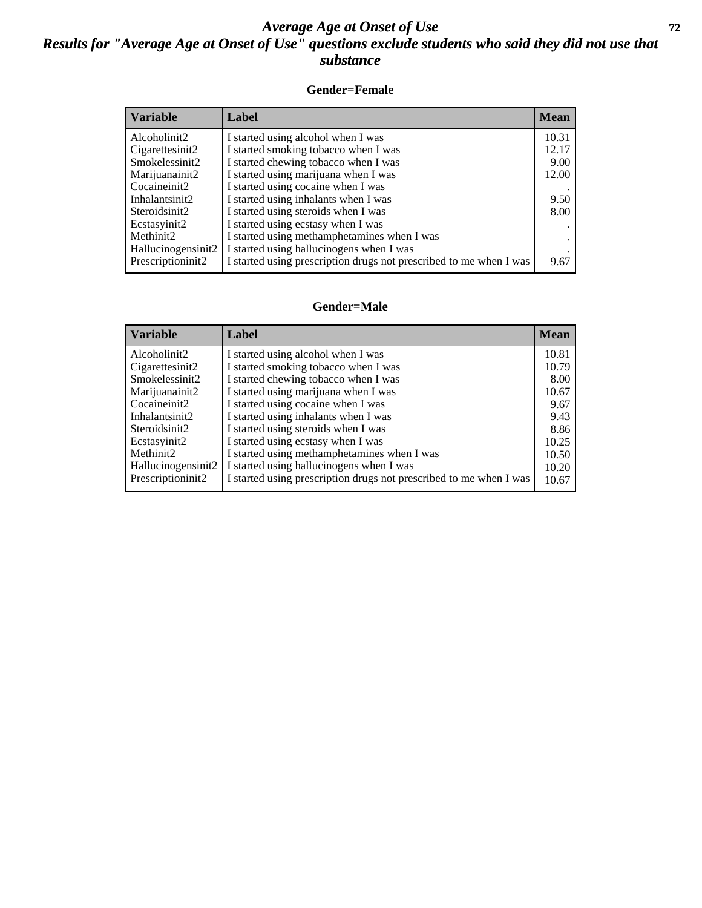# *Average Age at Onset of Use*
## *Results for "Average Age at Onset of Use" questions exclude students who said they did not use that substance*

### Gender=Female

| Variable | Label | Mean |
|---|---|---|
| Alcoholinit2 | I started using alcohol when I was | 10.31 |
| Cigarettesinit2 | I started smoking tobacco when I was | 12.17 |
| Smokelessinit2 | I started chewing tobacco when I was | 9.00 |
| Marijuanainit2 | I started using marijuana when I was | 12.00 |
| Cocaineinit2 | I started using cocaine when I was | . |
| Inhalantsinit2 | I started using inhalants when I was | 9.50 |
| Steroidsinit2 | I started using steroids when I was | 8.00 |
| Ecstasyinit2 | I started using ecstasy when I was | . |
| Methinit2 | I started using methamphetamines when I was | . |
| Hallucinogensinit2 | I started using hallucinogens when I was | . |
| Prescriptioninit2 | I started using prescription drugs not prescribed to me when I was | 9.67 |

### Gender=Male

| Variable | Label | Mean |
|---|---|---|
| Alcoholinit2 | I started using alcohol when I was | 10.81 |
| Cigarettesinit2 | I started smoking tobacco when I was | 10.79 |
| Smokelessinit2 | I started chewing tobacco when I was | 8.00 |
| Marijuanainit2 | I started using marijuana when I was | 10.67 |
| Cocaineinit2 | I started using cocaine when I was | 9.67 |
| Inhalantsinit2 | I started using inhalants when I was | 9.43 |
| Steroidsinit2 | I started using steroids when I was | 8.86 |
| Ecstasyinit2 | I started using ecstasy when I was | 10.25 |
| Methinit2 | I started using methamphetamines when I was | 10.50 |
| Hallucinogensinit2 | I started using hallucinogens when I was | 10.20 |
| Prescriptioninit2 | I started using prescription drugs not prescribed to me when I was | 10.67 |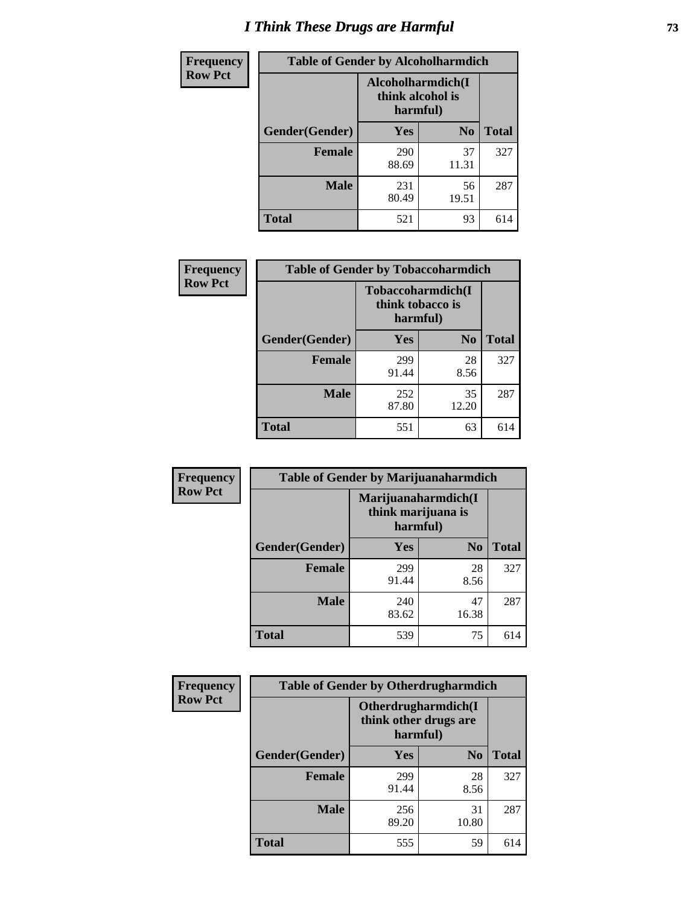# I Think These Drugs are Harmful

**Frequency**
**Row Pct**

| Table of Gender by Alcoholharmdich | | | |
|---|---|---|---|
| | Alcoholharmdich(I think alcohol is harmful) | | |
| Gender(Gender) | Yes | No | Total |
| **Female** | 290<br>88.69 | 37<br>11.31 | 327 |
| **Male** | 231<br>80.49 | 56<br>19.51 | 287 |
| **Total** | 521 | 93 | 614 |

**Frequency**
**Row Pct**

| Table of Gender by Tobaccoharmdich | | | |
|---|---|---|---|
| | Tobaccoharmdich(I think tobacco is harmful) | | |
| Gender(Gender) | Yes | No | Total |
| **Female** | 299<br>91.44 | 28<br>8.56 | 327 |
| **Male** | 252<br>87.80 | 35<br>12.20 | 287 |
| **Total** | 551 | 63 | 614 |

**Frequency**
**Row Pct**

| Table of Gender by Marijuanaharmdich | | | |
|---|---|---|---|
| | Marijuanaharmdich(I think marijuana is harmful) | | |
| Gender(Gender) | Yes | No | Total |
| **Female** | 299<br>91.44 | 28<br>8.56 | 327 |
| **Male** | 240<br>83.62 | 47<br>16.38 | 287 |
| **Total** | 539 | 75 | 614 |

**Frequency**
**Row Pct**

| Table of Gender by Otherdrugharmdich | | | |
|---|---|---|---|
| | Otherdrugharmdich(I think other drugs are harmful) | | |
| Gender(Gender) | Yes | No | Total |
| **Female** | 299<br>91.44 | 28<br>8.56 | 327 |
| **Male** | 256<br>89.20 | 31<br>10.80 | 287 |
| **Total** | 555 | 59 | 614 |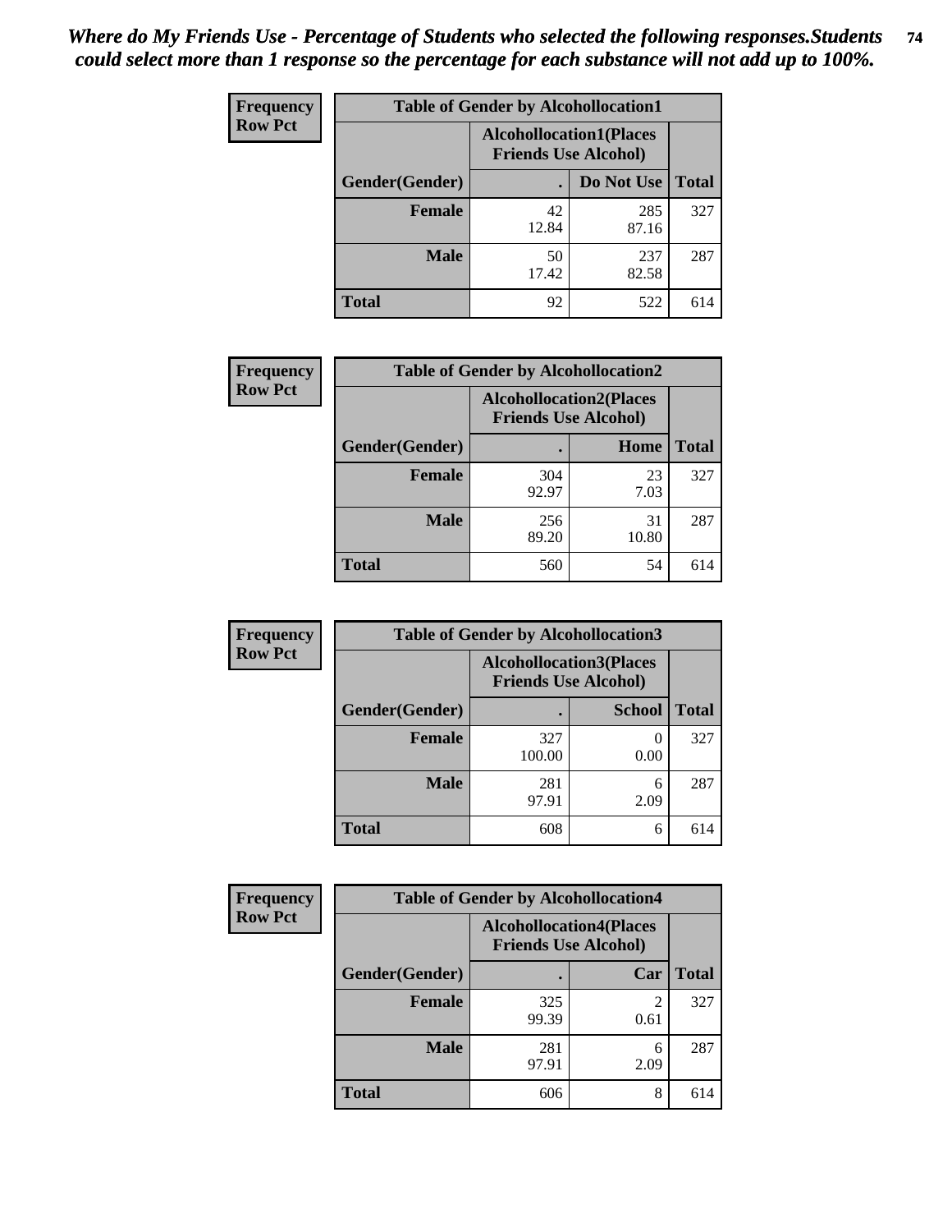*Where do My Friends Use - Percentage of Students who selected the following responses.Students could select more than 1 response so the percentage for each substance will not add up to 100%.*

| Frequency Row Pct | Table of Gender by Alcohollocation1 | | |
|---|---|---|---|
| | Alcohollocation1(Places Friends Use Alcohol) | | |
| Gender(Gender) | . | Do Not Use | Total |
| Female | 42<br>12.84 | 285<br>87.16 | 327 |
| Male | 50<br>17.42 | 237<br>82.58 | 287 |
| Total | 92 | 522 | 614 |

| Frequency Row Pct | Table of Gender by Alcohollocation2 | | |
|---|---|---|---|
| | Alcohollocation2(Places Friends Use Alcohol) | | |
| Gender(Gender) | . | Home | Total |
| Female | 304<br>92.97 | 23<br>7.03 | 327 |
| Male | 256<br>89.20 | 31<br>10.80 | 287 |
| Total | 560 | 54 | 614 |

| Frequency Row Pct | Table of Gender by Alcohollocation3 | | |
|---|---|---|---|
| | Alcohollocation3(Places Friends Use Alcohol) | | |
| Gender(Gender) | . | School | Total |
| Female | 327<br>100.00 | 0<br>0.00 | 327 |
| Male | 281<br>97.91 | 6<br>2.09 | 287 |
| Total | 608 | 6 | 614 |

| Frequency Row Pct | Table of Gender by Alcohollocation4 | | |
|---|---|---|---|
| | Alcohollocation4(Places Friends Use Alcohol) | | |
| Gender(Gender) | . | Car | Total |
| Female | 325<br>99.39 | 2<br>0.61 | 327 |
| Male | 281<br>97.91 | 6<br>2.09 | 287 |
| Total | 606 | 8 | 614 |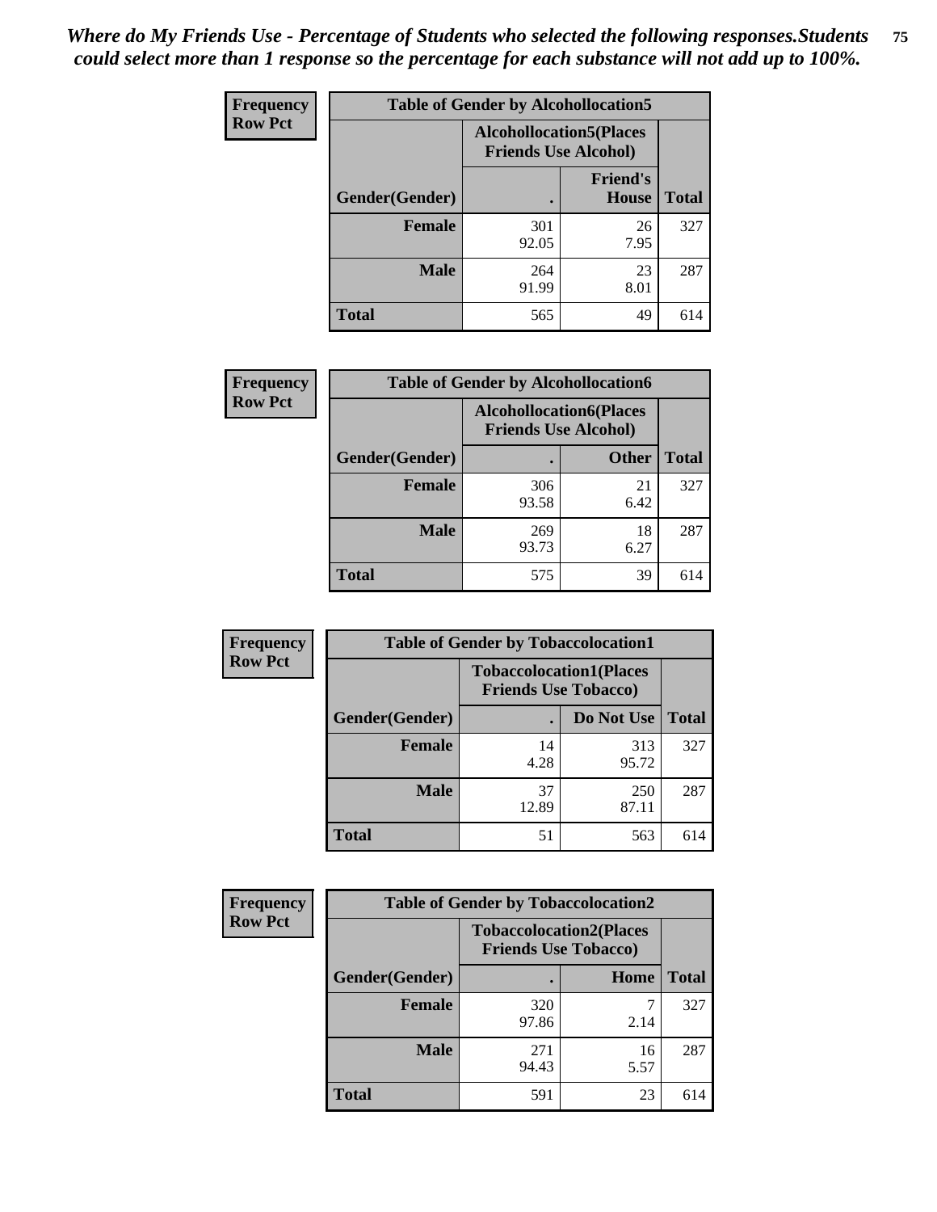*Where do My Friends Use - Percentage of Students who selected the following responses.Students could select more than 1 response so the percentage for each substance will not add up to 100%.*

**Frequency**
**Row Pct**

| Table of Gender by Alcohollocation5 | | | |
|---|---|---|---|
| | Alcohollocation5(Places Friends Use Alcohol) | | |
| Gender(Gender) | . | Friend's House | Total |
| **Female** | 301<br>92.05 | 26<br>7.95 | 327 |
| **Male** | 264<br>91.99 | 23<br>8.01 | 287 |
| **Total** | 565 | 49 | 614 |

**Frequency**
**Row Pct**

| Table of Gender by Alcohollocation6 | | | |
|---|---|---|---|
| | Alcohollocation6(Places Friends Use Alcohol) | | |
| Gender(Gender) | . | Other | Total |
| **Female** | 306<br>93.58 | 21<br>6.42 | 327 |
| **Male** | 269<br>93.73 | 18<br>6.27 | 287 |
| **Total** | 575 | 39 | 614 |

**Frequency**
**Row Pct**

| Table of Gender by Tobaccolocation1 | | | |
|---|---|---|---|
| | Tobaccolocation1(Places Friends Use Tobacco) | | |
| Gender(Gender) | . | Do Not Use | Total |
| **Female** | 14<br>4.28 | 313<br>95.72 | 327 |
| **Male** | 37<br>12.89 | 250<br>87.11 | 287 |
| **Total** | 51 | 563 | 614 |

**Frequency**
**Row Pct**

| Table of Gender by Tobaccolocation2 | | | |
|---|---|---|---|
| | Tobaccolocation2(Places Friends Use Tobacco) | | |
| Gender(Gender) | . | Home | Total |
| **Female** | 320<br>97.86 | 7<br>2.14 | 327 |
| **Male** | 271<br>94.43 | 16<br>5.57 | 287 |
| **Total** | 591 | 23 | 614 |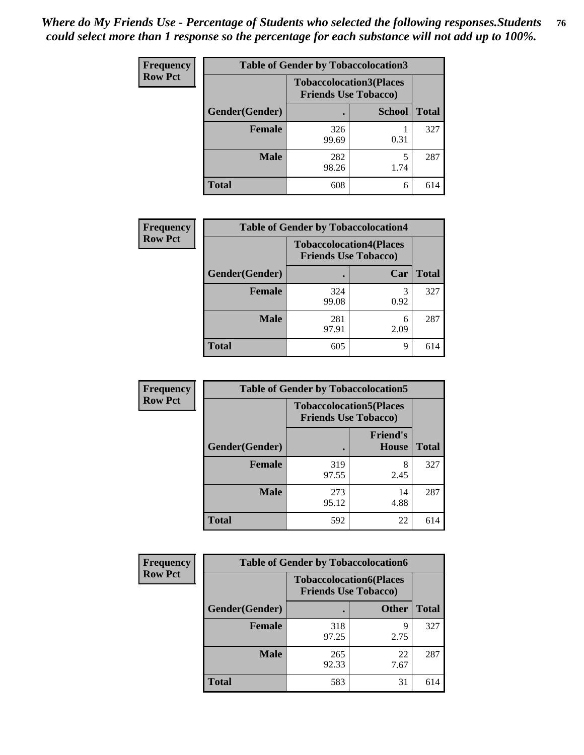*Where do My Friends Use - Percentage of Students who selected the following responses.Students could select more than 1 response so the percentage for each substance will not add up to 100%.*

**Frequency Row Pct**

| Table of Gender by Tobaccolocation3 | | | |
|---|---|---|---|
| | Tobaccolocation3(Places Friends Use Tobacco) | | |
| Gender(Gender) | . | School | Total |
| Female | 326<br>99.69 | 1<br>0.31 | 327 |
| Male | 282<br>98.26 | 5<br>1.74 | 287 |
| Total | 608 | 6 | 614 |

**Frequency Row Pct**

| Table of Gender by Tobaccolocation4 | | | |
|---|---|---|---|
| | Tobaccolocation4(Places Friends Use Tobacco) | | |
| Gender(Gender) | . | Car | Total |
| Female | 324<br>99.08 | 3<br>0.92 | 327 |
| Male | 281<br>97.91 | 6<br>2.09 | 287 |
| Total | 605 | 9 | 614 |

**Frequency Row Pct**

| Table of Gender by Tobaccolocation5 | | | |
|---|---|---|---|
| | Tobaccolocation5(Places Friends Use Tobacco) | | |
| Gender(Gender) | . | Friend's House | Total |
| Female | 319<br>97.55 | 8<br>2.45 | 327 |
| Male | 273<br>95.12 | 14<br>4.88 | 287 |
| Total | 592 | 22 | 614 |

**Frequency Row Pct**

| Table of Gender by Tobaccolocation6 | | | |
|---|---|---|---|
| | Tobaccolocation6(Places Friends Use Tobacco) | | |
| Gender(Gender) | . | Other | Total |
| Female | 318<br>97.25 | 9<br>2.75 | 327 |
| Male | 265<br>92.33 | 22<br>7.67 | 287 |
| Total | 583 | 31 | 614 |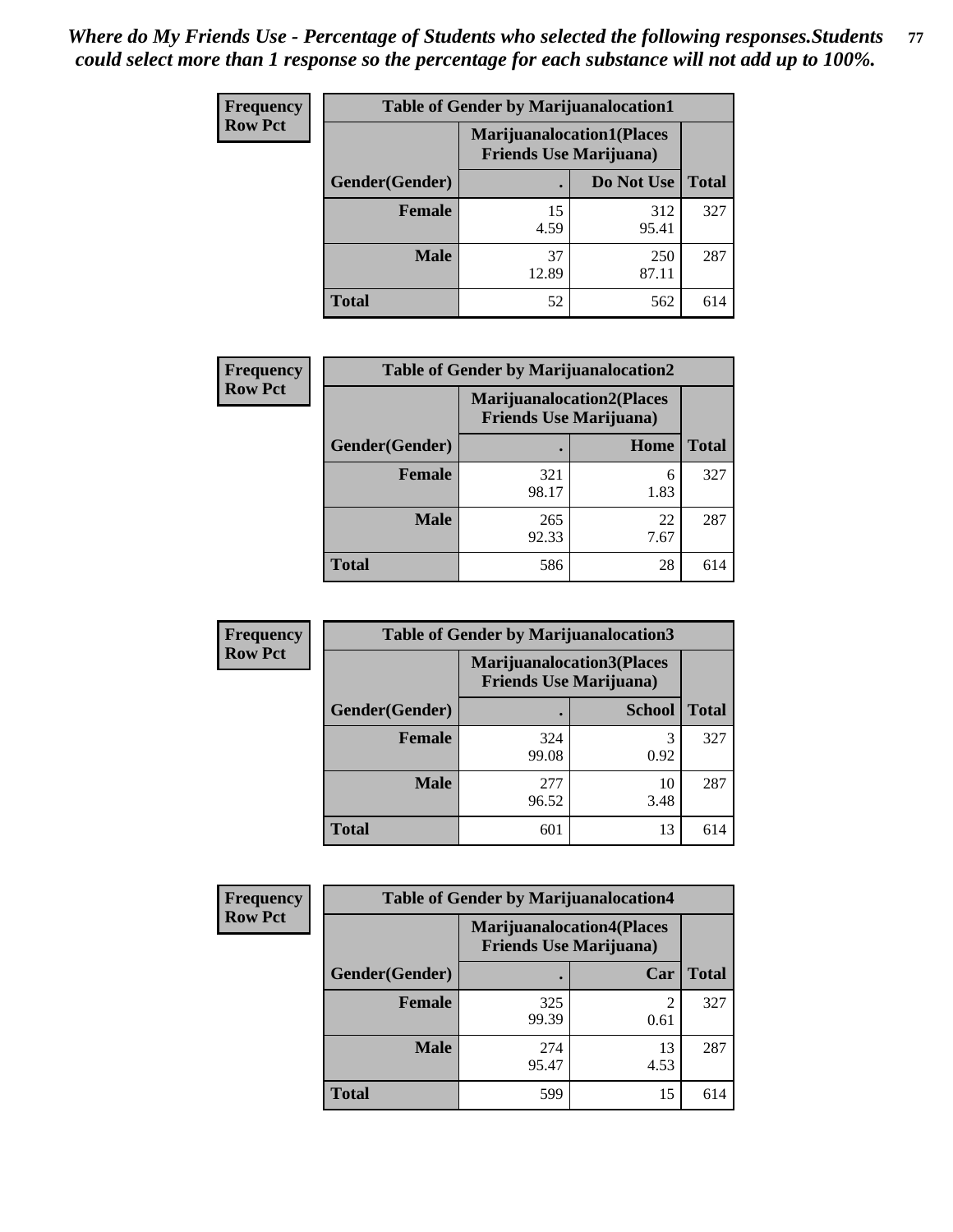*Where do My Friends Use - Percentage of Students who selected the following responses.Students could select more than 1 response so the percentage for each substance will not add up to 100%.*

| Frequency Row Pct | Table of Gender by Marijuanalocation1 | | |
|---|---|---|---|
| | Marijuanalocation1(Places Friends Use Marijuana) | | |
| Gender(Gender) | . | Do Not Use | Total |
| Female | 15<br>4.59 | 312<br>95.41 | 327 |
| Male | 37<br>12.89 | 250<br>87.11 | 287 |
| Total | 52 | 562 | 614 |

| Frequency Row Pct | Table of Gender by Marijuanalocation2 | | |
|---|---|---|---|
| | Marijuanalocation2(Places Friends Use Marijuana) | | |
| Gender(Gender) | . | Home | Total |
| Female | 321<br>98.17 | 6<br>1.83 | 327 |
| Male | 265<br>92.33 | 22<br>7.67 | 287 |
| Total | 586 | 28 | 614 |

| Frequency Row Pct | Table of Gender by Marijuanalocation3 | | |
|---|---|---|---|
| | Marijuanalocation3(Places Friends Use Marijuana) | | |
| Gender(Gender) | . | School | Total |
| Female | 324<br>99.08 | 3<br>0.92 | 327 |
| Male | 277<br>96.52 | 10<br>3.48 | 287 |
| Total | 601 | 13 | 614 |

| Frequency Row Pct | Table of Gender by Marijuanalocation4 | | |
|---|---|---|---|
| | Marijuanalocation4(Places Friends Use Marijuana) | | |
| Gender(Gender) | . | Car | Total |
| Female | 325<br>99.39 | 2<br>0.61 | 327 |
| Male | 274<br>95.47 | 13<br>4.53 | 287 |
| Total | 599 | 15 | 614 |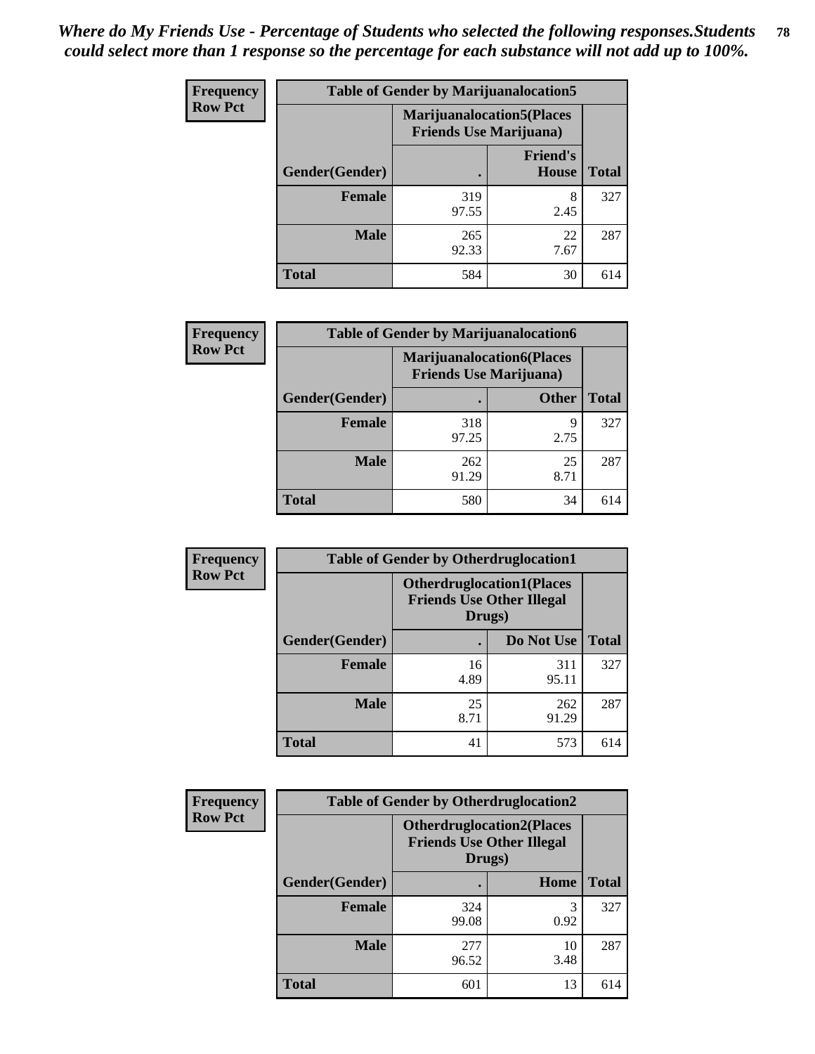*Where do My Friends Use - Percentage of Students who selected the following responses.Students could select more than 1 response so the percentage for each substance will not add up to 100%.*

**Frequency Row Pct**

| Table of Gender by Marijuanalocation5 | | | |
|---|---|---|---|
| | Marijuanalocation5(Places Friends Use Marijuana) | | |
| Gender(Gender) | . | Friend's House | Total |
| **Female** | 319<br>97.55 | 8<br>2.45 | 327 |
| **Male** | 265<br>92.33 | 22<br>7.67 | 287 |
| **Total** | 584 | 30 | 614 |

**Frequency Row Pct**

| Table of Gender by Marijuanalocation6 | | | |
|---|---|---|---|
| | Marijuanalocation6(Places Friends Use Marijuana) | | |
| Gender(Gender) | . | Other | Total |
| **Female** | 318<br>97.25 | 9<br>2.75 | 327 |
| **Male** | 262<br>91.29 | 25<br>8.71 | 287 |
| **Total** | 580 | 34 | 614 |

**Frequency Row Pct**

| Table of Gender by Otherdruglocation1 | | | |
|---|---|---|---|
| | Otherdruglocation1(Places Friends Use Other Illegal Drugs) | | |
| Gender(Gender) | . | Do Not Use | Total |
| **Female** | 16<br>4.89 | 311<br>95.11 | 327 |
| **Male** | 25<br>8.71 | 262<br>91.29 | 287 |
| **Total** | 41 | 573 | 614 |

**Frequency Row Pct**

| Table of Gender by Otherdruglocation2 | | | |
|---|---|---|---|
| | Otherdruglocation2(Places Friends Use Other Illegal Drugs) | | |
| Gender(Gender) | . | Home | Total |
| **Female** | 324<br>99.08 | 3<br>0.92 | 327 |
| **Male** | 277<br>96.52 | 10<br>3.48 | 287 |
| **Total** | 601 | 13 | 614 |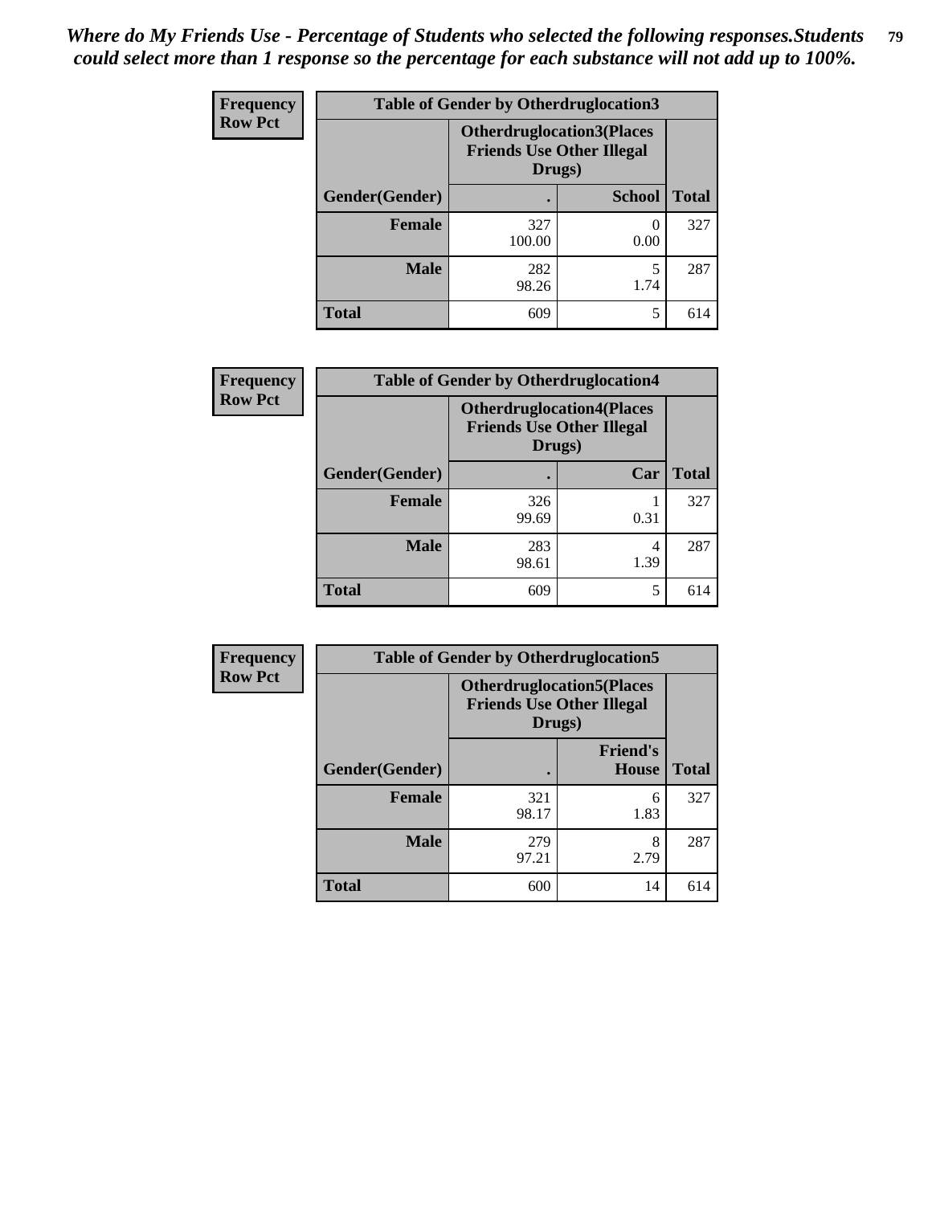*Where do My Friends Use - Percentage of Students who selected the following responses.Students could select more than 1 response so the percentage for each substance will not add up to 100%.*

**Frequency**
**Row Pct**

| Table of Gender by Otherdruglocation3 | | | |
|---|---|---|---|
| | Otherdruglocation3(Places Friends Use Other Illegal Drugs) | | |
| Gender(Gender) | . | School | Total |
| **Female** | 327<br>100.00 | 0<br>0.00 | 327 |
| **Male** | 282<br>98.26 | 5<br>1.74 | 287 |
| **Total** | 609 | 5 | 614 |

**Frequency**
**Row Pct**

| Table of Gender by Otherdruglocation4 | | | |
|---|---|---|---|
| | Otherdruglocation4(Places Friends Use Other Illegal Drugs) | | |
| Gender(Gender) | . | Car | Total |
| **Female** | 326<br>99.69 | 1<br>0.31 | 327 |
| **Male** | 283<br>98.61 | 4<br>1.39 | 287 |
| **Total** | 609 | 5 | 614 |

**Frequency**
**Row Pct**

| Table of Gender by Otherdruglocation5 | | | |
|---|---|---|---|
| | Otherdruglocation5(Places Friends Use Other Illegal Drugs) | | |
| Gender(Gender) | . | Friend's House | Total |
| **Female** | 321<br>98.17 | 6<br>1.83 | 327 |
| **Male** | 279<br>97.21 | 8<br>2.79 | 287 |
| **Total** | 600 | 14 | 614 |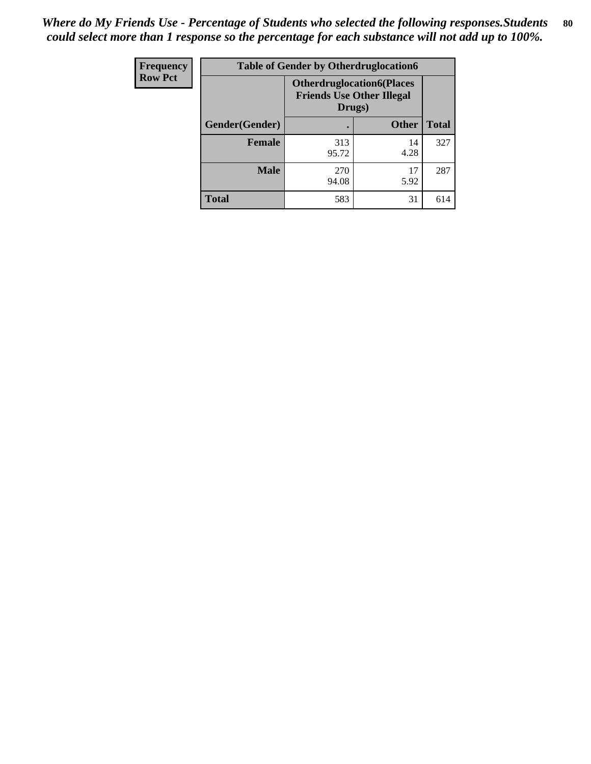*Where do My Friends Use - Percentage of Students who selected the following responses.Students could select more than 1 response so the percentage for each substance will not add up to 100%.*

| Frequency<br>Row Pct | Table of Gender by Otherdruglocation6 | | |
|---|---|---|---|
| | Otherdruglocation6(Places Friends Use Other Illegal Drugs) | | |
| Gender(Gender) | . | Other | Total |
| Female | 313<br>95.72 | 14<br>4.28 | 327 |
| Male | 270<br>94.08 | 17<br>5.92 | 287 |
| Total | 583 | 31 | 614 |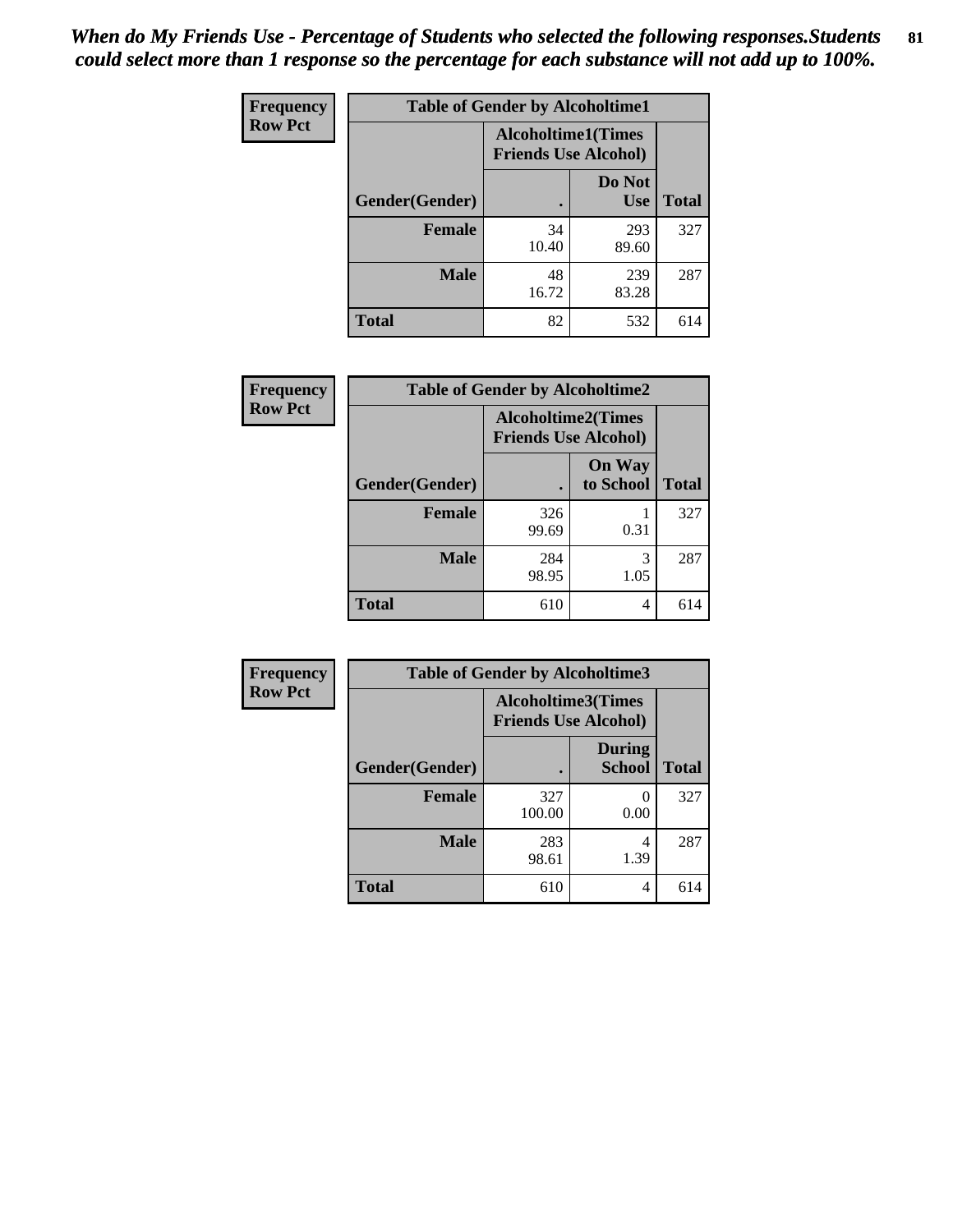*When do My Friends Use - Percentage of Students who selected the following responses.Students could select more than 1 response so the percentage for each substance will not add up to 100%.*

| Frequency Row Pct | Table of Gender by Alcoholtime1 | | |
|---|---|---|---|
| | Alcoholtime1(Times Friends Use Alcohol) | | |
| Gender(Gender) | . | Do Not Use | Total |
| Female | 34<br>10.40 | 293<br>89.60 | 327 |
| Male | 48<br>16.72 | 239<br>83.28 | 287 |
| Total | 82 | 532 | 614 |

| Frequency Row Pct | Table of Gender by Alcoholtime2 | | |
|---|---|---|---|
| | Alcoholtime2(Times Friends Use Alcohol) | | |
| Gender(Gender) | . | On Way to School | Total |
| Female | 326<br>99.69 | 1<br>0.31 | 327 |
| Male | 284<br>98.95 | 3<br>1.05 | 287 |
| Total | 610 | 4 | 614 |

| Frequency Row Pct | Table of Gender by Alcoholtime3 | | |
|---|---|---|---|
| | Alcoholtime3(Times Friends Use Alcohol) | | |
| Gender(Gender) | . | During School | Total |
| Female | 327<br>100.00 | 0<br>0.00 | 327 |
| Male | 283<br>98.61 | 4<br>1.39 | 287 |
| Total | 610 | 4 | 614 |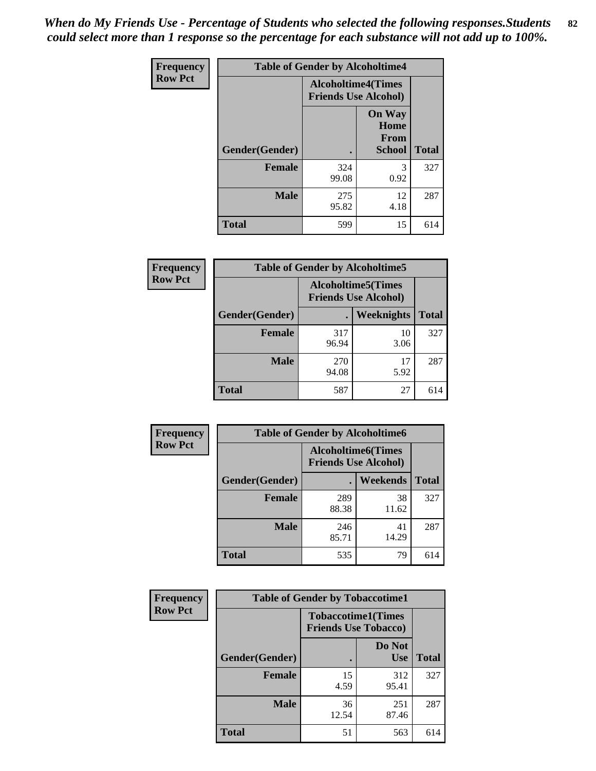*When do My Friends Use - Percentage of Students who selected the following responses.Students could select more than 1 response so the percentage for each substance will not add up to 100%.*

**Frequency**
**Row Pct**

| Table of Gender by Alcoholtime4 | | | |
|---|---|---|---|
| | Alcoholtime4(Times Friends Use Alcohol) | | |
| Gender(Gender) | . | On Way Home From School | Total |
| Female | 324<br>99.08 | 3<br>0.92 | 327 |
| Male | 275<br>95.82 | 12<br>4.18 | 287 |
| Total | 599 | 15 | 614 |

**Frequency**
**Row Pct**

| Table of Gender by Alcoholtime5 | | | |
|---|---|---|---|
| | Alcoholtime5(Times Friends Use Alcohol) | | |
| Gender(Gender) | . | Weeknights | Total |
| Female | 317<br>96.94 | 10<br>3.06 | 327 |
| Male | 270<br>94.08 | 17<br>5.92 | 287 |
| Total | 587 | 27 | 614 |

**Frequency**
**Row Pct**

| Table of Gender by Alcoholtime6 | | | |
|---|---|---|---|
| | Alcoholtime6(Times Friends Use Alcohol) | | |
| Gender(Gender) | . | Weekends | Total |
| Female | 289<br>88.38 | 38<br>11.62 | 327 |
| Male | 246<br>85.71 | 41<br>14.29 | 287 |
| Total | 535 | 79 | 614 |

**Frequency**
**Row Pct**

| Table of Gender by Tobaccotime1 | | | |
|---|---|---|---|
| | Tobaccotime1(Times Friends Use Tobacco) | | |
| Gender(Gender) | . | Do Not Use | Total |
| Female | 15<br>4.59 | 312<br>95.41 | 327 |
| Male | 36<br>12.54 | 251<br>87.46 | 287 |
| Total | 51 | 563 | 614 |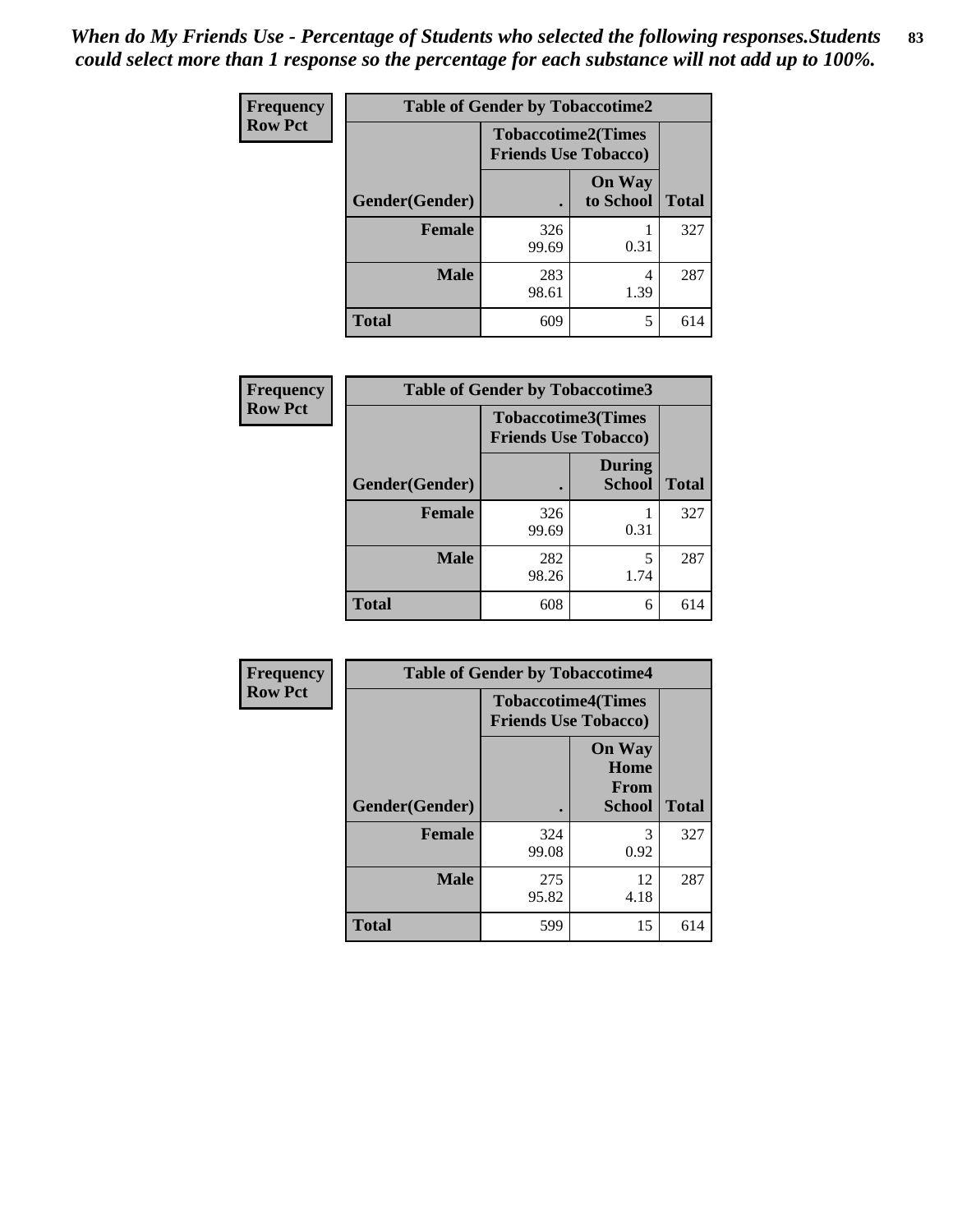*When do My Friends Use - Percentage of Students who selected the following responses.Students could select more than 1 response so the percentage for each substance will not add up to 100%.*

| Frequency<br>Row Pct | Table of Gender by Tobaccotime2 | | |
|---|---|---|---|
| | Tobaccotime2(Times Friends Use Tobacco) | | |
| Gender(Gender) | . | On Way to School | Total |
| Female | 326<br>99.69 | 1<br>0.31 | 327 |
| Male | 283<br>98.61 | 4<br>1.39 | 287 |
| Total | 609 | 5 | 614 |

| Frequency<br>Row Pct | Table of Gender by Tobaccotime3 | | |
|---|---|---|---|
| | Tobaccotime3(Times Friends Use Tobacco) | | |
| Gender(Gender) | . | During School | Total |
| Female | 326<br>99.69 | 1<br>0.31 | 327 |
| Male | 282<br>98.26 | 5<br>1.74 | 287 |
| Total | 608 | 6 | 614 |

| Frequency<br>Row Pct | Table of Gender by Tobaccotime4 | | |
|---|---|---|---|
| | Tobaccotime4(Times Friends Use Tobacco) | | |
| Gender(Gender) | . | On Way Home From School | Total |
| Female | 324<br>99.08 | 3<br>0.92 | 327 |
| Male | 275<br>95.82 | 12<br>4.18 | 287 |
| Total | 599 | 15 | 614 |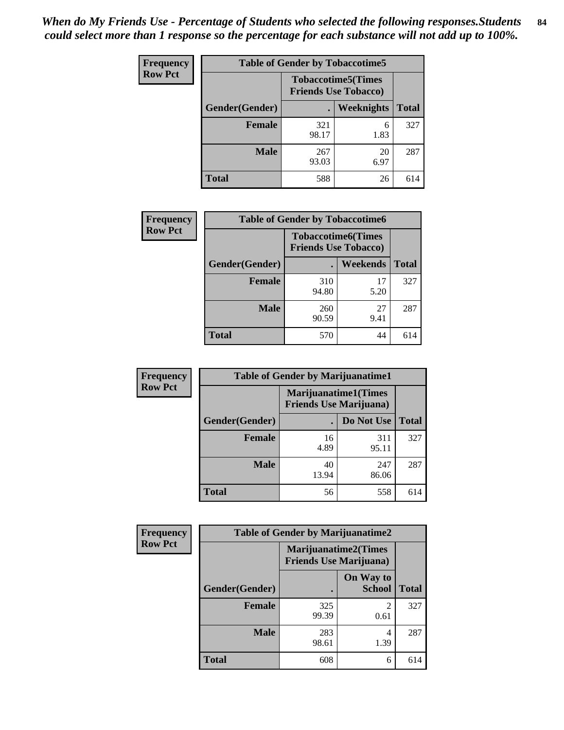*When do My Friends Use - Percentage of Students who selected the following responses.Students could select more than 1 response so the percentage for each substance will not add up to 100%.*

**Frequency**
**Row Pct**

| Table of Gender by Tobaccotime5 | | | |
|---|---|---|---|
| | Tobaccotime5(Times Friends Use Tobacco) | | |
| Gender(Gender) | . | Weeknights | Total |
| **Female** | 321<br>98.17 | 6<br>1.83 | 327 |
| **Male** | 267<br>93.03 | 20<br>6.97 | 287 |
| **Total** | 588 | 26 | 614 |

**Frequency**
**Row Pct**

| Table of Gender by Tobaccotime6 | | | |
|---|---|---|---|
| | Tobaccotime6(Times Friends Use Tobacco) | | |
| Gender(Gender) | . | Weekends | Total |
| **Female** | 310<br>94.80 | 17<br>5.20 | 327 |
| **Male** | 260<br>90.59 | 27<br>9.41 | 287 |
| **Total** | 570 | 44 | 614 |

**Frequency**
**Row Pct**

| Table of Gender by Marijuanatime1 | | | |
|---|---|---|---|
| | Marijuanatime1(Times Friends Use Marijuana) | | |
| Gender(Gender) | . | Do Not Use | Total |
| **Female** | 16<br>4.89 | 311<br>95.11 | 327 |
| **Male** | 40<br>13.94 | 247<br>86.06 | 287 |
| **Total** | 56 | 558 | 614 |

**Frequency**
**Row Pct**

| Table of Gender by Marijuanatime2 | | | |
|---|---|---|---|
| | Marijuanatime2(Times Friends Use Marijuana) | | |
| Gender(Gender) | . | On Way to School | Total |
| **Female** | 325<br>99.39 | 2<br>0.61 | 327 |
| **Male** | 283<br>98.61 | 4<br>1.39 | 287 |
| **Total** | 608 | 6 | 614 |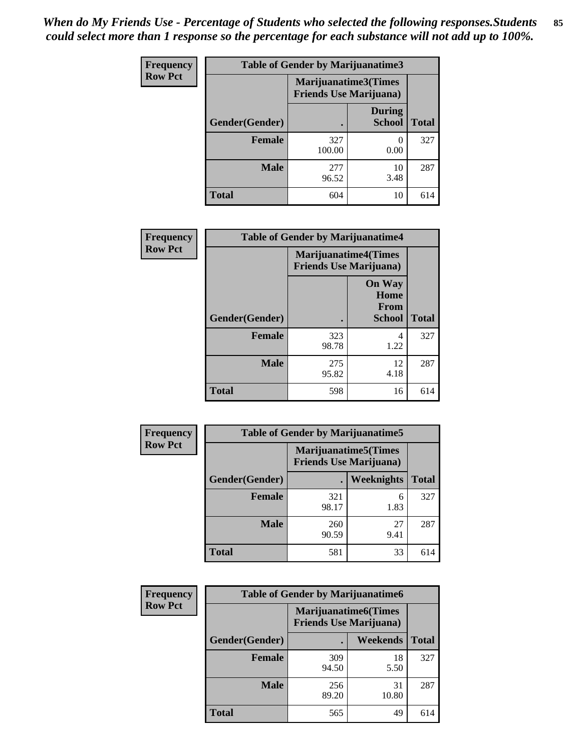*When do My Friends Use - Percentage of Students who selected the following responses.Students could select more than 1 response so the percentage for each substance will not add up to 100%.*

**Frequency**
**Row Pct**

| Table of Gender by Marijuanatime3 | | | |
|---|---|---|---|
| | Marijuanatime3(Times Friends Use Marijuana) | | |
| Gender(Gender) | . | During School | Total |
| **Female** | 327<br>100.00 | 0<br>0.00 | 327 |
| **Male** | 277<br>96.52 | 10<br>3.48 | 287 |
| **Total** | 604 | 10 | 614 |

**Frequency**
**Row Pct**

| Table of Gender by Marijuanatime4 | | | |
|---|---|---|---|
| | Marijuanatime4(Times Friends Use Marijuana) | | |
| Gender(Gender) | . | On Way Home From School | Total |
| **Female** | 323<br>98.78 | 4<br>1.22 | 327 |
| **Male** | 275<br>95.82 | 12<br>4.18 | 287 |
| **Total** | 598 | 16 | 614 |

**Frequency**
**Row Pct**

| Table of Gender by Marijuanatime5 | | | |
|---|---|---|---|
| | Marijuanatime5(Times Friends Use Marijuana) | | |
| Gender(Gender) | . | Weeknights | Total |
| **Female** | 321<br>98.17 | 6<br>1.83 | 327 |
| **Male** | 260<br>90.59 | 27<br>9.41 | 287 |
| **Total** | 581 | 33 | 614 |

**Frequency**
**Row Pct**

| Table of Gender by Marijuanatime6 | | | |
|---|---|---|---|
| | Marijuanatime6(Times Friends Use Marijuana) | | |
| Gender(Gender) | . | Weekends | Total |
| **Female** | 309<br>94.50 | 18<br>5.50 | 327 |
| **Male** | 256<br>89.20 | 31<br>10.80 | 287 |
| **Total** | 565 | 49 | 614 |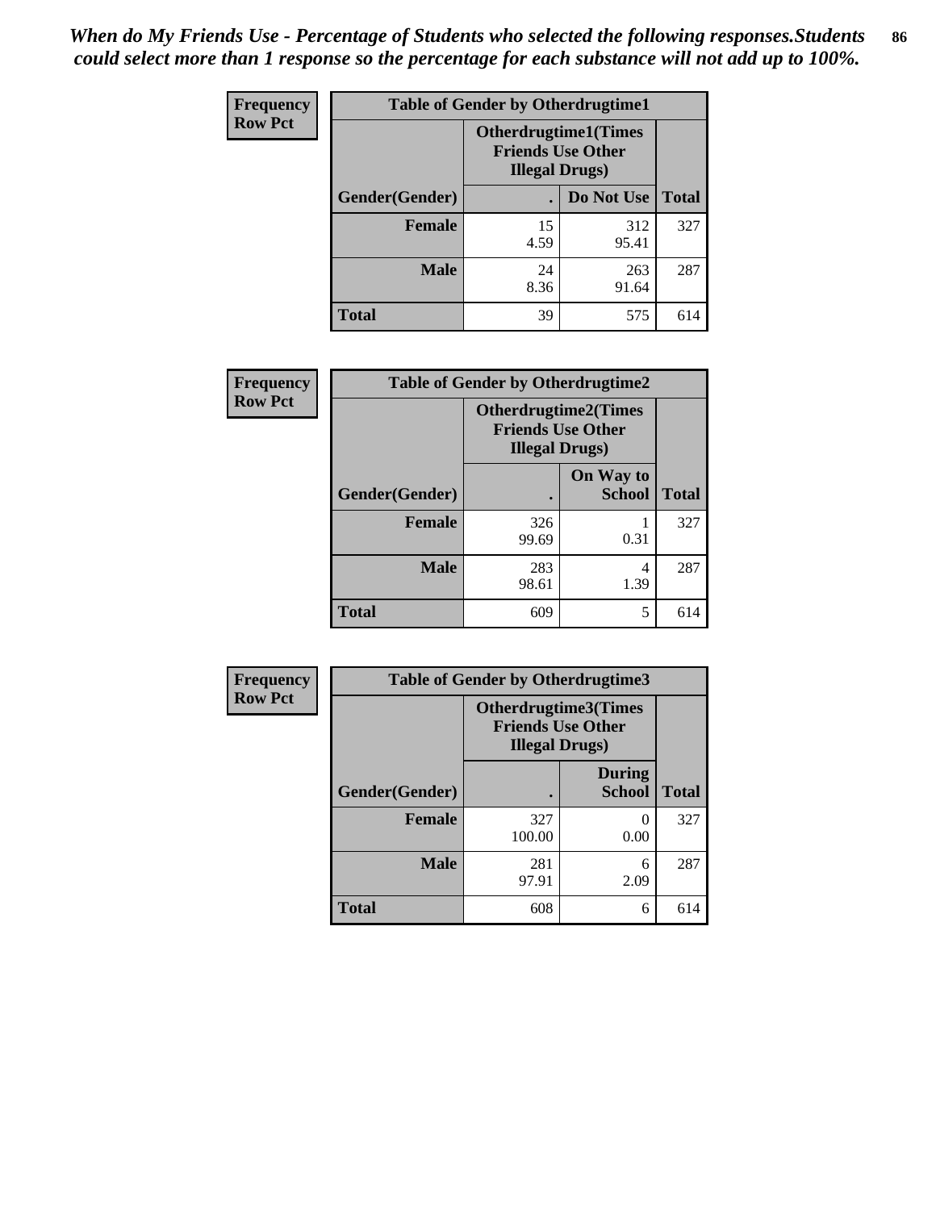*When do My Friends Use - Percentage of Students who selected the following responses.Students could select more than 1 response so the percentage for each substance will not add up to 100%.*

**Frequency**
**Row Pct**

| Table of Gender by Otherdrugtime1 | | | |
|---|---|---|---|
| | Otherdrugtime1(Times Friends Use Other Illegal Drugs) | | |
| Gender(Gender) | . | Do Not Use | Total |
| Female | 15<br>4.59 | 312<br>95.41 | 327 |
| Male | 24<br>8.36 | 263<br>91.64 | 287 |
| Total | 39 | 575 | 614 |

**Frequency**
**Row Pct**

| Table of Gender by Otherdrugtime2 | | | |
|---|---|---|---|
| | Otherdrugtime2(Times Friends Use Other Illegal Drugs) | | |
| Gender(Gender) | . | On Way to School | Total |
| Female | 326<br>99.69 | 1<br>0.31 | 327 |
| Male | 283<br>98.61 | 4<br>1.39 | 287 |
| Total | 609 | 5 | 614 |

**Frequency**
**Row Pct**

| Table of Gender by Otherdrugtime3 | | | |
|---|---|---|---|
| | Otherdrugtime3(Times Friends Use Other Illegal Drugs) | | |
| Gender(Gender) | . | During School | Total |
| Female | 327<br>100.00 | 0<br>0.00 | 327 |
| Male | 281<br>97.91 | 6<br>2.09 | 287 |
| Total | 608 | 6 | 614 |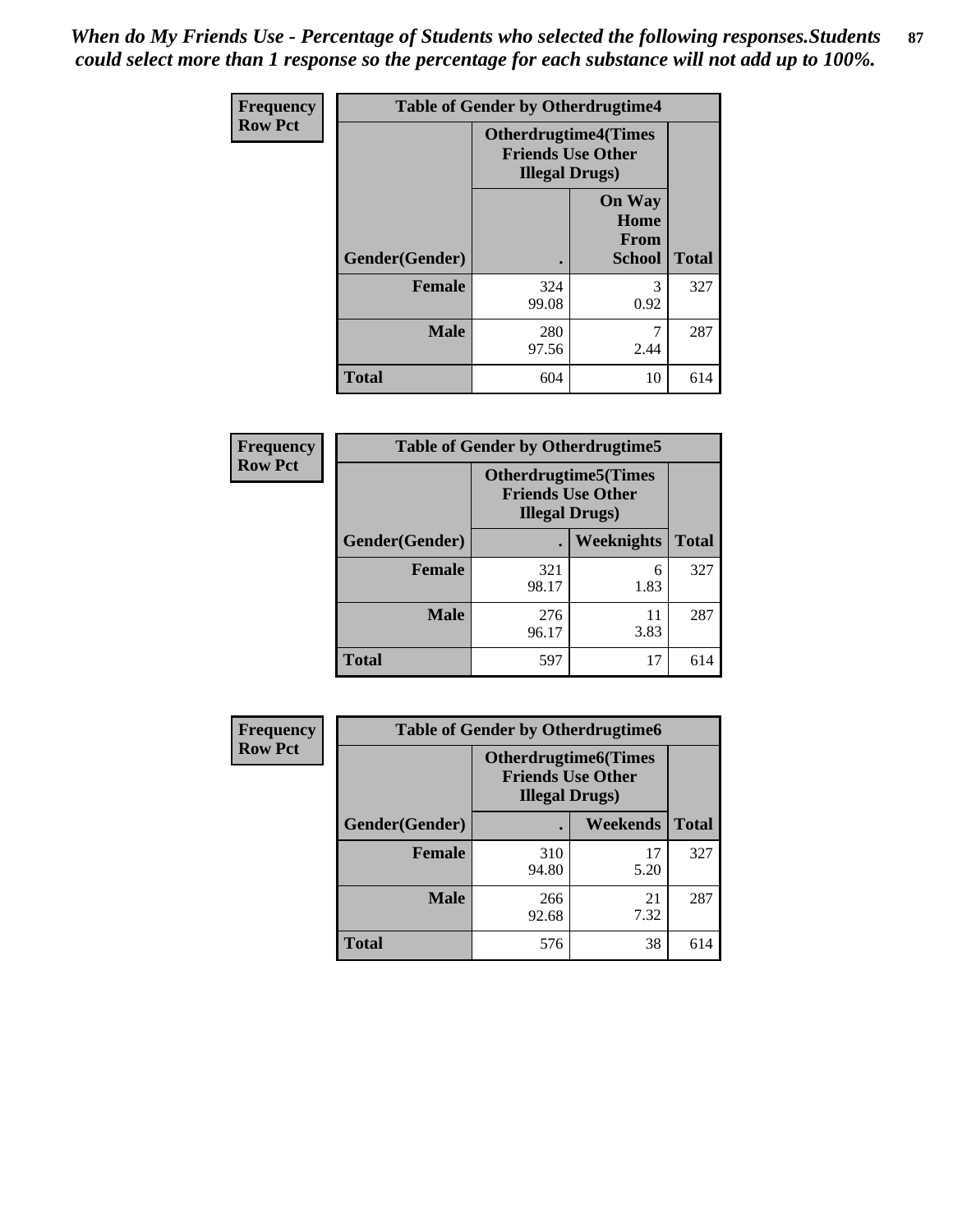*When do My Friends Use - Percentage of Students who selected the following responses.Students could select more than 1 response so the percentage for each substance will not add up to 100%.*

| Frequency Row Pct | Table of Gender by Otherdrugtime4 | | |
|---|---|---|---|
| | Otherdrugtime4(Times Friends Use Other Illegal Drugs) | | |
| Gender(Gender) | . | On Way Home From School | Total |
| Female | 324<br>99.08 | 3<br>0.92 | 327 |
| Male | 280<br>97.56 | 7<br>2.44 | 287 |
| Total | 604 | 10 | 614 |

| Frequency Row Pct | Table of Gender by Otherdrugtime5 | | |
|---|---|---|---|
| | Otherdrugtime5(Times Friends Use Other Illegal Drugs) | | |
| Gender(Gender) | . | Weeknights | Total |
| Female | 321<br>98.17 | 6<br>1.83 | 327 |
| Male | 276<br>96.17 | 11<br>3.83 | 287 |
| Total | 597 | 17 | 614 |

| Frequency Row Pct | Table of Gender by Otherdrugtime6 | | |
|---|---|---|---|
| | Otherdrugtime6(Times Friends Use Other Illegal Drugs) | | |
| Gender(Gender) | . | Weekends | Total |
| Female | 310<br>94.80 | 17<br>5.20 | 327 |
| Male | 266<br>92.68 | 21<br>7.32 | 287 |
| Total | 576 | 38 | 614 |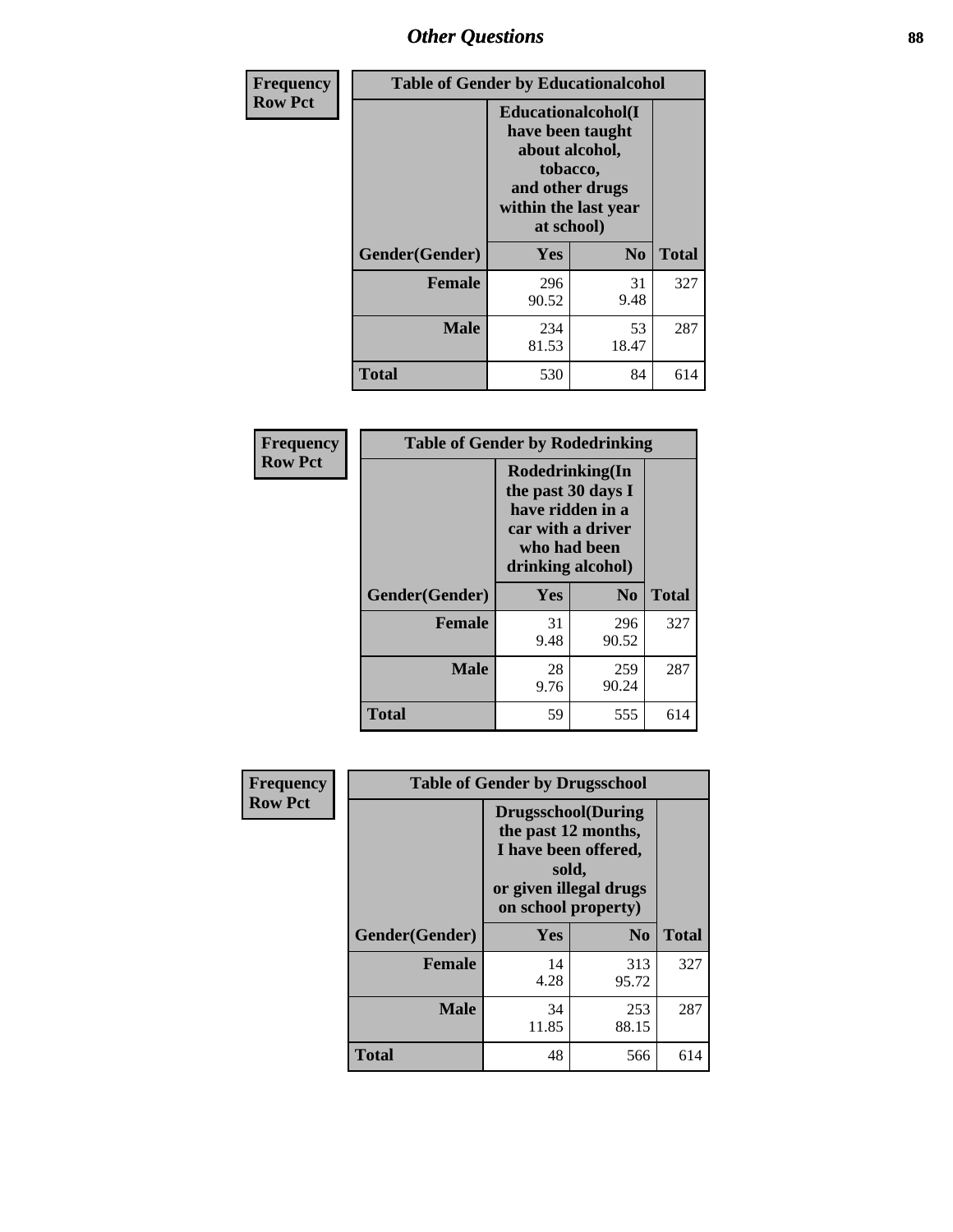## Other Questions

**Frequency**
**Row Pct**

| Table of Gender by Educationalcohol | | | |
|---|---|---|---|
| | Educationalcohol(I have been taught about alcohol, tobacco, and other drugs within the last year at school) | | |
| Gender(Gender) | Yes | No | Total |
| Female | 296<br>90.52 | 31<br>9.48 | 327 |
| Male | 234<br>81.53 | 53<br>18.47 | 287 |
| Total | 530 | 84 | 614 |

**Frequency**
**Row Pct**

| Table of Gender by Rodedrinking | | | |
|---|---|---|---|
| | Rodedrinking(In the past 30 days I have ridden in a car with a driver who had been drinking alcohol) | | |
| Gender(Gender) | Yes | No | Total |
| Female | 31<br>9.48 | 296<br>90.52 | 327 |
| Male | 28<br>9.76 | 259<br>90.24 | 287 |
| Total | 59 | 555 | 614 |

**Frequency**
**Row Pct**

| Table of Gender by Drugsschool | | | |
|---|---|---|---|
| | Drugsschool(During the past 12 months, I have been offered, sold, or given illegal drugs on school property) | | |
| Gender(Gender) | Yes | No | Total |
| Female | 14<br>4.28 | 313<br>95.72 | 327 |
| Male | 34<br>11.85 | 253<br>88.15 | 287 |
| Total | 48 | 566 | 614 |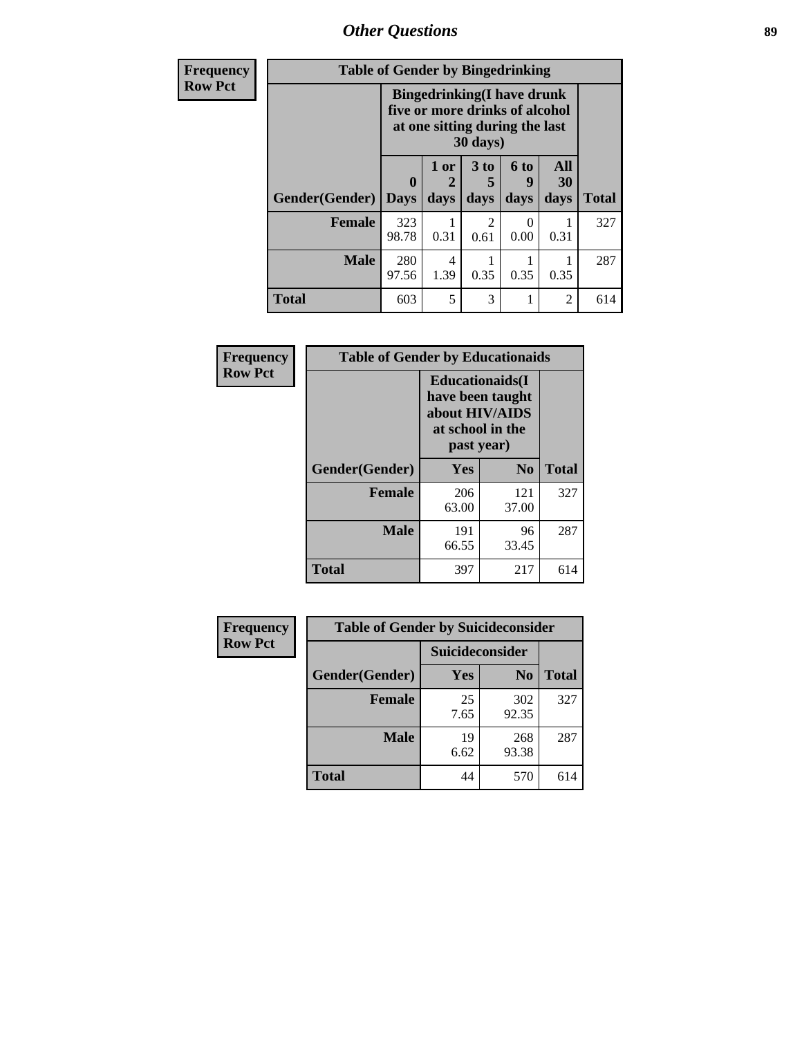| Frequency Row Pct | Table of Gender by Bingedrinking | | | | | |
|---|---|---|---|---|---|---|
| | Bingedrinking(I have drunk five or more drinks of alcohol at one sitting during the last 30 days) | | | | | |
| Gender(Gender) | 0 Days | 1 or 2 days | 3 to 5 days | 6 to 9 days | All 30 days | Total |
| Female | 323 98.78 | 1 0.31 | 2 0.61 | 0 0.00 | 1 0.31 | 327 |
| Male | 280 97.56 | 4 1.39 | 1 0.35 | 1 0.35 | 1 0.35 | 287 |
| Total | 603 | 5 | 3 | 1 | 2 | 614 |

| Frequency Row Pct | Table of Gender by Educationaids | | |
|---|---|---|---|
| | Educationaids(I have been taught about HIV/AIDS at school in the past year) | | |
| Gender(Gender) | Yes | No | Total |
| Female | 206 63.00 | 121 37.00 | 327 |
| Male | 191 66.55 | 96 33.45 | 287 |
| Total | 397 | 217 | 614 |

| Frequency Row Pct | Table of Gender by Suicideconsider | | |
|---|---|---|---|
| | Suicideconsider | | |
| Gender(Gender) | Yes | No | Total |
| Female | 25 7.65 | 302 92.35 | 327 |
| Male | 19 6.62 | 268 93.38 | 287 |
| Total | 44 | 570 | 614 |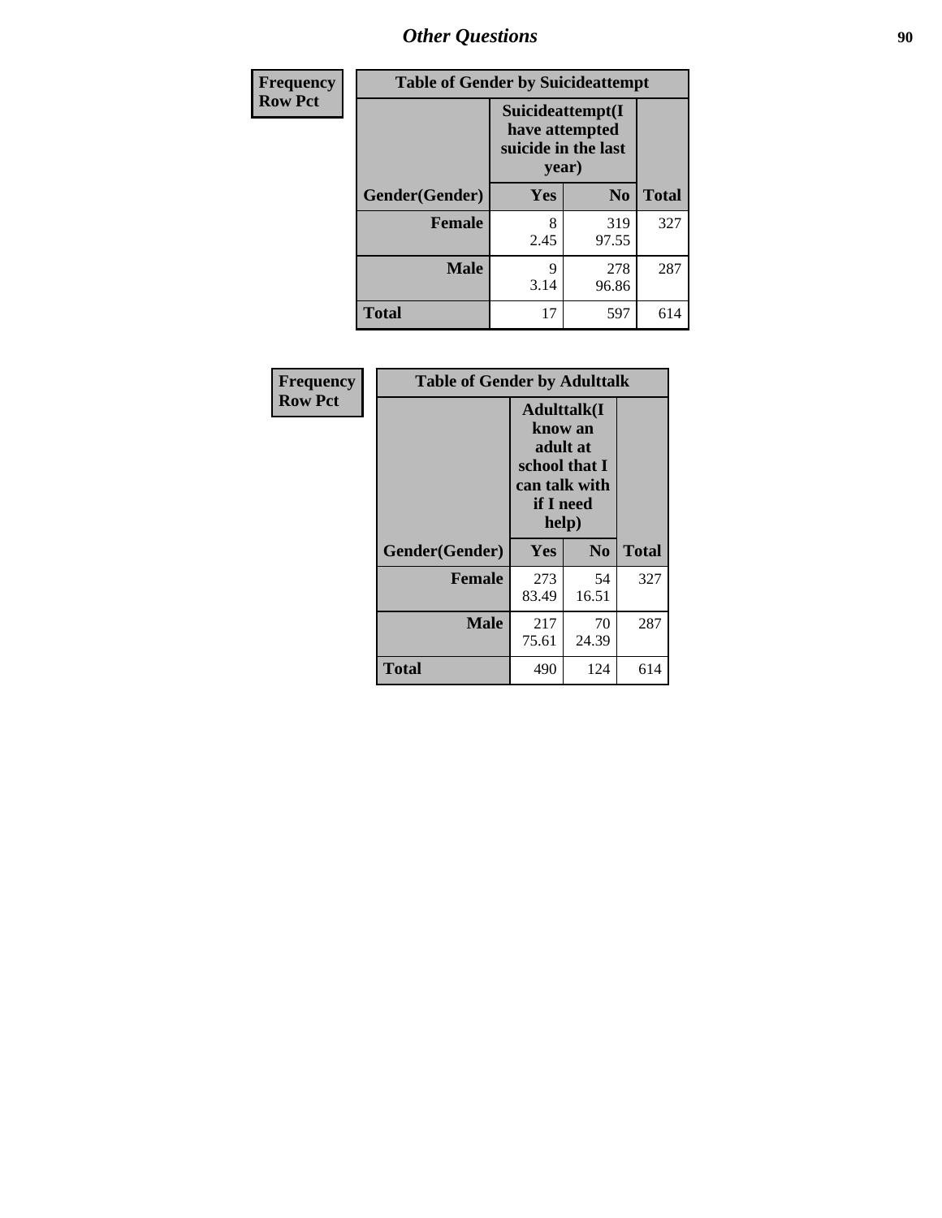## Other Questions

| Frequency Row Pct | Table of Gender by Suicideattempt | | |
|---|---|---|---|
| | Suicideattempt(I have attempted suicide in the last year) | | |
| Gender(Gender) | Yes | No | Total |
| Female | 8<br>2.45 | 319<br>97.55 | 327 |
| Male | 9<br>3.14 | 278<br>96.86 | 287 |
| Total | 17 | 597 | 614 |

| Frequency Row Pct | Table of Gender by Adulttalk | | |
|---|---|---|---|
| | Adulttalk(I know an adult at school that I can talk with if I need help) | | |
| Gender(Gender) | Yes | No | Total |
| Female | 273<br>83.49 | 54<br>16.51 | 327 |
| Male | 217<br>75.61 | 70<br>24.39 | 287 |
| Total | 490 | 124 | 614 |